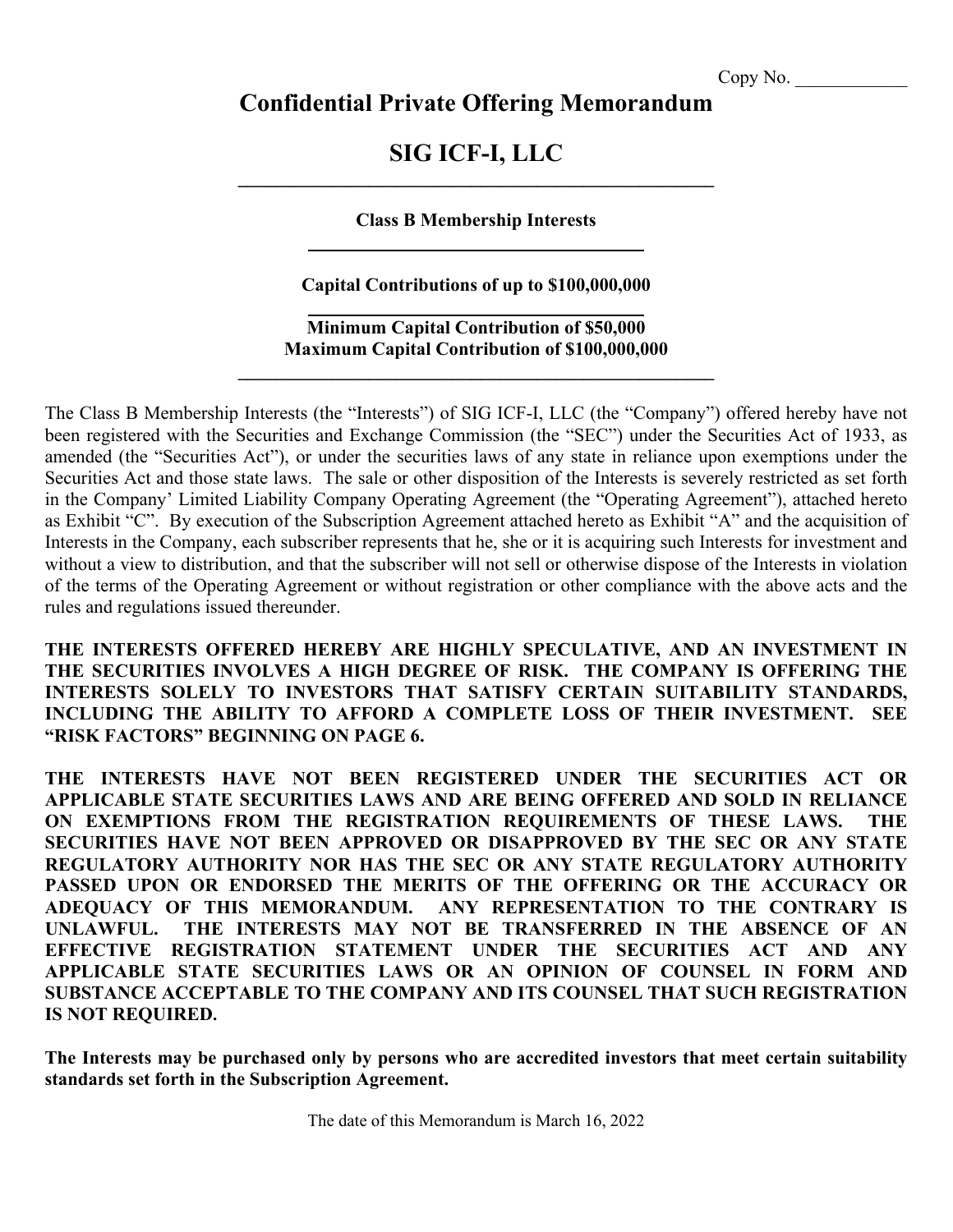Copy No. ____________

# Confidential Private Offering Memorandum

# SIG ICF-I, LLC

---

**Class B Membership Interests**

---

**Capital Contributions of up to $100,000,000**

---

**Minimum Capital Contribution of $50,000**
**Maximum Capital Contribution of $100,000,000**

---

The Class B Membership Interests (the "Interests") of SIG ICF-I, LLC (the "Company") offered hereby have not been registered with the Securities and Exchange Commission (the "SEC") under the Securities Act of 1933, as amended (the "Securities Act"), or under the securities laws of any state in reliance upon exemptions under the Securities Act and those state laws. The sale or other disposition of the Interests is severely restricted as set forth in the Company' Limited Liability Company Operating Agreement (the "Operating Agreement"), attached hereto as Exhibit "C". By execution of the Subscription Agreement attached hereto as Exhibit "A" and the acquisition of Interests in the Company, each subscriber represents that he, she or it is acquiring such Interests for investment and without a view to distribution, and that the subscriber will not sell or otherwise dispose of the Interests in violation of the terms of the Operating Agreement or without registration or other compliance with the above acts and the rules and regulations issued thereunder.

**THE INTERESTS OFFERED HEREBY ARE HIGHLY SPECULATIVE, AND AN INVESTMENT IN THE SECURITIES INVOLVES A HIGH DEGREE OF RISK. THE COMPANY IS OFFERING THE INTERESTS SOLELY TO INVESTORS THAT SATISFY CERTAIN SUITABILITY STANDARDS, INCLUDING THE ABILITY TO AFFORD A COMPLETE LOSS OF THEIR INVESTMENT. SEE "RISK FACTORS" BEGINNING ON PAGE 6.**

**THE INTERESTS HAVE NOT BEEN REGISTERED UNDER THE SECURITIES ACT OR APPLICABLE STATE SECURITIES LAWS AND ARE BEING OFFERED AND SOLD IN RELIANCE ON EXEMPTIONS FROM THE REGISTRATION REQUIREMENTS OF THESE LAWS. THE SECURITIES HAVE NOT BEEN APPROVED OR DISAPPROVED BY THE SEC OR ANY STATE REGULATORY AUTHORITY NOR HAS THE SEC OR ANY STATE REGULATORY AUTHORITY PASSED UPON OR ENDORSED THE MERITS OF THE OFFERING OR THE ACCURACY OR ADEQUACY OF THIS MEMORANDUM. ANY REPRESENTATION TO THE CONTRARY IS UNLAWFUL. THE INTERESTS MAY NOT BE TRANSFERRED IN THE ABSENCE OF AN EFFECTIVE REGISTRATION STATEMENT UNDER THE SECURITIES ACT AND ANY APPLICABLE STATE SECURITIES LAWS OR AN OPINION OF COUNSEL IN FORM AND SUBSTANCE ACCEPTABLE TO THE COMPANY AND ITS COUNSEL THAT SUCH REGISTRATION IS NOT REQUIRED.**

**The Interests may be purchased only by persons who are accredited investors that meet certain suitability standards set forth in the Subscription Agreement.**

The date of this Memorandum is March 16, 2022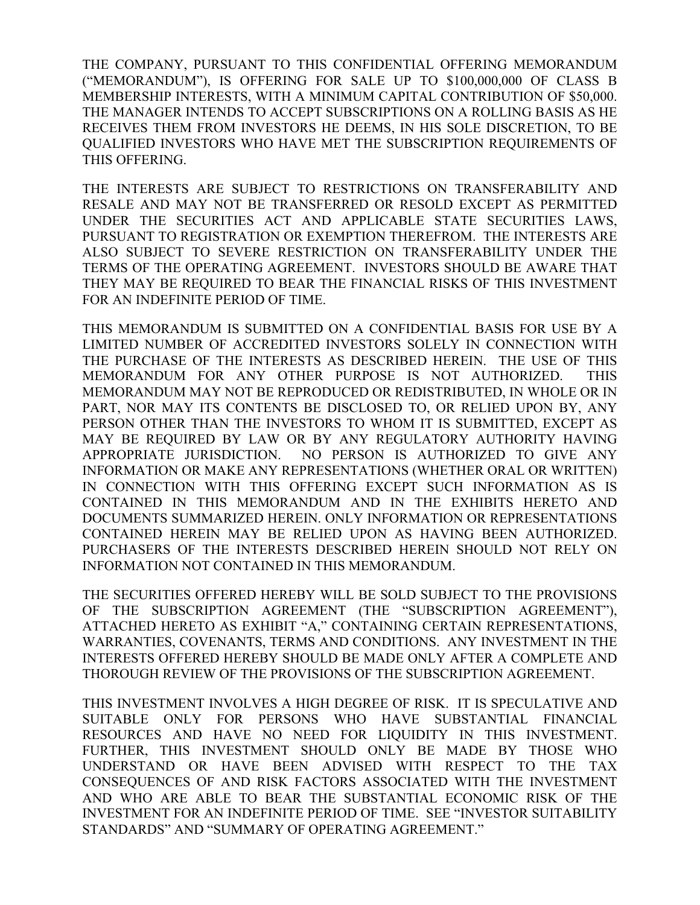THE COMPANY, PURSUANT TO THIS CONFIDENTIAL OFFERING MEMORANDUM ("MEMORANDUM"), IS OFFERING FOR SALE UP TO $100,000,000 OF CLASS B MEMBERSHIP INTERESTS, WITH A MINIMUM CAPITAL CONTRIBUTION OF $50,000. THE MANAGER INTENDS TO ACCEPT SUBSCRIPTIONS ON A ROLLING BASIS AS HE RECEIVES THEM FROM INVESTORS HE DEEMS, IN HIS SOLE DISCRETION, TO BE QUALIFIED INVESTORS WHO HAVE MET THE SUBSCRIPTION REQUIREMENTS OF THIS OFFERING.

THE INTERESTS ARE SUBJECT TO RESTRICTIONS ON TRANSFERABILITY AND RESALE AND MAY NOT BE TRANSFERRED OR RESOLD EXCEPT AS PERMITTED UNDER THE SECURITIES ACT AND APPLICABLE STATE SECURITIES LAWS, PURSUANT TO REGISTRATION OR EXEMPTION THEREFROM. THE INTERESTS ARE ALSO SUBJECT TO SEVERE RESTRICTION ON TRANSFERABILITY UNDER THE TERMS OF THE OPERATING AGREEMENT. INVESTORS SHOULD BE AWARE THAT THEY MAY BE REQUIRED TO BEAR THE FINANCIAL RISKS OF THIS INVESTMENT FOR AN INDEFINITE PERIOD OF TIME.

THIS MEMORANDUM IS SUBMITTED ON A CONFIDENTIAL BASIS FOR USE BY A LIMITED NUMBER OF ACCREDITED INVESTORS SOLELY IN CONNECTION WITH THE PURCHASE OF THE INTERESTS AS DESCRIBED HEREIN. THE USE OF THIS MEMORANDUM FOR ANY OTHER PURPOSE IS NOT AUTHORIZED. THIS MEMORANDUM MAY NOT BE REPRODUCED OR REDISTRIBUTED, IN WHOLE OR IN PART, NOR MAY ITS CONTENTS BE DISCLOSED TO, OR RELIED UPON BY, ANY PERSON OTHER THAN THE INVESTORS TO WHOM IT IS SUBMITTED, EXCEPT AS MAY BE REQUIRED BY LAW OR BY ANY REGULATORY AUTHORITY HAVING APPROPRIATE JURISDICTION. NO PERSON IS AUTHORIZED TO GIVE ANY INFORMATION OR MAKE ANY REPRESENTATIONS (WHETHER ORAL OR WRITTEN) IN CONNECTION WITH THIS OFFERING EXCEPT SUCH INFORMATION AS IS CONTAINED IN THIS MEMORANDUM AND IN THE EXHIBITS HERETO AND DOCUMENTS SUMMARIZED HEREIN. ONLY INFORMATION OR REPRESENTATIONS CONTAINED HEREIN MAY BE RELIED UPON AS HAVING BEEN AUTHORIZED. PURCHASERS OF THE INTERESTS DESCRIBED HEREIN SHOULD NOT RELY ON INFORMATION NOT CONTAINED IN THIS MEMORANDUM.

THE SECURITIES OFFERED HEREBY WILL BE SOLD SUBJECT TO THE PROVISIONS OF THE SUBSCRIPTION AGREEMENT (THE "SUBSCRIPTION AGREEMENT"), ATTACHED HERETO AS EXHIBIT "A," CONTAINING CERTAIN REPRESENTATIONS, WARRANTIES, COVENANTS, TERMS AND CONDITIONS. ANY INVESTMENT IN THE INTERESTS OFFERED HEREBY SHOULD BE MADE ONLY AFTER A COMPLETE AND THOROUGH REVIEW OF THE PROVISIONS OF THE SUBSCRIPTION AGREEMENT.

THIS INVESTMENT INVOLVES A HIGH DEGREE OF RISK. IT IS SPECULATIVE AND SUITABLE ONLY FOR PERSONS WHO HAVE SUBSTANTIAL FINANCIAL RESOURCES AND HAVE NO NEED FOR LIQUIDITY IN THIS INVESTMENT. FURTHER, THIS INVESTMENT SHOULD ONLY BE MADE BY THOSE WHO UNDERSTAND OR HAVE BEEN ADVISED WITH RESPECT TO THE TAX CONSEQUENCES OF AND RISK FACTORS ASSOCIATED WITH THE INVESTMENT AND WHO ARE ABLE TO BEAR THE SUBSTANTIAL ECONOMIC RISK OF THE INVESTMENT FOR AN INDEFINITE PERIOD OF TIME. SEE "INVESTOR SUITABILITY STANDARDS" AND "SUMMARY OF OPERATING AGREEMENT."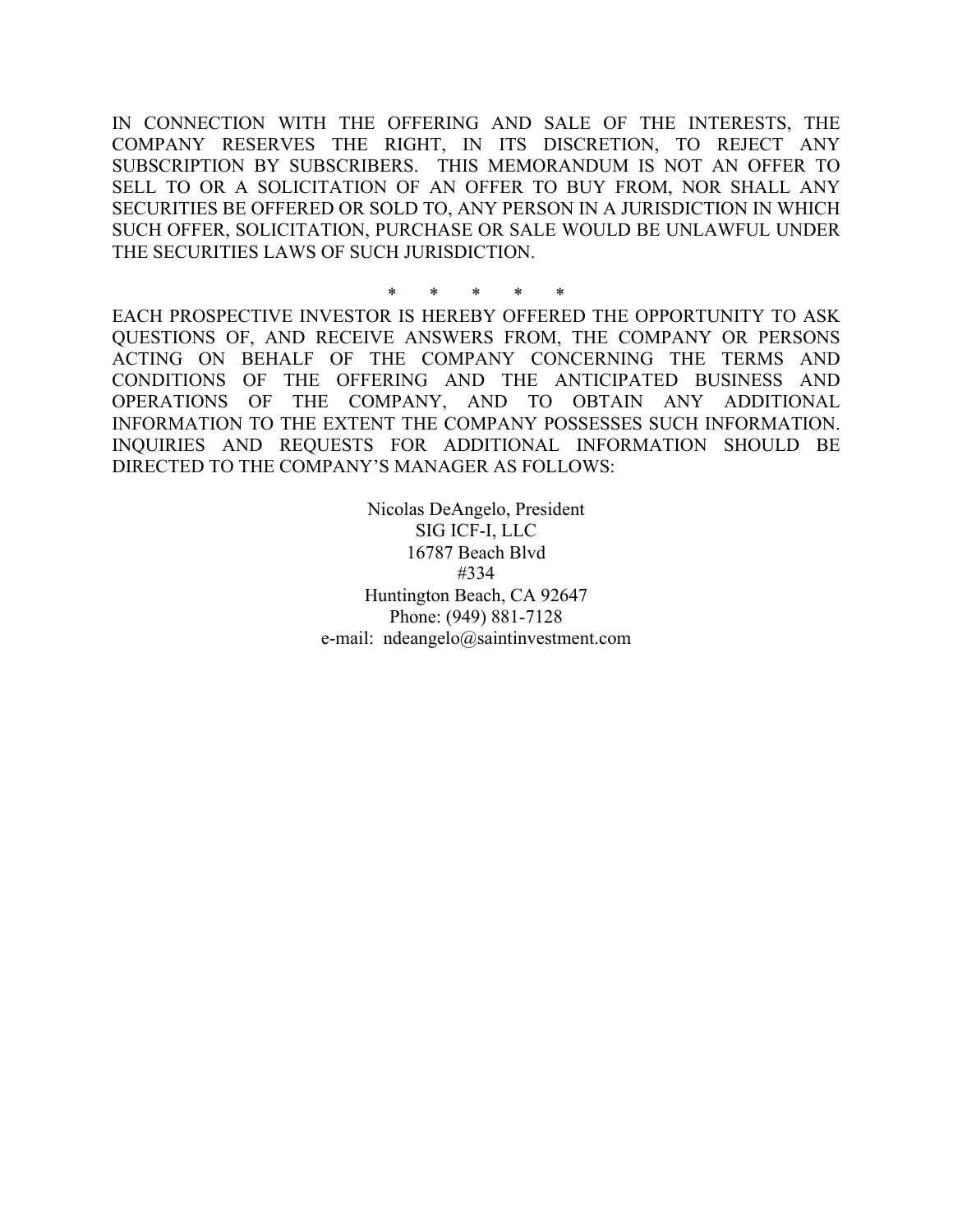IN CONNECTION WITH THE OFFERING AND SALE OF THE INTERESTS, THE COMPANY RESERVES THE RIGHT, IN ITS DISCRETION, TO REJECT ANY SUBSCRIPTION BY SUBSCRIBERS. THIS MEMORANDUM IS NOT AN OFFER TO SELL TO OR A SOLICITATION OF AN OFFER TO BUY FROM, NOR SHALL ANY SECURITIES BE OFFERED OR SOLD TO, ANY PERSON IN A JURISDICTION IN WHICH SUCH OFFER, SOLICITATION, PURCHASE OR SALE WOULD BE UNLAWFUL UNDER THE SECURITIES LAWS OF SUCH JURISDICTION.

\* \* \* \* \*

EACH PROSPECTIVE INVESTOR IS HEREBY OFFERED THE OPPORTUNITY TO ASK QUESTIONS OF, AND RECEIVE ANSWERS FROM, THE COMPANY OR PERSONS ACTING ON BEHALF OF THE COMPANY CONCERNING THE TERMS AND CONDITIONS OF THE OFFERING AND THE ANTICIPATED BUSINESS AND OPERATIONS OF THE COMPANY, AND TO OBTAIN ANY ADDITIONAL INFORMATION TO THE EXTENT THE COMPANY POSSESSES SUCH INFORMATION. INQUIRIES AND REQUESTS FOR ADDITIONAL INFORMATION SHOULD BE DIRECTED TO THE COMPANY'S MANAGER AS FOLLOWS:

Nicolas DeAngelo, President
SIG ICF-I, LLC
16787 Beach Blvd
#334
Huntington Beach, CA 92647
Phone: (949) 881-7128
e-mail: ndeangelo@saintinvestment.com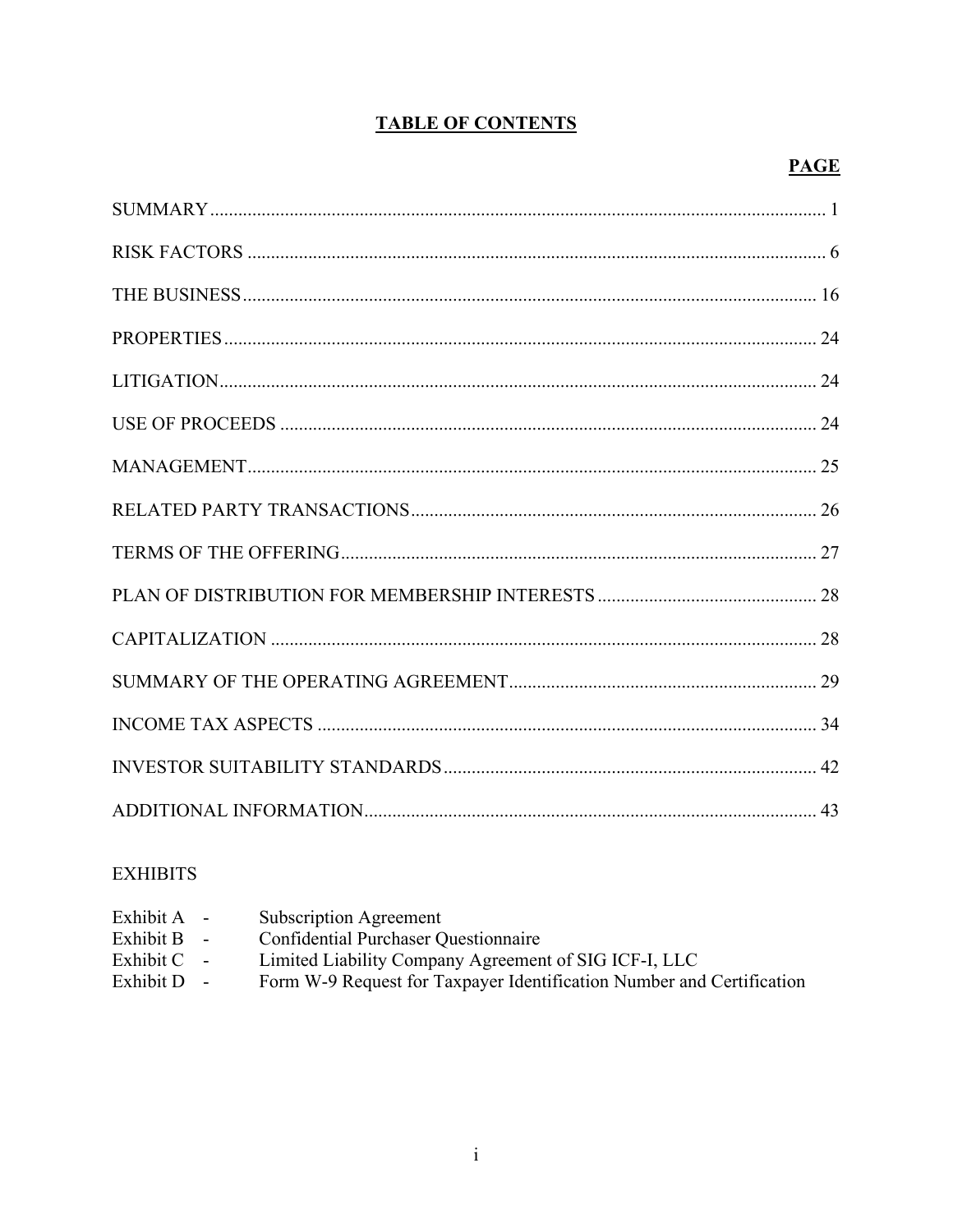# TABLE OF CONTENTS

| | PAGE |
|---|---|
| SUMMARY | 1 |
| RISK FACTORS | 6 |
| THE BUSINESS | 16 |
| PROPERTIES | 24 |
| LITIGATION | 24 |
| USE OF PROCEEDS | 24 |
| MANAGEMENT | 25 |
| RELATED PARTY TRANSACTIONS | 26 |
| TERMS OF THE OFFERING | 27 |
| PLAN OF DISTRIBUTION FOR MEMBERSHIP INTERESTS | 28 |
| CAPITALIZATION | 28 |
| SUMMARY OF THE OPERATING AGREEMENT | 29 |
| INCOME TAX ASPECTS | 34 |
| INVESTOR SUITABILITY STANDARDS | 42 |
| ADDITIONAL INFORMATION | 43 |

EXHIBITS

Exhibit A - Subscription Agreement
Exhibit B - Confidential Purchaser Questionnaire
Exhibit C - Limited Liability Company Agreement of SIG ICF-I, LLC
Exhibit D - Form W-9 Request for Taxpayer Identification Number and Certification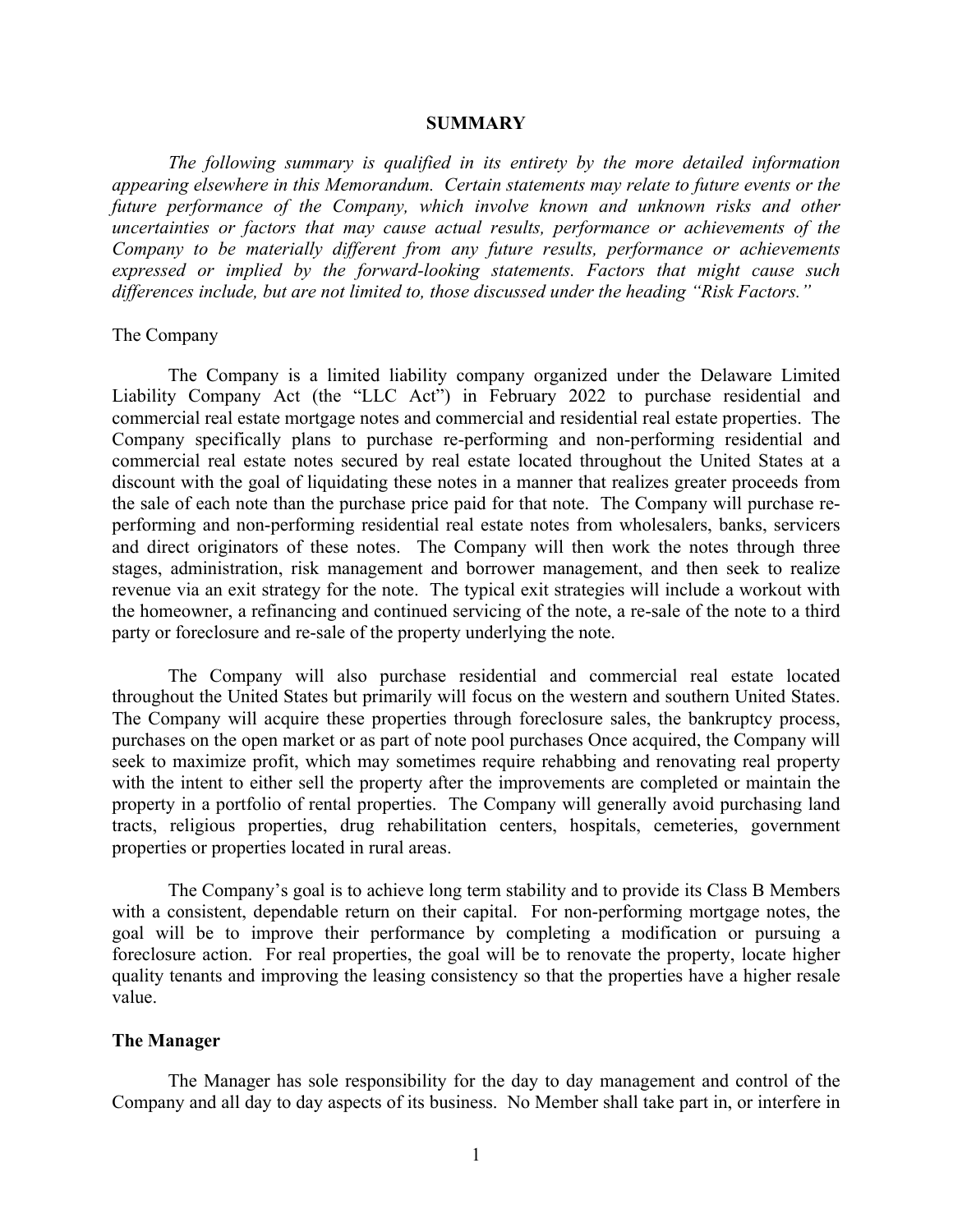## SUMMARY

*The following summary is qualified in its entirety by the more detailed information appearing elsewhere in this Memorandum. Certain statements may relate to future events or the future performance of the Company, which involve known and unknown risks and other uncertainties or factors that may cause actual results, performance or achievements of the Company to be materially different from any future results, performance or achievements expressed or implied by the forward-looking statements. Factors that might cause such differences include, but are not limited to, those discussed under the heading "Risk Factors."*

The Company

The Company is a limited liability company organized under the Delaware Limited Liability Company Act (the "LLC Act") in February 2022 to purchase residential and commercial real estate mortgage notes and commercial and residential real estate properties. The Company specifically plans to purchase re-performing and non-performing residential and commercial real estate notes secured by real estate located throughout the United States at a discount with the goal of liquidating these notes in a manner that realizes greater proceeds from the sale of each note than the purchase price paid for that note. The Company will purchase re-performing and non-performing residential real estate notes from wholesalers, banks, servicers and direct originators of these notes. The Company will then work the notes through three stages, administration, risk management and borrower management, and then seek to realize revenue via an exit strategy for the note. The typical exit strategies will include a workout with the homeowner, a refinancing and continued servicing of the note, a re-sale of the note to a third party or foreclosure and re-sale of the property underlying the note.

The Company will also purchase residential and commercial real estate located throughout the United States but primarily will focus on the western and southern United States. The Company will acquire these properties through foreclosure sales, the bankruptcy process, purchases on the open market or as part of note pool purchases Once acquired, the Company will seek to maximize profit, which may sometimes require rehabbing and renovating real property with the intent to either sell the property after the improvements are completed or maintain the property in a portfolio of rental properties. The Company will generally avoid purchasing land tracts, religious properties, drug rehabilitation centers, hospitals, cemeteries, government properties or properties located in rural areas.

The Company's goal is to achieve long term stability and to provide its Class B Members with a consistent, dependable return on their capital. For non-performing mortgage notes, the goal will be to improve their performance by completing a modification or pursuing a foreclosure action. For real properties, the goal will be to renovate the property, locate higher quality tenants and improving the leasing consistency so that the properties have a higher resale value.

**The Manager**

The Manager has sole responsibility for the day to day management and control of the Company and all day to day aspects of its business. No Member shall take part in, or interfere in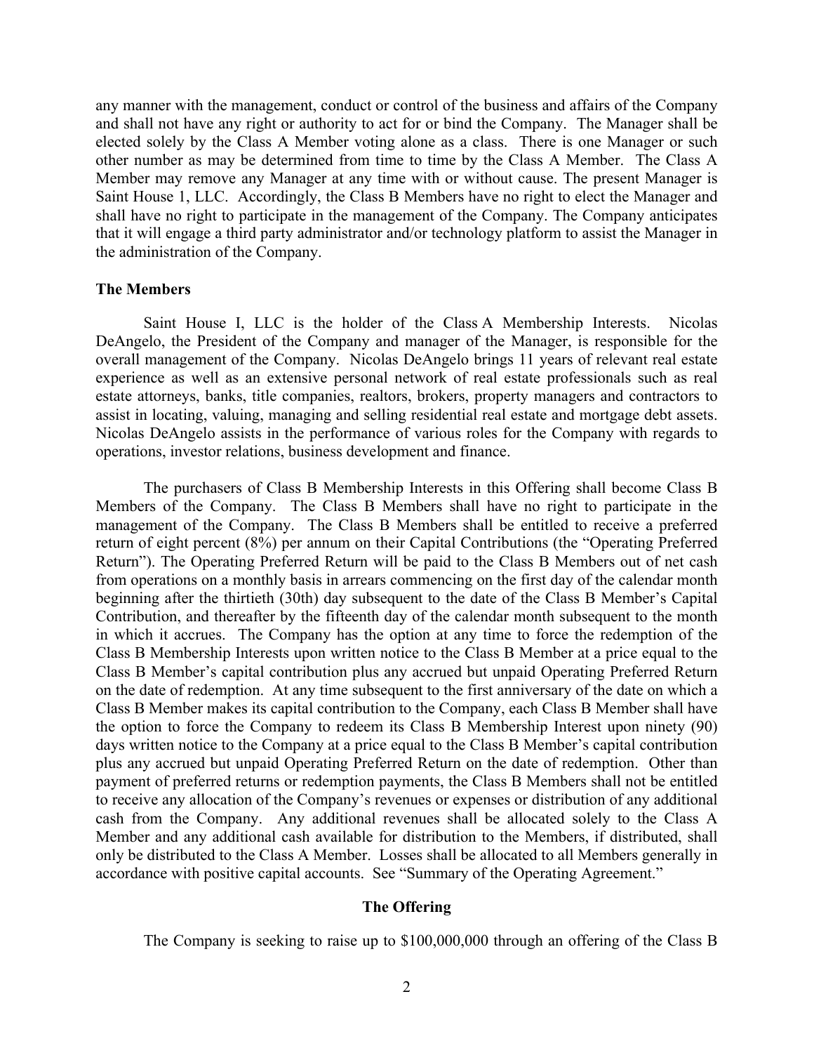any manner with the management, conduct or control of the business and affairs of the Company and shall not have any right or authority to act for or bind the Company. The Manager shall be elected solely by the Class A Member voting alone as a class. There is one Manager or such other number as may be determined from time to time by the Class A Member. The Class A Member may remove any Manager at any time with or without cause. The present Manager is Saint House 1, LLC. Accordingly, the Class B Members have no right to elect the Manager and shall have no right to participate in the management of the Company. The Company anticipates that it will engage a third party administrator and/or technology platform to assist the Manager in the administration of the Company.

**The Members**

Saint House I, LLC is the holder of the Class A Membership Interests. Nicolas DeAngelo, the President of the Company and manager of the Manager, is responsible for the overall management of the Company. Nicolas DeAngelo brings 11 years of relevant real estate experience as well as an extensive personal network of real estate professionals such as real estate attorneys, banks, title companies, realtors, brokers, property managers and contractors to assist in locating, valuing, managing and selling residential real estate and mortgage debt assets. Nicolas DeAngelo assists in the performance of various roles for the Company with regards to operations, investor relations, business development and finance.

The purchasers of Class B Membership Interests in this Offering shall become Class B Members of the Company. The Class B Members shall have no right to participate in the management of the Company. The Class B Members shall be entitled to receive a preferred return of eight percent (8%) per annum on their Capital Contributions (the "Operating Preferred Return"). The Operating Preferred Return will be paid to the Class B Members out of net cash from operations on a monthly basis in arrears commencing on the first day of the calendar month beginning after the thirtieth (30th) day subsequent to the date of the Class B Member's Capital Contribution, and thereafter by the fifteenth day of the calendar month subsequent to the month in which it accrues. The Company has the option at any time to force the redemption of the Class B Membership Interests upon written notice to the Class B Member at a price equal to the Class B Member's capital contribution plus any accrued but unpaid Operating Preferred Return on the date of redemption. At any time subsequent to the first anniversary of the date on which a Class B Member makes its capital contribution to the Company, each Class B Member shall have the option to force the Company to redeem its Class B Membership Interest upon ninety (90) days written notice to the Company at a price equal to the Class B Member's capital contribution plus any accrued but unpaid Operating Preferred Return on the date of redemption. Other than payment of preferred returns or redemption payments, the Class B Members shall not be entitled to receive any allocation of the Company's revenues or expenses or distribution of any additional cash from the Company. Any additional revenues shall be allocated solely to the Class A Member and any additional cash available for distribution to the Members, if distributed, shall only be distributed to the Class A Member. Losses shall be allocated to all Members generally in accordance with positive capital accounts. See "Summary of the Operating Agreement."

**The Offering**

The Company is seeking to raise up to $100,000,000 through an offering of the Class B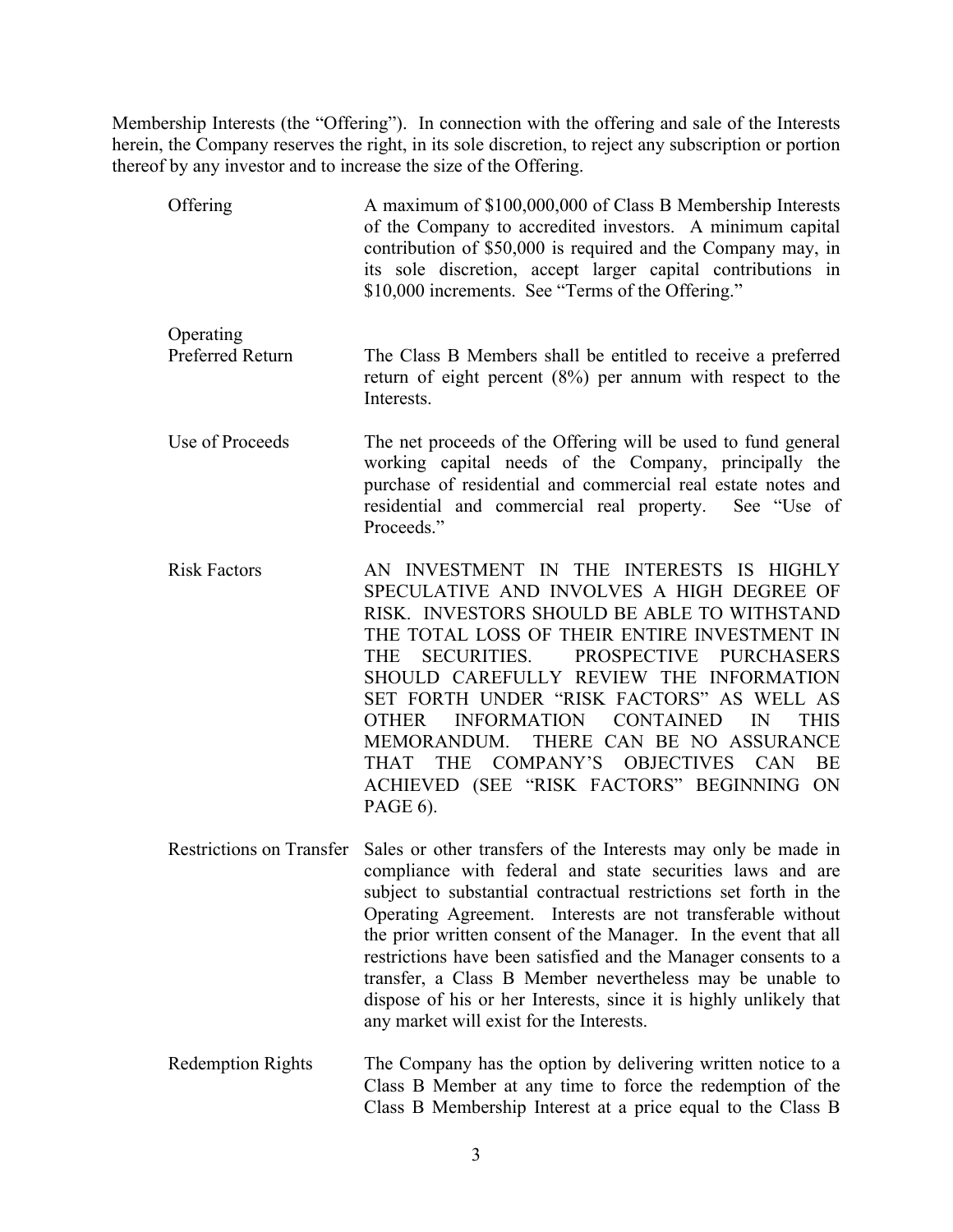Membership Interests (the “Offering”). In connection with the offering and sale of the Interests herein, the Company reserves the right, in its sole discretion, to reject any subscription or portion thereof by any investor and to increase the size of the Offering.

| | |
|---|---|
| Offering | A maximum of $100,000,000 of Class B Membership Interests of the Company to accredited investors. A minimum capital contribution of $50,000 is required and the Company may, in its sole discretion, accept larger capital contributions in $10,000 increments. See “Terms of the Offering.” |
| Operating Preferred Return | The Class B Members shall be entitled to receive a preferred return of eight percent (8%) per annum with respect to the Interests. |
| Use of Proceeds | The net proceeds of the Offering will be used to fund general working capital needs of the Company, principally the purchase of residential and commercial real estate notes and residential and commercial real property. See “Use of Proceeds.” |
| Risk Factors | AN INVESTMENT IN THE INTERESTS IS HIGHLY SPECULATIVE AND INVOLVES A HIGH DEGREE OF RISK. INVESTORS SHOULD BE ABLE TO WITHSTAND THE TOTAL LOSS OF THEIR ENTIRE INVESTMENT IN THE SECURITIES. PROSPECTIVE PURCHASERS SHOULD CAREFULLY REVIEW THE INFORMATION SET FORTH UNDER “RISK FACTORS” AS WELL AS OTHER INFORMATION CONTAINED IN THIS MEMORANDUM. THERE CAN BE NO ASSURANCE THAT THE COMPANY’S OBJECTIVES CAN BE ACHIEVED (SEE “RISK FACTORS” BEGINNING ON PAGE 6). |
| Restrictions on Transfer | Sales or other transfers of the Interests may only be made in compliance with federal and state securities laws and are subject to substantial contractual restrictions set forth in the Operating Agreement. Interests are not transferable without the prior written consent of the Manager. In the event that all restrictions have been satisfied and the Manager consents to a transfer, a Class B Member nevertheless may be unable to dispose of his or her Interests, since it is highly unlikely that any market will exist for the Interests. |
| Redemption Rights | The Company has the option by delivering written notice to a Class B Member at any time to force the redemption of the Class B Membership Interest at a price equal to the Class B |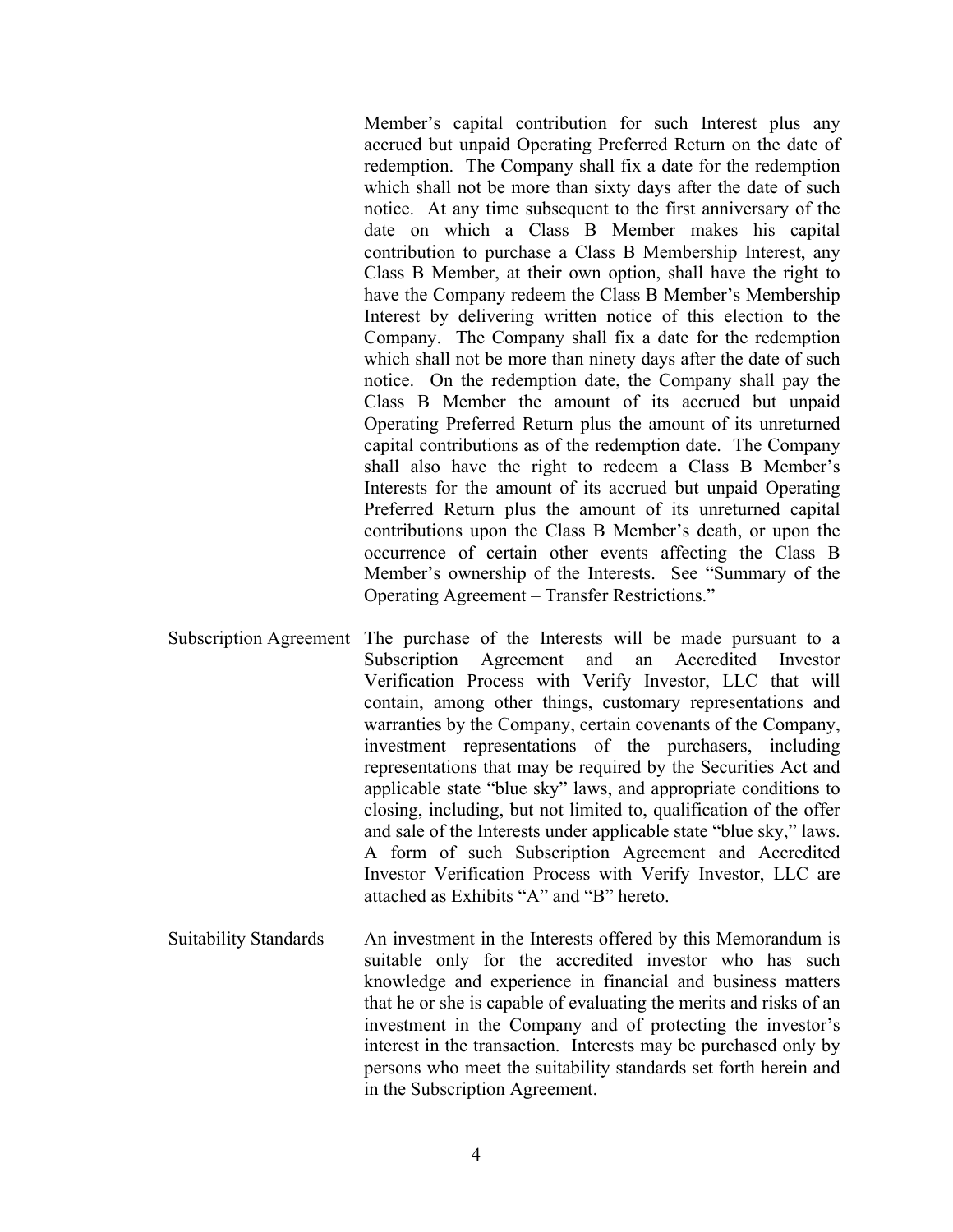Member's capital contribution for such Interest plus any accrued but unpaid Operating Preferred Return on the date of redemption. The Company shall fix a date for the redemption which shall not be more than sixty days after the date of such notice. At any time subsequent to the first anniversary of the date on which a Class B Member makes his capital contribution to purchase a Class B Membership Interest, any Class B Member, at their own option, shall have the right to have the Company redeem the Class B Member's Membership Interest by delivering written notice of this election to the Company. The Company shall fix a date for the redemption which shall not be more than ninety days after the date of such notice. On the redemption date, the Company shall pay the Class B Member the amount of its accrued but unpaid Operating Preferred Return plus the amount of its unreturned capital contributions as of the redemption date. The Company shall also have the right to redeem a Class B Member's Interests for the amount of its accrued but unpaid Operating Preferred Return plus the amount of its unreturned capital contributions upon the Class B Member's death, or upon the occurrence of certain other events affecting the Class B Member's ownership of the Interests. See "Summary of the Operating Agreement – Transfer Restrictions."

Subscription Agreement: The purchase of the Interests will be made pursuant to a Subscription Agreement and an Accredited Investor Verification Process with Verify Investor, LLC that will contain, among other things, customary representations and warranties by the Company, certain covenants of the Company, investment representations of the purchasers, including representations that may be required by the Securities Act and applicable state "blue sky" laws, and appropriate conditions to closing, including, but not limited to, qualification of the offer and sale of the Interests under applicable state "blue sky," laws. A form of such Subscription Agreement and Accredited Investor Verification Process with Verify Investor, LLC are attached as Exhibits "A" and "B" hereto.

Suitability Standards: An investment in the Interests offered by this Memorandum is suitable only for the accredited investor who has such knowledge and experience in financial and business matters that he or she is capable of evaluating the merits and risks of an investment in the Company and of protecting the investor's interest in the transaction. Interests may be purchased only by persons who meet the suitability standards set forth herein and in the Subscription Agreement.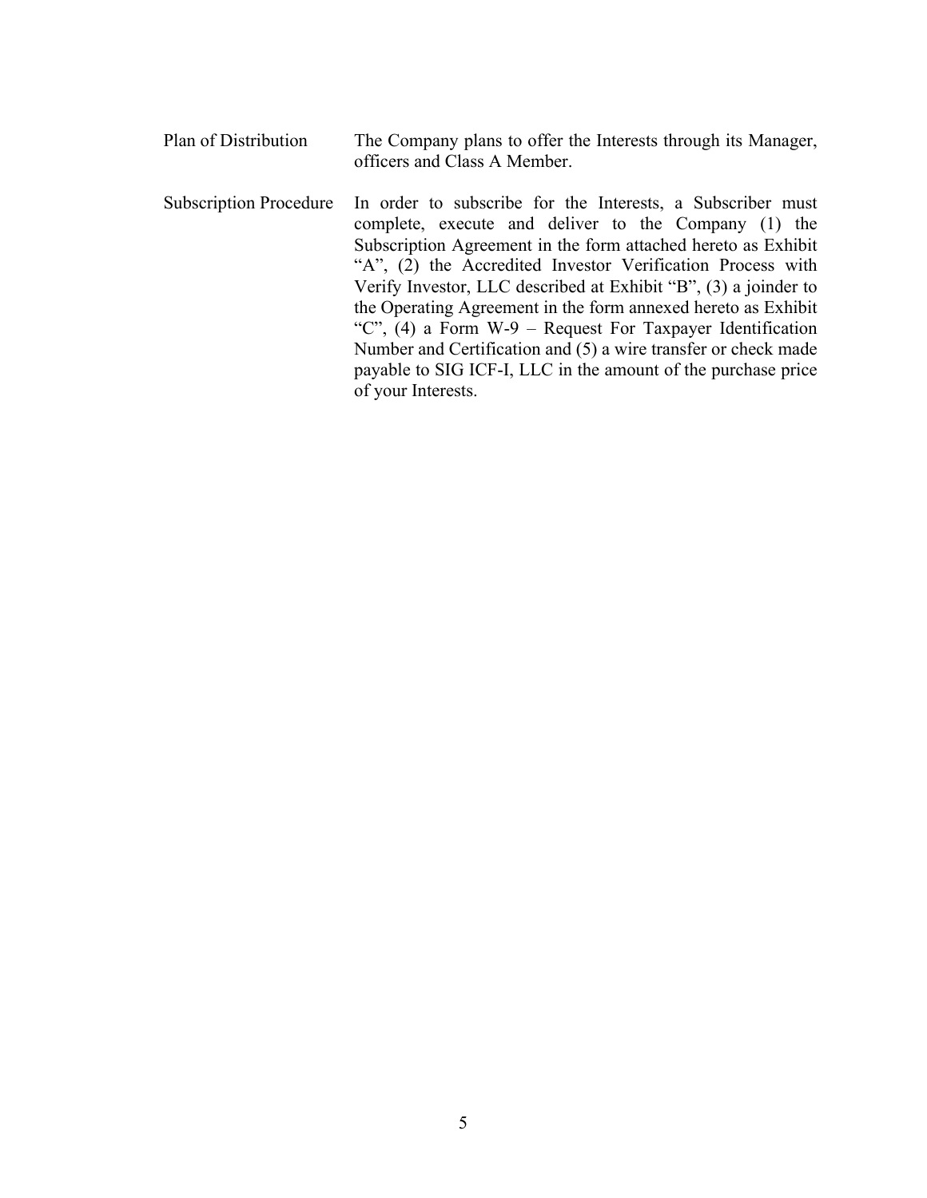| | |
|---|---|
| Plan of Distribution | The Company plans to offer the Interests through its Manager, officers and Class A Member. |
| Subscription Procedure | In order to subscribe for the Interests, a Subscriber must complete, execute and deliver to the Company (1) the Subscription Agreement in the form attached hereto as Exhibit "A", (2) the Accredited Investor Verification Process with Verify Investor, LLC described at Exhibit "B", (3) a joinder to the Operating Agreement in the form annexed hereto as Exhibit "C", (4) a Form W-9 – Request For Taxpayer Identification Number and Certification and (5) a wire transfer or check made payable to SIG ICF-I, LLC in the amount of the purchase price of your Interests. |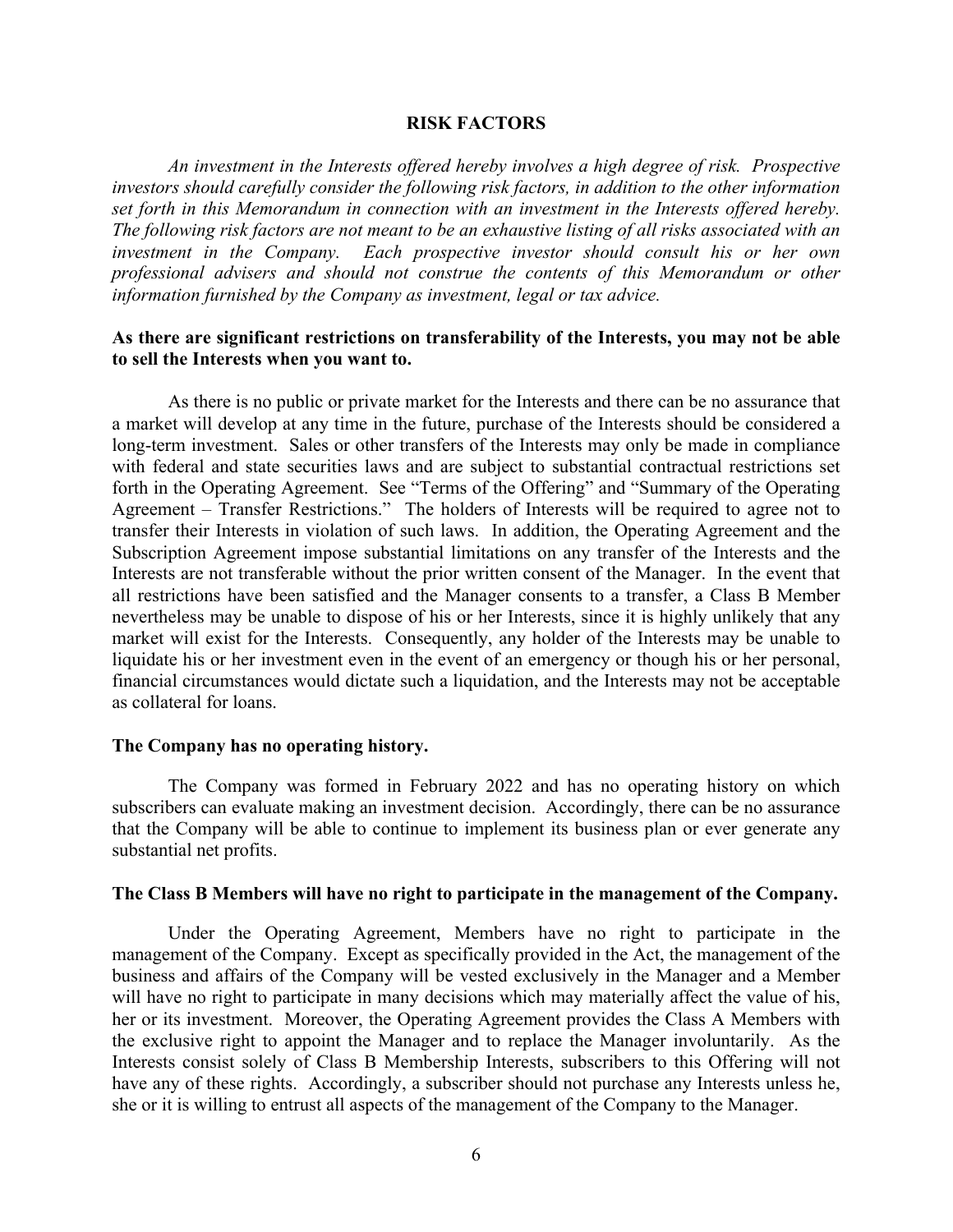## RISK FACTORS

*An investment in the Interests offered hereby involves a high degree of risk. Prospective investors should carefully consider the following risk factors, in addition to the other information set forth in this Memorandum in connection with an investment in the Interests offered hereby. The following risk factors are not meant to be an exhaustive listing of all risks associated with an investment in the Company. Each prospective investor should consult his or her own professional advisers and should not construe the contents of this Memorandum or other information furnished by the Company as investment, legal or tax advice.*

**As there are significant restrictions on transferability of the Interests, you may not be able to sell the Interests when you want to.**

As there is no public or private market for the Interests and there can be no assurance that a market will develop at any time in the future, purchase of the Interests should be considered a long-term investment. Sales or other transfers of the Interests may only be made in compliance with federal and state securities laws and are subject to substantial contractual restrictions set forth in the Operating Agreement. See "Terms of the Offering" and "Summary of the Operating Agreement – Transfer Restrictions." The holders of Interests will be required to agree not to transfer their Interests in violation of such laws. In addition, the Operating Agreement and the Subscription Agreement impose substantial limitations on any transfer of the Interests and the Interests are not transferable without the prior written consent of the Manager. In the event that all restrictions have been satisfied and the Manager consents to a transfer, a Class B Member nevertheless may be unable to dispose of his or her Interests, since it is highly unlikely that any market will exist for the Interests. Consequently, any holder of the Interests may be unable to liquidate his or her investment even in the event of an emergency or though his or her personal, financial circumstances would dictate such a liquidation, and the Interests may not be acceptable as collateral for loans.

**The Company has no operating history.**

The Company was formed in February 2022 and has no operating history on which subscribers can evaluate making an investment decision. Accordingly, there can be no assurance that the Company will be able to continue to implement its business plan or ever generate any substantial net profits.

**The Class B Members will have no right to participate in the management of the Company.**

Under the Operating Agreement, Members have no right to participate in the management of the Company. Except as specifically provided in the Act, the management of the business and affairs of the Company will be vested exclusively in the Manager and a Member will have no right to participate in many decisions which may materially affect the value of his, her or its investment. Moreover, the Operating Agreement provides the Class A Members with the exclusive right to appoint the Manager and to replace the Manager involuntarily. As the Interests consist solely of Class B Membership Interests, subscribers to this Offering will not have any of these rights. Accordingly, a subscriber should not purchase any Interests unless he, she or it is willing to entrust all aspects of the management of the Company to the Manager.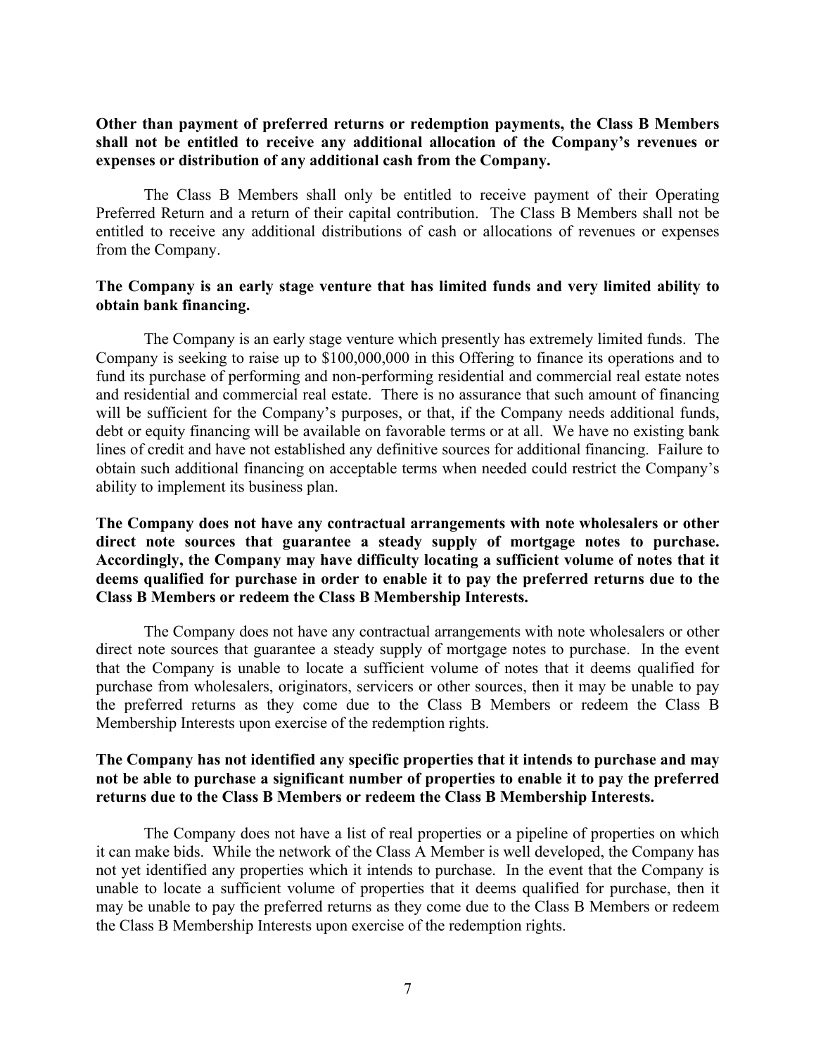**Other than payment of preferred returns or redemption payments, the Class B Members shall not be entitled to receive any additional allocation of the Company's revenues or expenses or distribution of any additional cash from the Company.**

The Class B Members shall only be entitled to receive payment of their Operating Preferred Return and a return of their capital contribution. The Class B Members shall not be entitled to receive any additional distributions of cash or allocations of revenues or expenses from the Company.

**The Company is an early stage venture that has limited funds and very limited ability to obtain bank financing.**

The Company is an early stage venture which presently has extremely limited funds. The Company is seeking to raise up to $100,000,000 in this Offering to finance its operations and to fund its purchase of performing and non-performing residential and commercial real estate notes and residential and commercial real estate. There is no assurance that such amount of financing will be sufficient for the Company's purposes, or that, if the Company needs additional funds, debt or equity financing will be available on favorable terms or at all. We have no existing bank lines of credit and have not established any definitive sources for additional financing. Failure to obtain such additional financing on acceptable terms when needed could restrict the Company's ability to implement its business plan.

**The Company does not have any contractual arrangements with note wholesalers or other direct note sources that guarantee a steady supply of mortgage notes to purchase. Accordingly, the Company may have difficulty locating a sufficient volume of notes that it deems qualified for purchase in order to enable it to pay the preferred returns due to the Class B Members or redeem the Class B Membership Interests.**

The Company does not have any contractual arrangements with note wholesalers or other direct note sources that guarantee a steady supply of mortgage notes to purchase. In the event that the Company is unable to locate a sufficient volume of notes that it deems qualified for purchase from wholesalers, originators, servicers or other sources, then it may be unable to pay the preferred returns as they come due to the Class B Members or redeem the Class B Membership Interests upon exercise of the redemption rights.

**The Company has not identified any specific properties that it intends to purchase and may not be able to purchase a significant number of properties to enable it to pay the preferred returns due to the Class B Members or redeem the Class B Membership Interests.**

The Company does not have a list of real properties or a pipeline of properties on which it can make bids. While the network of the Class A Member is well developed, the Company has not yet identified any properties which it intends to purchase. In the event that the Company is unable to locate a sufficient volume of properties that it deems qualified for purchase, then it may be unable to pay the preferred returns as they come due to the Class B Members or redeem the Class B Membership Interests upon exercise of the redemption rights.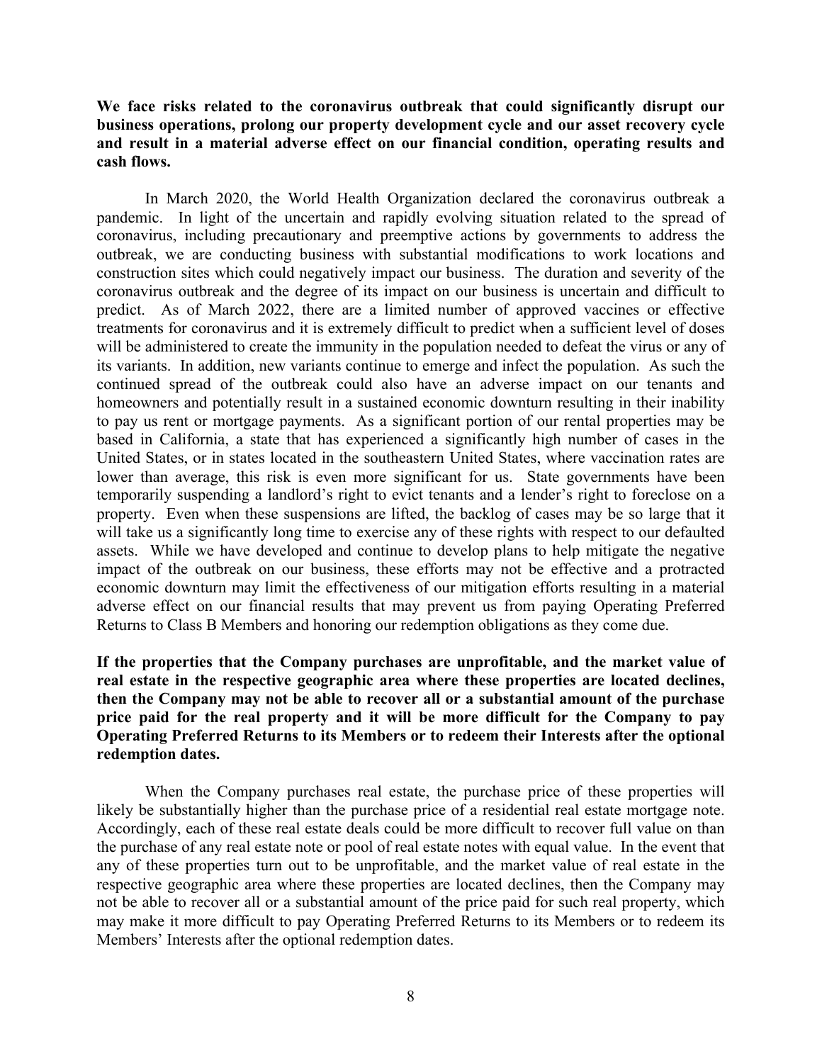**We face risks related to the coronavirus outbreak that could significantly disrupt our business operations, prolong our property development cycle and our asset recovery cycle and result in a material adverse effect on our financial condition, operating results and cash flows.**

In March 2020, the World Health Organization declared the coronavirus outbreak a pandemic. In light of the uncertain and rapidly evolving situation related to the spread of coronavirus, including precautionary and preemptive actions by governments to address the outbreak, we are conducting business with substantial modifications to work locations and construction sites which could negatively impact our business. The duration and severity of the coronavirus outbreak and the degree of its impact on our business is uncertain and difficult to predict. As of March 2022, there are a limited number of approved vaccines or effective treatments for coronavirus and it is extremely difficult to predict when a sufficient level of doses will be administered to create the immunity in the population needed to defeat the virus or any of its variants. In addition, new variants continue to emerge and infect the population. As such the continued spread of the outbreak could also have an adverse impact on our tenants and homeowners and potentially result in a sustained economic downturn resulting in their inability to pay us rent or mortgage payments. As a significant portion of our rental properties may be based in California, a state that has experienced a significantly high number of cases in the United States, or in states located in the southeastern United States, where vaccination rates are lower than average, this risk is even more significant for us. State governments have been temporarily suspending a landlord's right to evict tenants and a lender's right to foreclose on a property. Even when these suspensions are lifted, the backlog of cases may be so large that it will take us a significantly long time to exercise any of these rights with respect to our defaulted assets. While we have developed and continue to develop plans to help mitigate the negative impact of the outbreak on our business, these efforts may not be effective and a protracted economic downturn may limit the effectiveness of our mitigation efforts resulting in a material adverse effect on our financial results that may prevent us from paying Operating Preferred Returns to Class B Members and honoring our redemption obligations as they come due.

**If the properties that the Company purchases are unprofitable, and the market value of real estate in the respective geographic area where these properties are located declines, then the Company may not be able to recover all or a substantial amount of the purchase price paid for the real property and it will be more difficult for the Company to pay Operating Preferred Returns to its Members or to redeem their Interests after the optional redemption dates.**

When the Company purchases real estate, the purchase price of these properties will likely be substantially higher than the purchase price of a residential real estate mortgage note. Accordingly, each of these real estate deals could be more difficult to recover full value on than the purchase of any real estate note or pool of real estate notes with equal value. In the event that any of these properties turn out to be unprofitable, and the market value of real estate in the respective geographic area where these properties are located declines, then the Company may not be able to recover all or a substantial amount of the price paid for such real property, which may make it more difficult to pay Operating Preferred Returns to its Members or to redeem its Members' Interests after the optional redemption dates.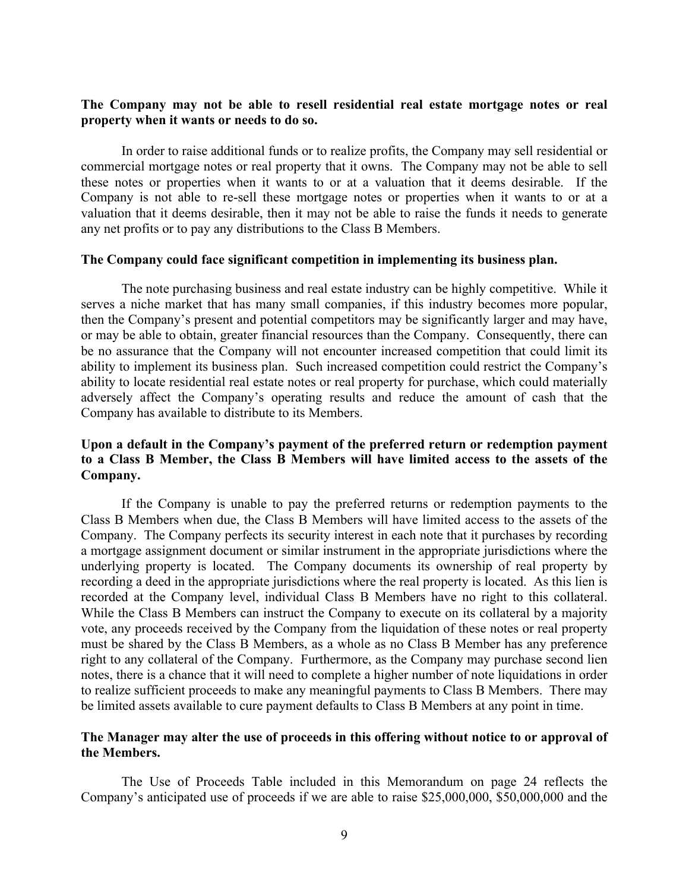**The Company may not be able to resell residential real estate mortgage notes or real property when it wants or needs to do so.**

In order to raise additional funds or to realize profits, the Company may sell residential or commercial mortgage notes or real property that it owns. The Company may not be able to sell these notes or properties when it wants to or at a valuation that it deems desirable. If the Company is not able to re-sell these mortgage notes or properties when it wants to or at a valuation that it deems desirable, then it may not be able to raise the funds it needs to generate any net profits or to pay any distributions to the Class B Members.

**The Company could face significant competition in implementing its business plan.**

The note purchasing business and real estate industry can be highly competitive. While it serves a niche market that has many small companies, if this industry becomes more popular, then the Company's present and potential competitors may be significantly larger and may have, or may be able to obtain, greater financial resources than the Company. Consequently, there can be no assurance that the Company will not encounter increased competition that could limit its ability to implement its business plan. Such increased competition could restrict the Company's ability to locate residential real estate notes or real property for purchase, which could materially adversely affect the Company's operating results and reduce the amount of cash that the Company has available to distribute to its Members.

**Upon a default in the Company's payment of the preferred return or redemption payment to a Class B Member, the Class B Members will have limited access to the assets of the Company.**

If the Company is unable to pay the preferred returns or redemption payments to the Class B Members when due, the Class B Members will have limited access to the assets of the Company. The Company perfects its security interest in each note that it purchases by recording a mortgage assignment document or similar instrument in the appropriate jurisdictions where the underlying property is located. The Company documents its ownership of real property by recording a deed in the appropriate jurisdictions where the real property is located. As this lien is recorded at the Company level, individual Class B Members have no right to this collateral. While the Class B Members can instruct the Company to execute on its collateral by a majority vote, any proceeds received by the Company from the liquidation of these notes or real property must be shared by the Class B Members, as a whole as no Class B Member has any preference right to any collateral of the Company. Furthermore, as the Company may purchase second lien notes, there is a chance that it will need to complete a higher number of note liquidations in order to realize sufficient proceeds to make any meaningful payments to Class B Members. There may be limited assets available to cure payment defaults to Class B Members at any point in time.

**The Manager may alter the use of proceeds in this offering without notice to or approval of the Members.**

The Use of Proceeds Table included in this Memorandum on page 24 reflects the Company's anticipated use of proceeds if we are able to raise $25,000,000, $50,000,000 and the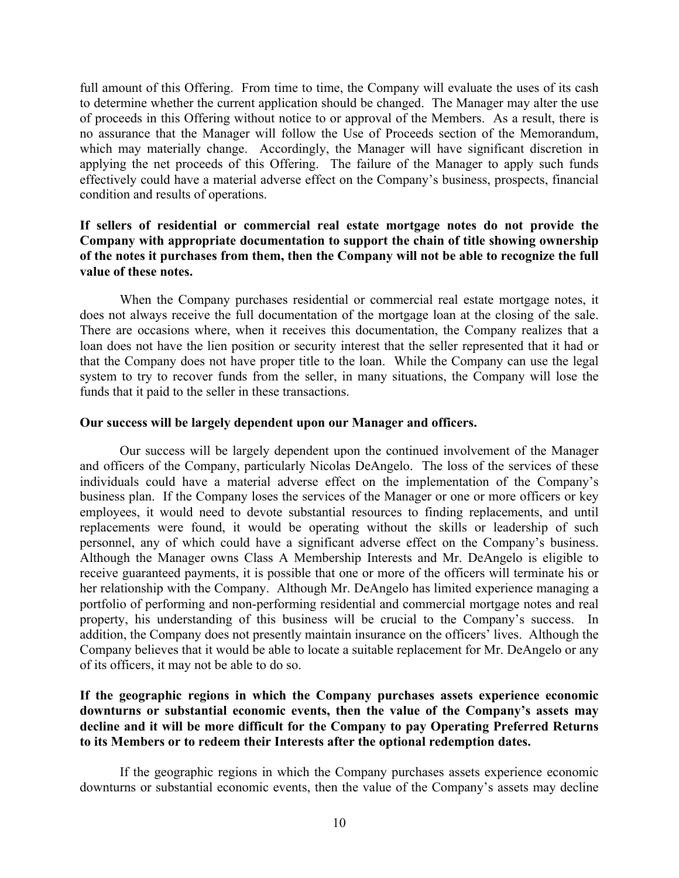full amount of this Offering. From time to time, the Company will evaluate the uses of its cash to determine whether the current application should be changed. The Manager may alter the use of proceeds in this Offering without notice to or approval of the Members. As a result, there is no assurance that the Manager will follow the Use of Proceeds section of the Memorandum, which may materially change. Accordingly, the Manager will have significant discretion in applying the net proceeds of this Offering. The failure of the Manager to apply such funds effectively could have a material adverse effect on the Company's business, prospects, financial condition and results of operations.

**If sellers of residential or commercial real estate mortgage notes do not provide the Company with appropriate documentation to support the chain of title showing ownership of the notes it purchases from them, then the Company will not be able to recognize the full value of these notes.**

When the Company purchases residential or commercial real estate mortgage notes, it does not always receive the full documentation of the mortgage loan at the closing of the sale. There are occasions where, when it receives this documentation, the Company realizes that a loan does not have the lien position or security interest that the seller represented that it had or that the Company does not have proper title to the loan. While the Company can use the legal system to try to recover funds from the seller, in many situations, the Company will lose the funds that it paid to the seller in these transactions.

**Our success will be largely dependent upon our Manager and officers.**

Our success will be largely dependent upon the continued involvement of the Manager and officers of the Company, particularly Nicolas DeAngelo. The loss of the services of these individuals could have a material adverse effect on the implementation of the Company's business plan. If the Company loses the services of the Manager or one or more officers or key employees, it would need to devote substantial resources to finding replacements, and until replacements were found, it would be operating without the skills or leadership of such personnel, any of which could have a significant adverse effect on the Company's business. Although the Manager owns Class A Membership Interests and Mr. DeAngelo is eligible to receive guaranteed payments, it is possible that one or more of the officers will terminate his or her relationship with the Company. Although Mr. DeAngelo has limited experience managing a portfolio of performing and non-performing residential and commercial mortgage notes and real property, his understanding of this business will be crucial to the Company's success. In addition, the Company does not presently maintain insurance on the officers' lives. Although the Company believes that it would be able to locate a suitable replacement for Mr. DeAngelo or any of its officers, it may not be able to do so.

**If the geographic regions in which the Company purchases assets experience economic downturns or substantial economic events, then the value of the Company's assets may decline and it will be more difficult for the Company to pay Operating Preferred Returns to its Members or to redeem their Interests after the optional redemption dates.**

If the geographic regions in which the Company purchases assets experience economic downturns or substantial economic events, then the value of the Company's assets may decline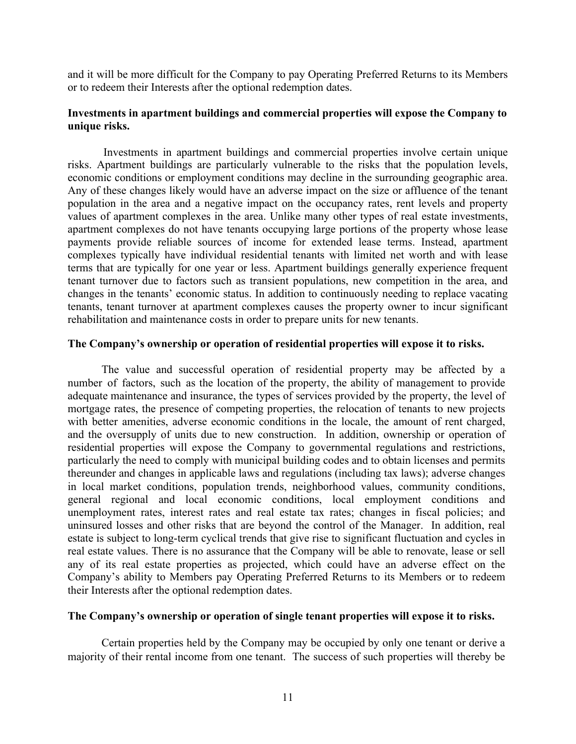and it will be more difficult for the Company to pay Operating Preferred Returns to its Members or to redeem their Interests after the optional redemption dates.

**Investments in apartment buildings and commercial properties will expose the Company to unique risks.**

Investments in apartment buildings and commercial properties involve certain unique risks. Apartment buildings are particularly vulnerable to the risks that the population levels, economic conditions or employment conditions may decline in the surrounding geographic area. Any of these changes likely would have an adverse impact on the size or affluence of the tenant population in the area and a negative impact on the occupancy rates, rent levels and property values of apartment complexes in the area. Unlike many other types of real estate investments, apartment complexes do not have tenants occupying large portions of the property whose lease payments provide reliable sources of income for extended lease terms. Instead, apartment complexes typically have individual residential tenants with limited net worth and with lease terms that are typically for one year or less. Apartment buildings generally experience frequent tenant turnover due to factors such as transient populations, new competition in the area, and changes in the tenants' economic status. In addition to continuously needing to replace vacating tenants, tenant turnover at apartment complexes causes the property owner to incur significant rehabilitation and maintenance costs in order to prepare units for new tenants.

**The Company's ownership or operation of residential properties will expose it to risks.**

The value and successful operation of residential property may be affected by a number of factors, such as the location of the property, the ability of management to provide adequate maintenance and insurance, the types of services provided by the property, the level of mortgage rates, the presence of competing properties, the relocation of tenants to new projects with better amenities, adverse economic conditions in the locale, the amount of rent charged, and the oversupply of units due to new construction. In addition, ownership or operation of residential properties will expose the Company to governmental regulations and restrictions, particularly the need to comply with municipal building codes and to obtain licenses and permits thereunder and changes in applicable laws and regulations (including tax laws); adverse changes in local market conditions, population trends, neighborhood values, community conditions, general regional and local economic conditions, local employment conditions and unemployment rates, interest rates and real estate tax rates; changes in fiscal policies; and uninsured losses and other risks that are beyond the control of the Manager. In addition, real estate is subject to long-term cyclical trends that give rise to significant fluctuation and cycles in real estate values. There is no assurance that the Company will be able to renovate, lease or sell any of its real estate properties as projected, which could have an adverse effect on the Company's ability to Members pay Operating Preferred Returns to its Members or to redeem their Interests after the optional redemption dates.

**The Company's ownership or operation of single tenant properties will expose it to risks.**

Certain properties held by the Company may be occupied by only one tenant or derive a majority of their rental income from one tenant. The success of such properties will thereby be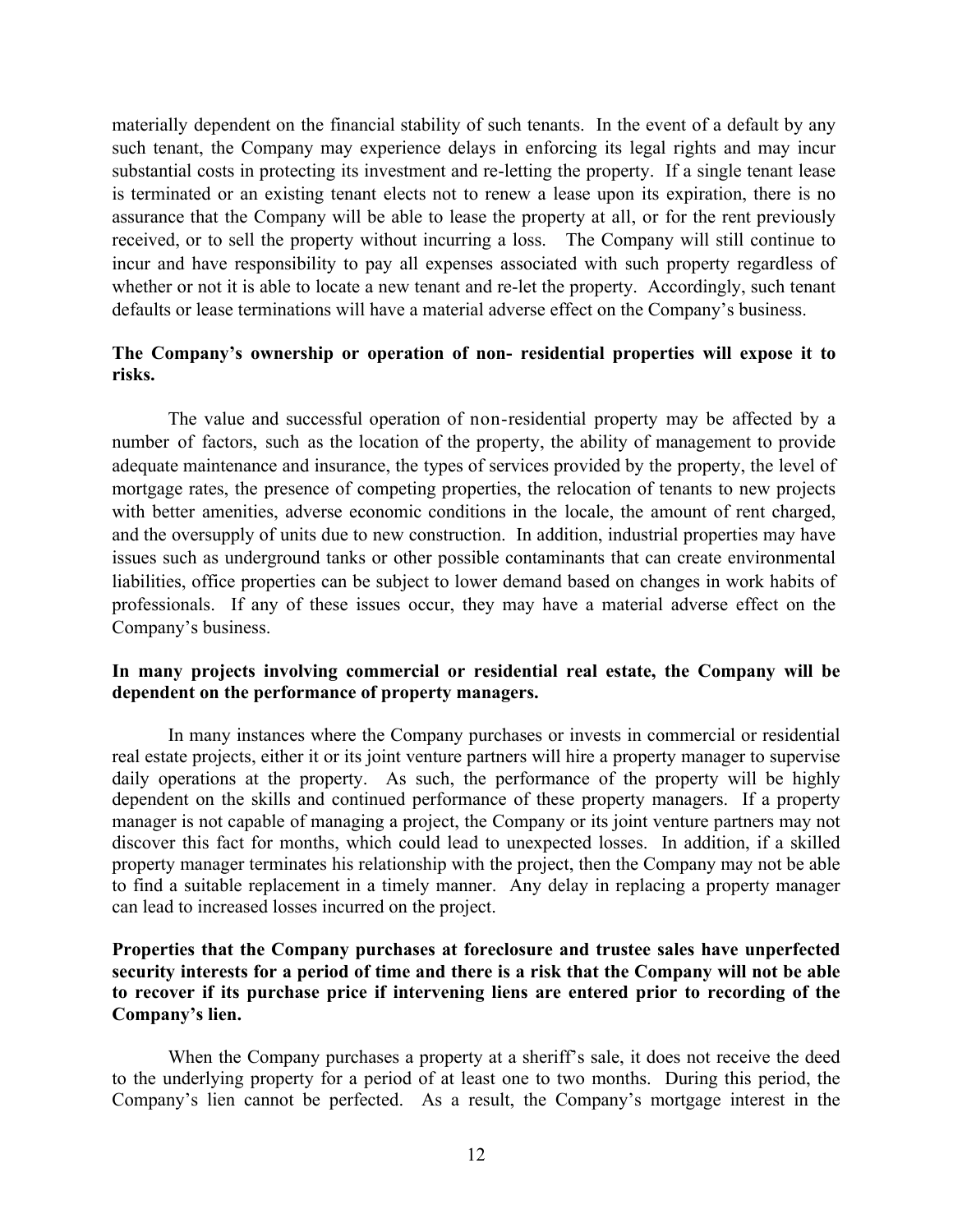materially dependent on the financial stability of such tenants. In the event of a default by any such tenant, the Company may experience delays in enforcing its legal rights and may incur substantial costs in protecting its investment and re-letting the property. If a single tenant lease is terminated or an existing tenant elects not to renew a lease upon its expiration, there is no assurance that the Company will be able to lease the property at all, or for the rent previously received, or to sell the property without incurring a loss. The Company will still continue to incur and have responsibility to pay all expenses associated with such property regardless of whether or not it is able to locate a new tenant and re-let the property. Accordingly, such tenant defaults or lease terminations will have a material adverse effect on the Company's business.

**The Company's ownership or operation of non- residential properties will expose it to risks.**

The value and successful operation of non-residential property may be affected by a number of factors, such as the location of the property, the ability of management to provide adequate maintenance and insurance, the types of services provided by the property, the level of mortgage rates, the presence of competing properties, the relocation of tenants to new projects with better amenities, adverse economic conditions in the locale, the amount of rent charged, and the oversupply of units due to new construction. In addition, industrial properties may have issues such as underground tanks or other possible contaminants that can create environmental liabilities, office properties can be subject to lower demand based on changes in work habits of professionals. If any of these issues occur, they may have a material adverse effect on the Company's business.

**In many projects involving commercial or residential real estate, the Company will be dependent on the performance of property managers.**

In many instances where the Company purchases or invests in commercial or residential real estate projects, either it or its joint venture partners will hire a property manager to supervise daily operations at the property. As such, the performance of the property will be highly dependent on the skills and continued performance of these property managers. If a property manager is not capable of managing a project, the Company or its joint venture partners may not discover this fact for months, which could lead to unexpected losses. In addition, if a skilled property manager terminates his relationship with the project, then the Company may not be able to find a suitable replacement in a timely manner. Any delay in replacing a property manager can lead to increased losses incurred on the project.

**Properties that the Company purchases at foreclosure and trustee sales have unperfected security interests for a period of time and there is a risk that the Company will not be able to recover if its purchase price if intervening liens are entered prior to recording of the Company's lien.**

When the Company purchases a property at a sheriff's sale, it does not receive the deed to the underlying property for a period of at least one to two months. During this period, the Company's lien cannot be perfected. As a result, the Company's mortgage interest in the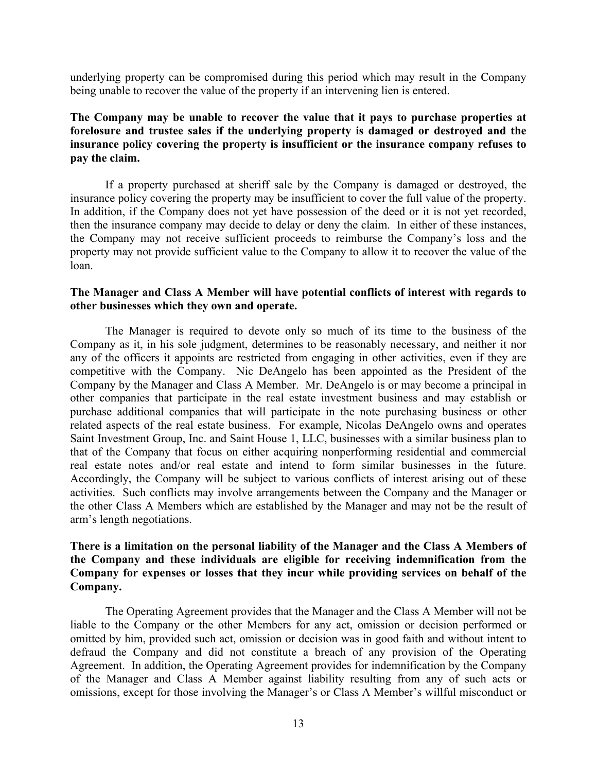underlying property can be compromised during this period which may result in the Company being unable to recover the value of the property if an intervening lien is entered.

**The Company may be unable to recover the value that it pays to purchase properties at forelosure and trustee sales if the underlying property is damaged or destroyed and the insurance policy covering the property is insufficient or the insurance company refuses to pay the claim.**

If a property purchased at sheriff sale by the Company is damaged or destroyed, the insurance policy covering the property may be insufficient to cover the full value of the property. In addition, if the Company does not yet have possession of the deed or it is not yet recorded, then the insurance company may decide to delay or deny the claim. In either of these instances, the Company may not receive sufficient proceeds to reimburse the Company's loss and the property may not provide sufficient value to the Company to allow it to recover the value of the loan.

**The Manager and Class A Member will have potential conflicts of interest with regards to other businesses which they own and operate.**

The Manager is required to devote only so much of its time to the business of the Company as it, in his sole judgment, determines to be reasonably necessary, and neither it nor any of the officers it appoints are restricted from engaging in other activities, even if they are competitive with the Company. Nic DeAngelo has been appointed as the President of the Company by the Manager and Class A Member. Mr. DeAngelo is or may become a principal in other companies that participate in the real estate investment business and may establish or purchase additional companies that will participate in the note purchasing business or other related aspects of the real estate business. For example, Nicolas DeAngelo owns and operates Saint Investment Group, Inc. and Saint House 1, LLC, businesses with a similar business plan to that of the Company that focus on either acquiring nonperforming residential and commercial real estate notes and/or real estate and intend to form similar businesses in the future. Accordingly, the Company will be subject to various conflicts of interest arising out of these activities. Such conflicts may involve arrangements between the Company and the Manager or the other Class A Members which are established by the Manager and may not be the result of arm's length negotiations.

**There is a limitation on the personal liability of the Manager and the Class A Members of the Company and these individuals are eligible for receiving indemnification from the Company for expenses or losses that they incur while providing services on behalf of the Company.**

The Operating Agreement provides that the Manager and the Class A Member will not be liable to the Company or the other Members for any act, omission or decision performed or omitted by him, provided such act, omission or decision was in good faith and without intent to defraud the Company and did not constitute a breach of any provision of the Operating Agreement. In addition, the Operating Agreement provides for indemnification by the Company of the Manager and Class A Member against liability resulting from any of such acts or omissions, except for those involving the Manager's or Class A Member's willful misconduct or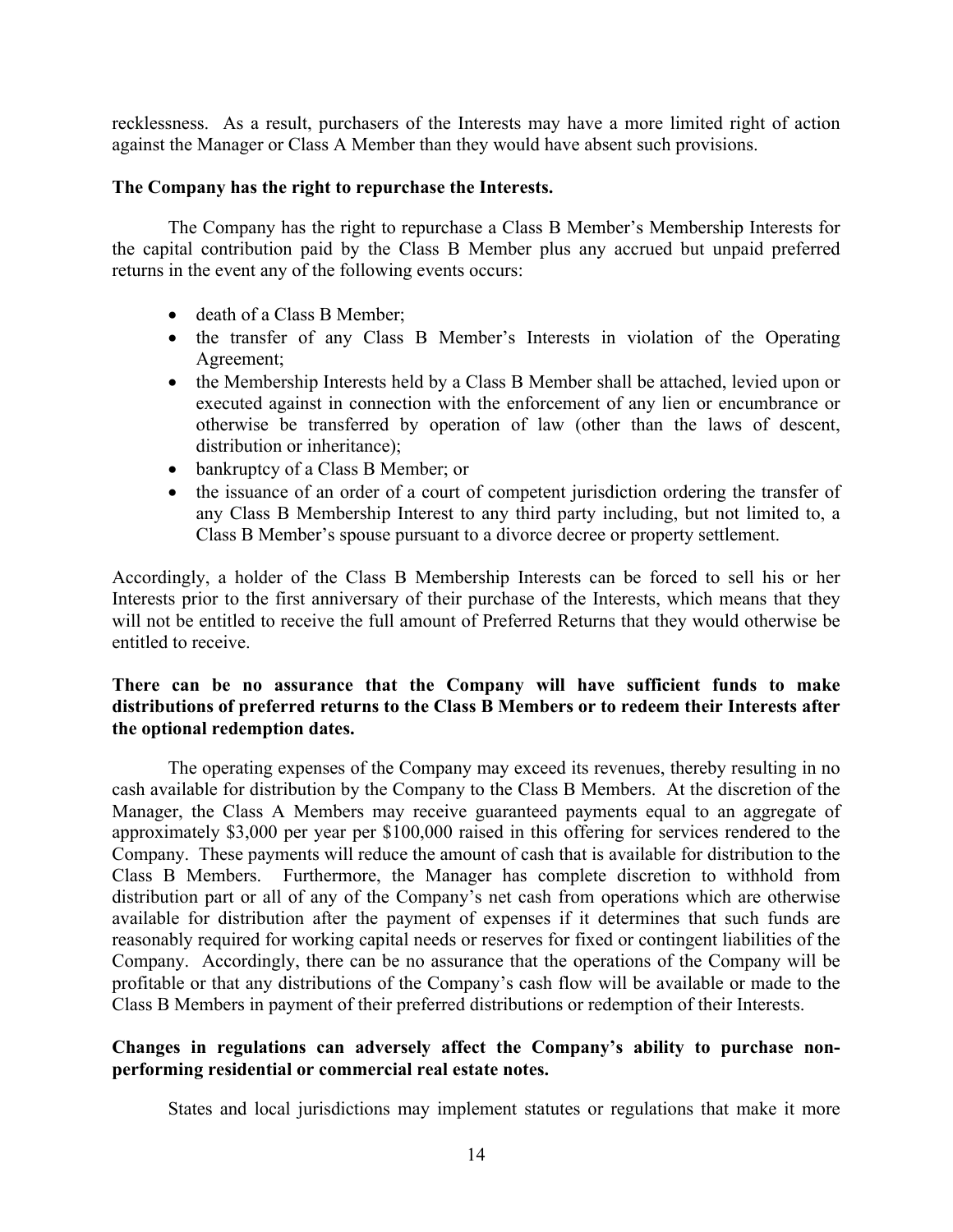recklessness. As a result, purchasers of the Interests may have a more limited right of action against the Manager or Class A Member than they would have absent such provisions.

**The Company has the right to repurchase the Interests.**

The Company has the right to repurchase a Class B Member's Membership Interests for the capital contribution paid by the Class B Member plus any accrued but unpaid preferred returns in the event any of the following events occurs:

- death of a Class B Member;
- the transfer of any Class B Member's Interests in violation of the Operating Agreement;
- the Membership Interests held by a Class B Member shall be attached, levied upon or executed against in connection with the enforcement of any lien or encumbrance or otherwise be transferred by operation of law (other than the laws of descent, distribution or inheritance);
- bankruptcy of a Class B Member; or
- the issuance of an order of a court of competent jurisdiction ordering the transfer of any Class B Membership Interest to any third party including, but not limited to, a Class B Member's spouse pursuant to a divorce decree or property settlement.

Accordingly, a holder of the Class B Membership Interests can be forced to sell his or her Interests prior to the first anniversary of their purchase of the Interests, which means that they will not be entitled to receive the full amount of Preferred Returns that they would otherwise be entitled to receive.

**There can be no assurance that the Company will have sufficient funds to make distributions of preferred returns to the Class B Members or to redeem their Interests after the optional redemption dates.**

The operating expenses of the Company may exceed its revenues, thereby resulting in no cash available for distribution by the Company to the Class B Members. At the discretion of the Manager, the Class A Members may receive guaranteed payments equal to an aggregate of approximately $3,000 per year per $100,000 raised in this offering for services rendered to the Company. These payments will reduce the amount of cash that is available for distribution to the Class B Members. Furthermore, the Manager has complete discretion to withhold from distribution part or all of any of the Company's net cash from operations which are otherwise available for distribution after the payment of expenses if it determines that such funds are reasonably required for working capital needs or reserves for fixed or contingent liabilities of the Company. Accordingly, there can be no assurance that the operations of the Company will be profitable or that any distributions of the Company's cash flow will be available or made to the Class B Members in payment of their preferred distributions or redemption of their Interests.

**Changes in regulations can adversely affect the Company's ability to purchase non-performing residential or commercial real estate notes.**

States and local jurisdictions may implement statutes or regulations that make it more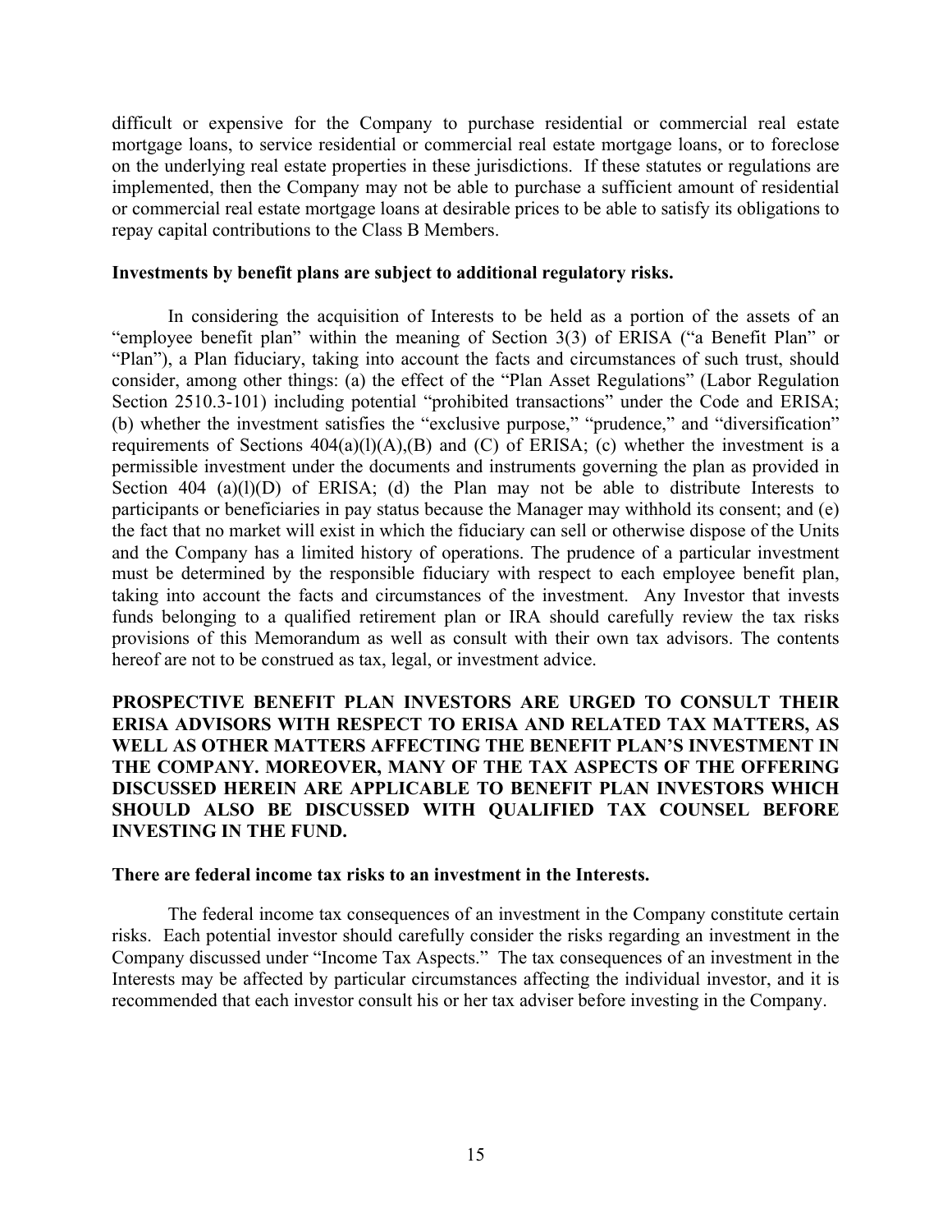difficult or expensive for the Company to purchase residential or commercial real estate mortgage loans, to service residential or commercial real estate mortgage loans, or to foreclose on the underlying real estate properties in these jurisdictions. If these statutes or regulations are implemented, then the Company may not be able to purchase a sufficient amount of residential or commercial real estate mortgage loans at desirable prices to be able to satisfy its obligations to repay capital contributions to the Class B Members.

**Investments by benefit plans are subject to additional regulatory risks.**

In considering the acquisition of Interests to be held as a portion of the assets of an "employee benefit plan" within the meaning of Section 3(3) of ERISA ("a Benefit Plan" or "Plan"), a Plan fiduciary, taking into account the facts and circumstances of such trust, should consider, among other things: (a) the effect of the "Plan Asset Regulations" (Labor Regulation Section 2510.3-101) including potential "prohibited transactions" under the Code and ERISA; (b) whether the investment satisfies the "exclusive purpose," "prudence," and "diversification" requirements of Sections 404(a)(l)(A),(B) and (C) of ERISA; (c) whether the investment is a permissible investment under the documents and instruments governing the plan as provided in Section 404 (a)(l)(D) of ERISA; (d) the Plan may not be able to distribute Interests to participants or beneficiaries in pay status because the Manager may withhold its consent; and (e) the fact that no market will exist in which the fiduciary can sell or otherwise dispose of the Units and the Company has a limited history of operations. The prudence of a particular investment must be determined by the responsible fiduciary with respect to each employee benefit plan, taking into account the facts and circumstances of the investment. Any Investor that invests funds belonging to a qualified retirement plan or IRA should carefully review the tax risks provisions of this Memorandum as well as consult with their own tax advisors. The contents hereof are not to be construed as tax, legal, or investment advice.

**PROSPECTIVE BENEFIT PLAN INVESTORS ARE URGED TO CONSULT THEIR ERISA ADVISORS WITH RESPECT TO ERISA AND RELATED TAX MATTERS, AS WELL AS OTHER MATTERS AFFECTING THE BENEFIT PLAN'S INVESTMENT IN THE COMPANY. MOREOVER, MANY OF THE TAX ASPECTS OF THE OFFERING DISCUSSED HEREIN ARE APPLICABLE TO BENEFIT PLAN INVESTORS WHICH SHOULD ALSO BE DISCUSSED WITH QUALIFIED TAX COUNSEL BEFORE INVESTING IN THE FUND.**

**There are federal income tax risks to an investment in the Interests.**

The federal income tax consequences of an investment in the Company constitute certain risks. Each potential investor should carefully consider the risks regarding an investment in the Company discussed under "Income Tax Aspects." The tax consequences of an investment in the Interests may be affected by particular circumstances affecting the individual investor, and it is recommended that each investor consult his or her tax adviser before investing in the Company.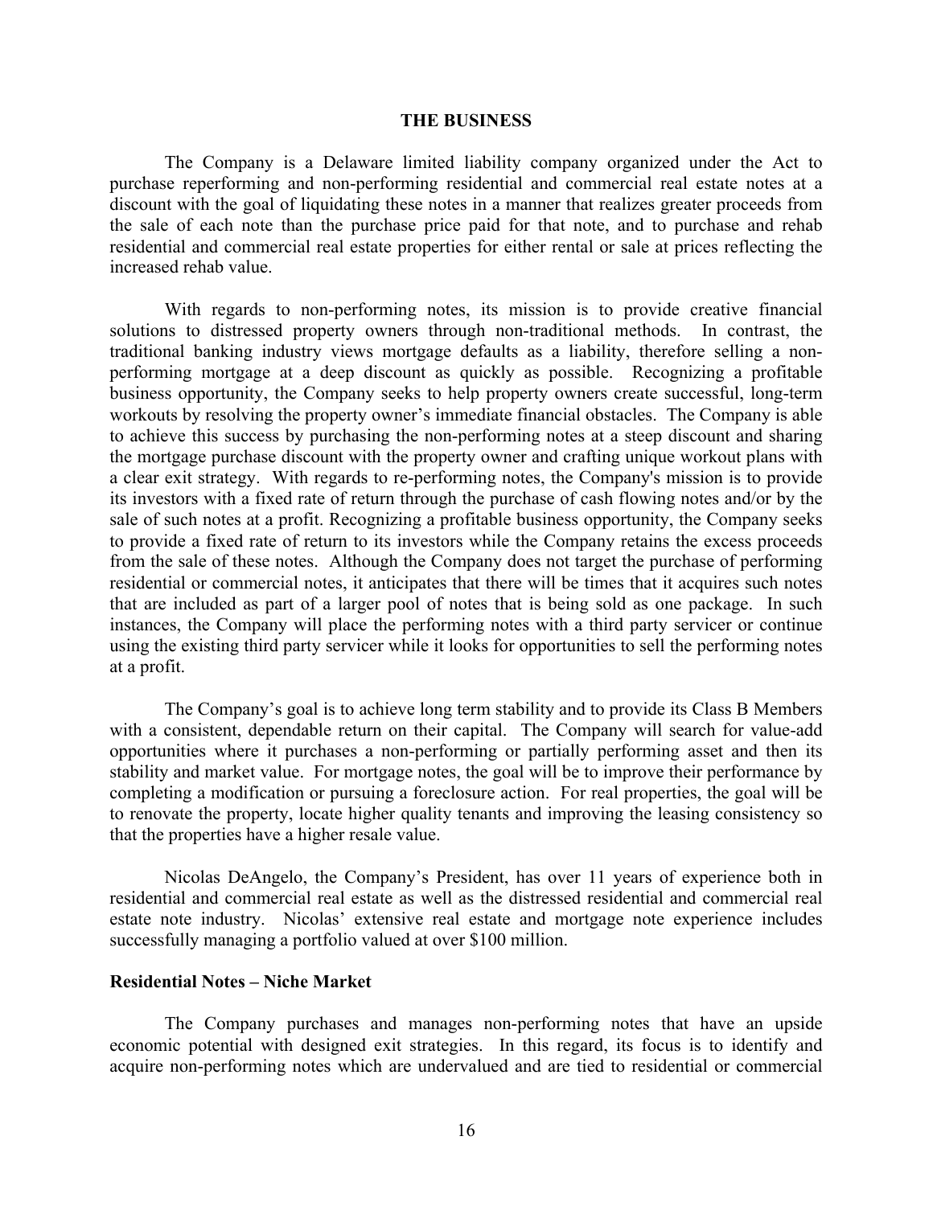## THE BUSINESS

The Company is a Delaware limited liability company organized under the Act to purchase reperforming and non-performing residential and commercial real estate notes at a discount with the goal of liquidating these notes in a manner that realizes greater proceeds from the sale of each note than the purchase price paid for that note, and to purchase and rehab residential and commercial real estate properties for either rental or sale at prices reflecting the increased rehab value.

With regards to non-performing notes, its mission is to provide creative financial solutions to distressed property owners through non-traditional methods. In contrast, the traditional banking industry views mortgage defaults as a liability, therefore selling a non-performing mortgage at a deep discount as quickly as possible. Recognizing a profitable business opportunity, the Company seeks to help property owners create successful, long-term workouts by resolving the property owner's immediate financial obstacles. The Company is able to achieve this success by purchasing the non-performing notes at a steep discount and sharing the mortgage purchase discount with the property owner and crafting unique workout plans with a clear exit strategy. With regards to re-performing notes, the Company's mission is to provide its investors with a fixed rate of return through the purchase of cash flowing notes and/or by the sale of such notes at a profit. Recognizing a profitable business opportunity, the Company seeks to provide a fixed rate of return to its investors while the Company retains the excess proceeds from the sale of these notes. Although the Company does not target the purchase of performing residential or commercial notes, it anticipates that there will be times that it acquires such notes that are included as part of a larger pool of notes that is being sold as one package. In such instances, the Company will place the performing notes with a third party servicer or continue using the existing third party servicer while it looks for opportunities to sell the performing notes at a profit.

The Company's goal is to achieve long term stability and to provide its Class B Members with a consistent, dependable return on their capital. The Company will search for value-add opportunities where it purchases a non-performing or partially performing asset and then its stability and market value. For mortgage notes, the goal will be to improve their performance by completing a modification or pursuing a foreclosure action. For real properties, the goal will be to renovate the property, locate higher quality tenants and improving the leasing consistency so that the properties have a higher resale value.

Nicolas DeAngelo, the Company's President, has over 11 years of experience both in residential and commercial real estate as well as the distressed residential and commercial real estate note industry. Nicolas' extensive real estate and mortgage note experience includes successfully managing a portfolio valued at over $100 million.

### Residential Notes – Niche Market

The Company purchases and manages non-performing notes that have an upside economic potential with designed exit strategies. In this regard, its focus is to identify and acquire non-performing notes which are undervalued and are tied to residential or commercial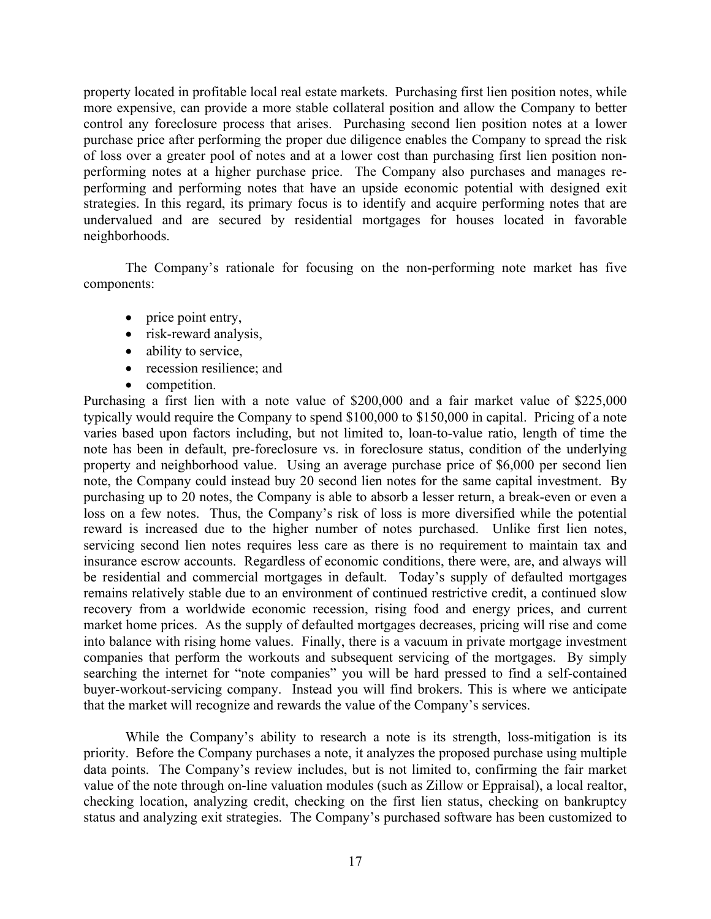property located in profitable local real estate markets. Purchasing first lien position notes, while more expensive, can provide a more stable collateral position and allow the Company to better control any foreclosure process that arises. Purchasing second lien position notes at a lower purchase price after performing the proper due diligence enables the Company to spread the risk of loss over a greater pool of notes and at a lower cost than purchasing first lien position non-performing notes at a higher purchase price. The Company also purchases and manages re-performing and performing notes that have an upside economic potential with designed exit strategies. In this regard, its primary focus is to identify and acquire performing notes that are undervalued and are secured by residential mortgages for houses located in favorable neighborhoods.

The Company's rationale for focusing on the non-performing note market has five components:

- price point entry,
- risk-reward analysis,
- ability to service,
- recession resilience; and
- competition.

Purchasing a first lien with a note value of $200,000 and a fair market value of $225,000 typically would require the Company to spend $100,000 to $150,000 in capital. Pricing of a note varies based upon factors including, but not limited to, loan-to-value ratio, length of time the note has been in default, pre-foreclosure vs. in foreclosure status, condition of the underlying property and neighborhood value. Using an average purchase price of $6,000 per second lien note, the Company could instead buy 20 second lien notes for the same capital investment. By purchasing up to 20 notes, the Company is able to absorb a lesser return, a break-even or even a loss on a few notes. Thus, the Company's risk of loss is more diversified while the potential reward is increased due to the higher number of notes purchased. Unlike first lien notes, servicing second lien notes requires less care as there is no requirement to maintain tax and insurance escrow accounts. Regardless of economic conditions, there were, are, and always will be residential and commercial mortgages in default. Today's supply of defaulted mortgages remains relatively stable due to an environment of continued restrictive credit, a continued slow recovery from a worldwide economic recession, rising food and energy prices, and current market home prices. As the supply of defaulted mortgages decreases, pricing will rise and come into balance with rising home values. Finally, there is a vacuum in private mortgage investment companies that perform the workouts and subsequent servicing of the mortgages. By simply searching the internet for "note companies" you will be hard pressed to find a self-contained buyer-workout-servicing company. Instead you will find brokers. This is where we anticipate that the market will recognize and rewards the value of the Company's services.

While the Company's ability to research a note is its strength, loss-mitigation is its priority. Before the Company purchases a note, it analyzes the proposed purchase using multiple data points. The Company's review includes, but is not limited to, confirming the fair market value of the note through on-line valuation modules (such as Zillow or Eppraisal), a local realtor, checking location, analyzing credit, checking on the first lien status, checking on bankruptcy status and analyzing exit strategies. The Company's purchased software has been customized to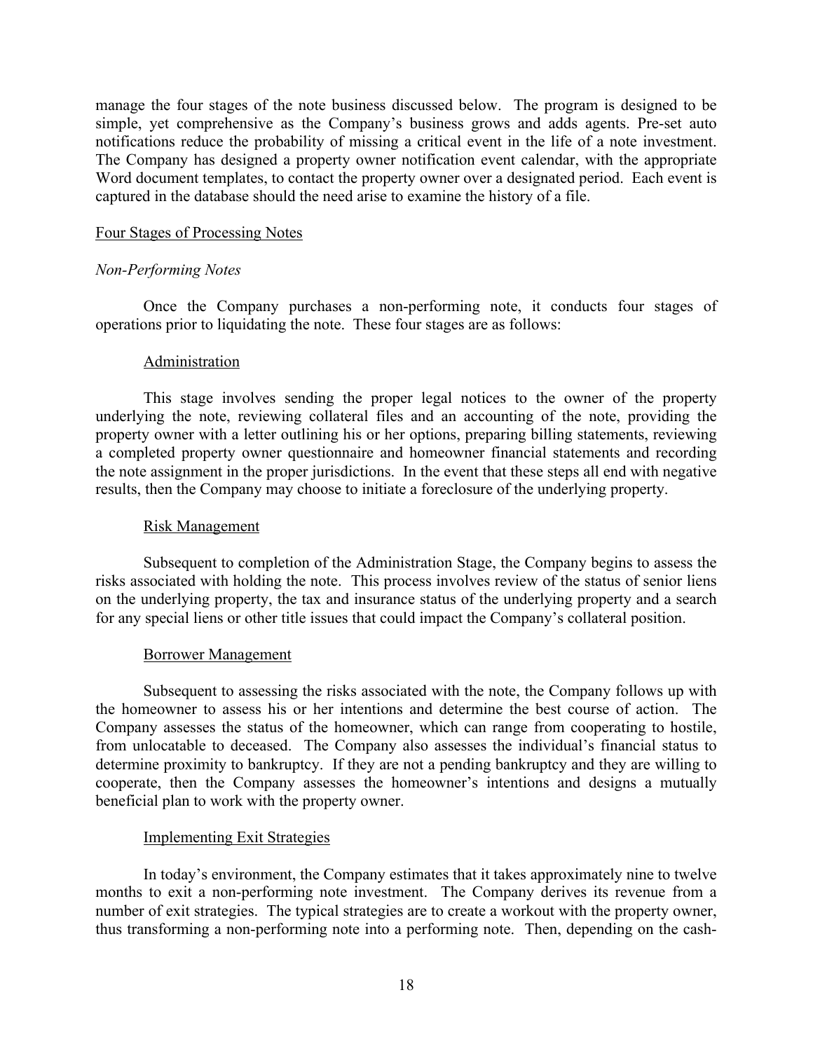manage the four stages of the note business discussed below. The program is designed to be simple, yet comprehensive as the Company's business grows and adds agents. Pre-set auto notifications reduce the probability of missing a critical event in the life of a note investment. The Company has designed a property owner notification event calendar, with the appropriate Word document templates, to contact the property owner over a designated period. Each event is captured in the database should the need arise to examine the history of a file.

<u>Four Stages of Processing Notes</u>

*Non-Performing Notes*

Once the Company purchases a non-performing note, it conducts four stages of operations prior to liquidating the note. These four stages are as follows:

<u>Administration</u>

This stage involves sending the proper legal notices to the owner of the property underlying the note, reviewing collateral files and an accounting of the note, providing the property owner with a letter outlining his or her options, preparing billing statements, reviewing a completed property owner questionnaire and homeowner financial statements and recording the note assignment in the proper jurisdictions. In the event that these steps all end with negative results, then the Company may choose to initiate a foreclosure of the underlying property.

<u>Risk Management</u>

Subsequent to completion of the Administration Stage, the Company begins to assess the risks associated with holding the note. This process involves review of the status of senior liens on the underlying property, the tax and insurance status of the underlying property and a search for any special liens or other title issues that could impact the Company's collateral position.

<u>Borrower Management</u>

Subsequent to assessing the risks associated with the note, the Company follows up with the homeowner to assess his or her intentions and determine the best course of action. The Company assesses the status of the homeowner, which can range from cooperating to hostile, from unlocatable to deceased. The Company also assesses the individual's financial status to determine proximity to bankruptcy. If they are not a pending bankruptcy and they are willing to cooperate, then the Company assesses the homeowner's intentions and designs a mutually beneficial plan to work with the property owner.

<u>Implementing Exit Strategies</u>

In today's environment, the Company estimates that it takes approximately nine to twelve months to exit a non-performing note investment. The Company derives its revenue from a number of exit strategies. The typical strategies are to create a workout with the property owner, thus transforming a non-performing note into a performing note. Then, depending on the cash-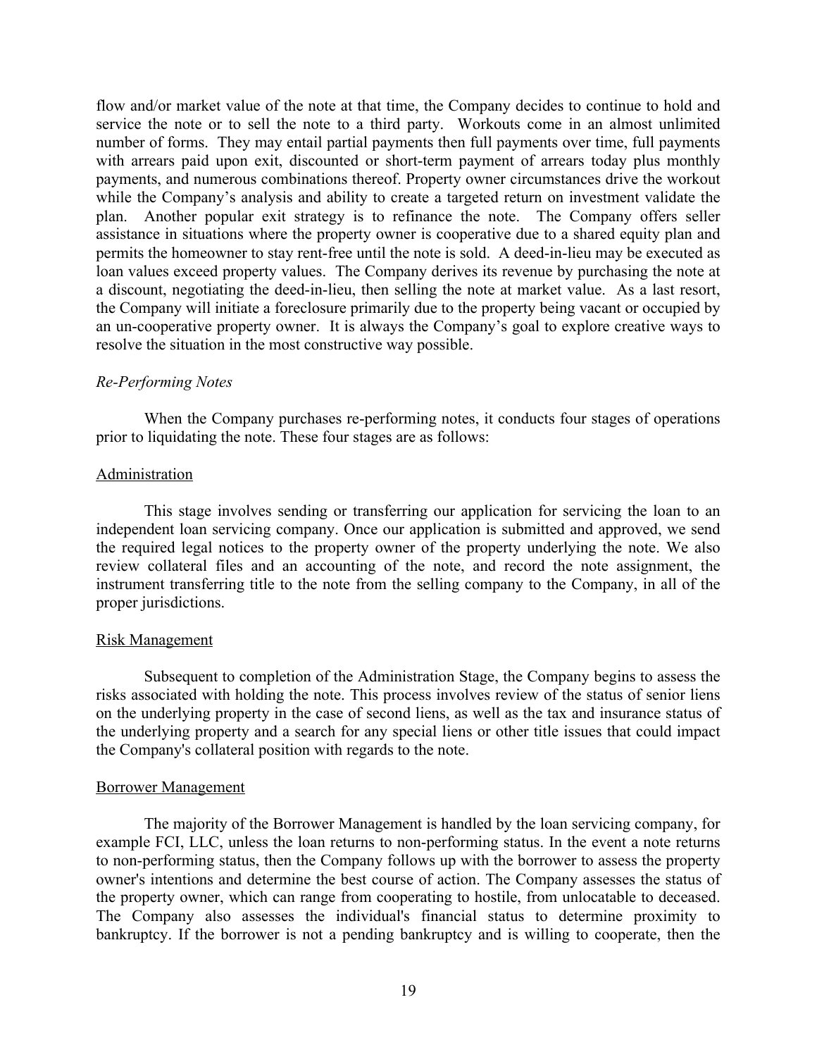flow and/or market value of the note at that time, the Company decides to continue to hold and service the note or to sell the note to a third party. Workouts come in an almost unlimited number of forms. They may entail partial payments then full payments over time, full payments with arrears paid upon exit, discounted or short-term payment of arrears today plus monthly payments, and numerous combinations thereof. Property owner circumstances drive the workout while the Company's analysis and ability to create a targeted return on investment validate the plan. Another popular exit strategy is to refinance the note. The Company offers seller assistance in situations where the property owner is cooperative due to a shared equity plan and permits the homeowner to stay rent-free until the note is sold. A deed-in-lieu may be executed as loan values exceed property values. The Company derives its revenue by purchasing the note at a discount, negotiating the deed-in-lieu, then selling the note at market value. As a last resort, the Company will initiate a foreclosure primarily due to the property being vacant or occupied by an un-cooperative property owner. It is always the Company's goal to explore creative ways to resolve the situation in the most constructive way possible.

*Re-Performing Notes*

When the Company purchases re-performing notes, it conducts four stages of operations prior to liquidating the note. These four stages are as follows:

Administration

This stage involves sending or transferring our application for servicing the loan to an independent loan servicing company. Once our application is submitted and approved, we send the required legal notices to the property owner of the property underlying the note. We also review collateral files and an accounting of the note, and record the note assignment, the instrument transferring title to the note from the selling company to the Company, in all of the proper jurisdictions.

Risk Management

Subsequent to completion of the Administration Stage, the Company begins to assess the risks associated with holding the note. This process involves review of the status of senior liens on the underlying property in the case of second liens, as well as the tax and insurance status of the underlying property and a search for any special liens or other title issues that could impact the Company's collateral position with regards to the note.

Borrower Management

The majority of the Borrower Management is handled by the loan servicing company, for example FCI, LLC, unless the loan returns to non-performing status. In the event a note returns to non-performing status, then the Company follows up with the borrower to assess the property owner's intentions and determine the best course of action. The Company assesses the status of the property owner, which can range from cooperating to hostile, from unlocatable to deceased. The Company also assesses the individual's financial status to determine proximity to bankruptcy. If the borrower is not a pending bankruptcy and is willing to cooperate, then the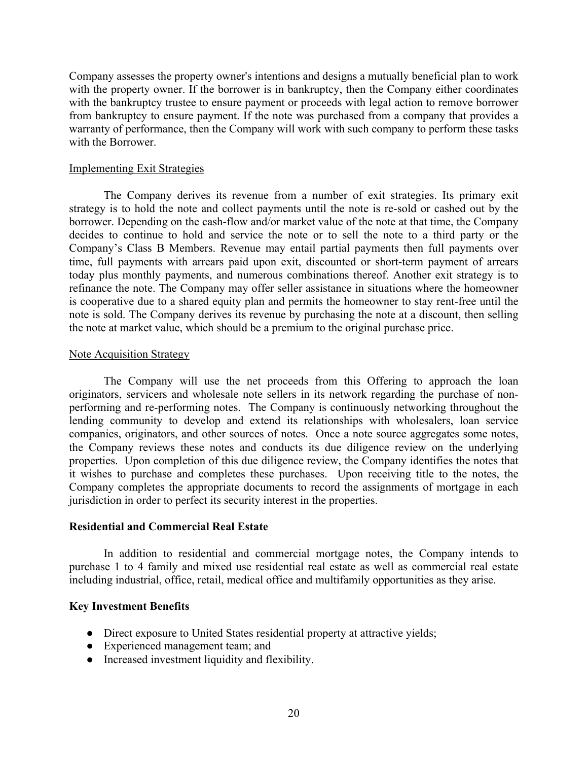Company assesses the property owner's intentions and designs a mutually beneficial plan to work with the property owner. If the borrower is in bankruptcy, then the Company either coordinates with the bankruptcy trustee to ensure payment or proceeds with legal action to remove borrower from bankruptcy to ensure payment. If the note was purchased from a company that provides a warranty of performance, then the Company will work with such company to perform these tasks with the Borrower.

Implementing Exit Strategies

The Company derives its revenue from a number of exit strategies. Its primary exit strategy is to hold the note and collect payments until the note is re-sold or cashed out by the borrower. Depending on the cash-flow and/or market value of the note at that time, the Company decides to continue to hold and service the note or to sell the note to a third party or the Company's Class B Members. Revenue may entail partial payments then full payments over time, full payments with arrears paid upon exit, discounted or short-term payment of arrears today plus monthly payments, and numerous combinations thereof. Another exit strategy is to refinance the note. The Company may offer seller assistance in situations where the homeowner is cooperative due to a shared equity plan and permits the homeowner to stay rent-free until the note is sold. The Company derives its revenue by purchasing the note at a discount, then selling the note at market value, which should be a premium to the original purchase price.

Note Acquisition Strategy

The Company will use the net proceeds from this Offering to approach the loan originators, servicers and wholesale note sellers in its network regarding the purchase of non-performing and re-performing notes. The Company is continuously networking throughout the lending community to develop and extend its relationships with wholesalers, loan service companies, originators, and other sources of notes. Once a note source aggregates some notes, the Company reviews these notes and conducts its due diligence review on the underlying properties. Upon completion of this due diligence review, the Company identifies the notes that it wishes to purchase and completes these purchases. Upon receiving title to the notes, the Company completes the appropriate documents to record the assignments of mortgage in each jurisdiction in order to perfect its security interest in the properties.

**Residential and Commercial Real Estate**

In addition to residential and commercial mortgage notes, the Company intends to purchase 1 to 4 family and mixed use residential real estate as well as commercial real estate including industrial, office, retail, medical office and multifamily opportunities as they arise.

**Key Investment Benefits**

- Direct exposure to United States residential property at attractive yields;
- Experienced management team; and
- Increased investment liquidity and flexibility.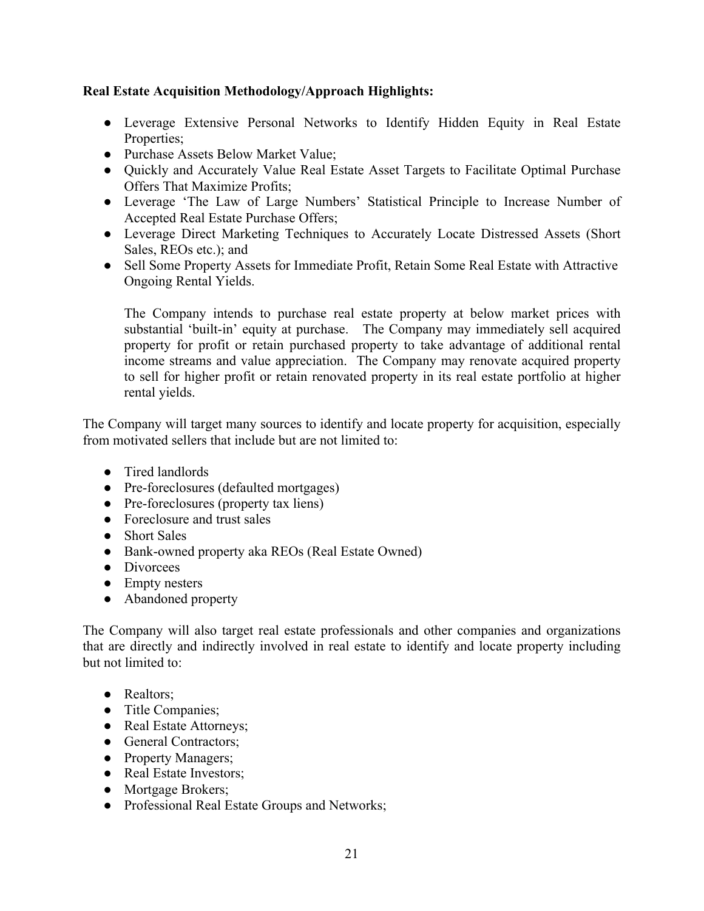**Real Estate Acquisition Methodology/Approach Highlights:**

- Leverage Extensive Personal Networks to Identify Hidden Equity in Real Estate Properties;
- Purchase Assets Below Market Value;
- Quickly and Accurately Value Real Estate Asset Targets to Facilitate Optimal Purchase Offers That Maximize Profits;
- Leverage 'The Law of Large Numbers' Statistical Principle to Increase Number of Accepted Real Estate Purchase Offers;
- Leverage Direct Marketing Techniques to Accurately Locate Distressed Assets (Short Sales, REOs etc.); and
- Sell Some Property Assets for Immediate Profit, Retain Some Real Estate with Attractive Ongoing Rental Yields.

  The Company intends to purchase real estate property at below market prices with substantial 'built-in' equity at purchase. The Company may immediately sell acquired property for profit or retain purchased property to take advantage of additional rental income streams and value appreciation. The Company may renovate acquired property to sell for higher profit or retain renovated property in its real estate portfolio at higher rental yields.

The Company will target many sources to identify and locate property for acquisition, especially from motivated sellers that include but are not limited to:

- Tired landlords
- Pre-foreclosures (defaulted mortgages)
- Pre-foreclosures (property tax liens)
- Foreclosure and trust sales
- Short Sales
- Bank-owned property aka REOs (Real Estate Owned)
- Divorcees
- Empty nesters
- Abandoned property

The Company will also target real estate professionals and other companies and organizations that are directly and indirectly involved in real estate to identify and locate property including but not limited to:

- Realtors;
- Title Companies;
- Real Estate Attorneys;
- General Contractors;
- Property Managers;
- Real Estate Investors;
- Mortgage Brokers;
- Professional Real Estate Groups and Networks;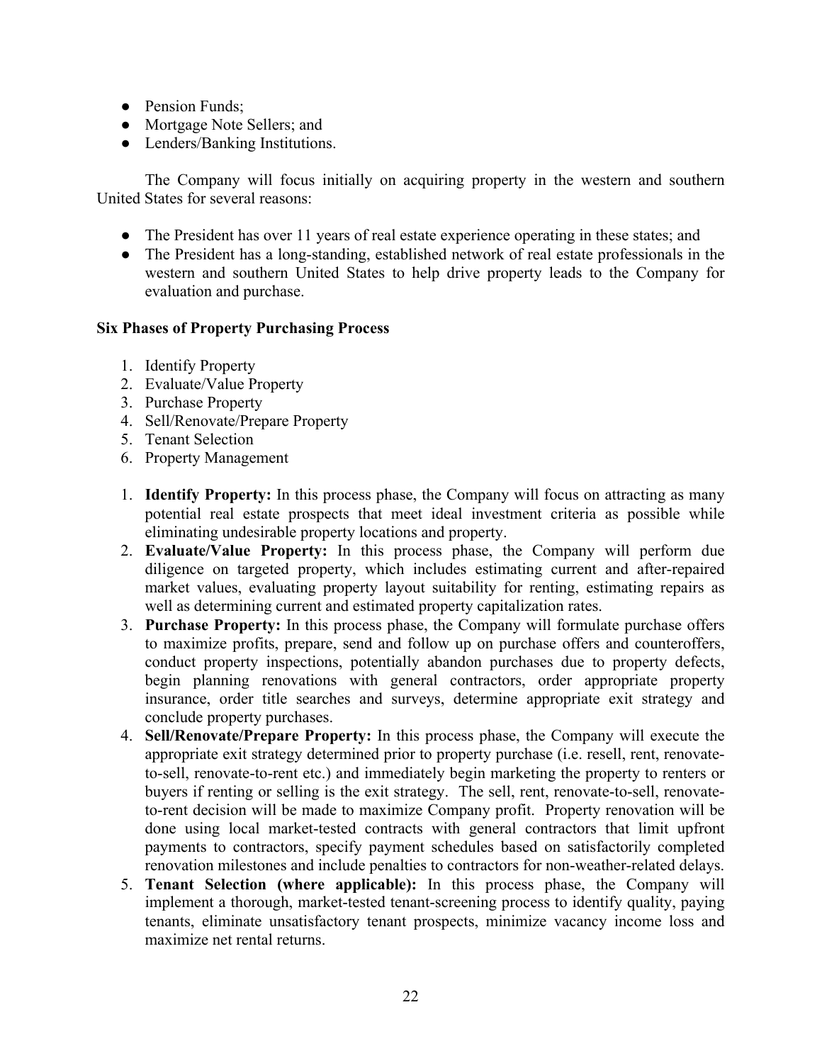- Pension Funds;
- Mortgage Note Sellers; and
- Lenders/Banking Institutions.

The Company will focus initially on acquiring property in the western and southern United States for several reasons:

- The President has over 11 years of real estate experience operating in these states; and
- The President has a long-standing, established network of real estate professionals in the western and southern United States to help drive property leads to the Company for evaluation and purchase.

**Six Phases of Property Purchasing Process**

1. Identify Property
2. Evaluate/Value Property
3. Purchase Property
4. Sell/Renovate/Prepare Property
5. Tenant Selection
6. Property Management

1. **Identify Property:** In this process phase, the Company will focus on attracting as many potential real estate prospects that meet ideal investment criteria as possible while eliminating undesirable property locations and property.
2. **Evaluate/Value Property:** In this process phase, the Company will perform due diligence on targeted property, which includes estimating current and after-repaired market values, evaluating property layout suitability for renting, estimating repairs as well as determining current and estimated property capitalization rates.
3. **Purchase Property:** In this process phase, the Company will formulate purchase offers to maximize profits, prepare, send and follow up on purchase offers and counteroffers, conduct property inspections, potentially abandon purchases due to property defects, begin planning renovations with general contractors, order appropriate property insurance, order title searches and surveys, determine appropriate exit strategy and conclude property purchases.
4. **Sell/Renovate/Prepare Property:** In this process phase, the Company will execute the appropriate exit strategy determined prior to property purchase (i.e. resell, rent, renovate-to-sell, renovate-to-rent etc.) and immediately begin marketing the property to renters or buyers if renting or selling is the exit strategy. The sell, rent, renovate-to-sell, renovate-to-rent decision will be made to maximize Company profit. Property renovation will be done using local market-tested contracts with general contractors that limit upfront payments to contractors, specify payment schedules based on satisfactorily completed renovation milestones and include penalties to contractors for non-weather-related delays.
5. **Tenant Selection (where applicable):** In this process phase, the Company will implement a thorough, market-tested tenant-screening process to identify quality, paying tenants, eliminate unsatisfactory tenant prospects, minimize vacancy income loss and maximize net rental returns.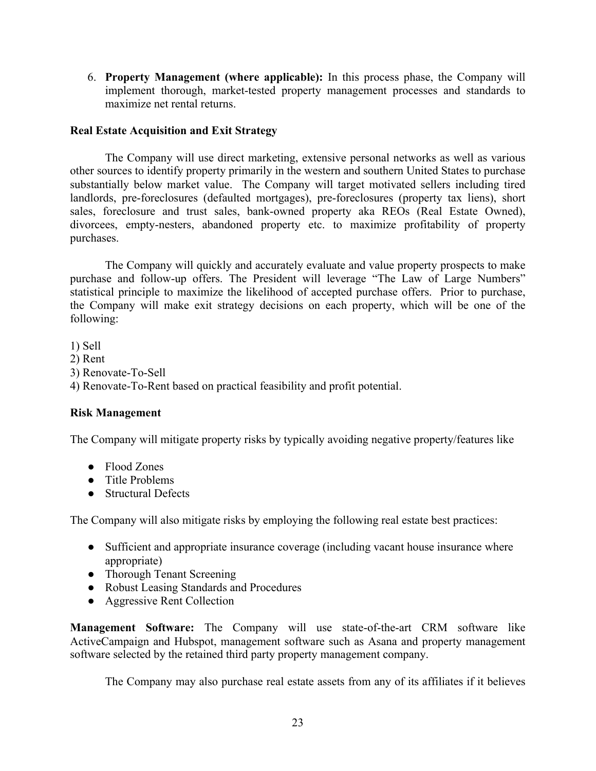6. **Property Management (where applicable):** In this process phase, the Company will implement thorough, market-tested property management processes and standards to maximize net rental returns.

**Real Estate Acquisition and Exit Strategy**

The Company will use direct marketing, extensive personal networks as well as various other sources to identify property primarily in the western and southern United States to purchase substantially below market value. The Company will target motivated sellers including tired landlords, pre-foreclosures (defaulted mortgages), pre-foreclosures (property tax liens), short sales, foreclosure and trust sales, bank-owned property aka REOs (Real Estate Owned), divorcees, empty-nesters, abandoned property etc. to maximize profitability of property purchases.

The Company will quickly and accurately evaluate and value property prospects to make purchase and follow-up offers. The President will leverage "The Law of Large Numbers" statistical principle to maximize the likelihood of accepted purchase offers. Prior to purchase, the Company will make exit strategy decisions on each property, which will be one of the following:

1) Sell
2) Rent
3) Renovate-To-Sell
4) Renovate-To-Rent based on practical feasibility and profit potential.

**Risk Management**

The Company will mitigate property risks by typically avoiding negative property/features like

- Flood Zones
- Title Problems
- Structural Defects

The Company will also mitigate risks by employing the following real estate best practices:

- Sufficient and appropriate insurance coverage (including vacant house insurance where appropriate)
- Thorough Tenant Screening
- Robust Leasing Standards and Procedures
- Aggressive Rent Collection

**Management Software:** The Company will use state-of-the-art CRM software like ActiveCampaign and Hubspot, management software such as Asana and property management software selected by the retained third party property management company.

The Company may also purchase real estate assets from any of its affiliates if it believes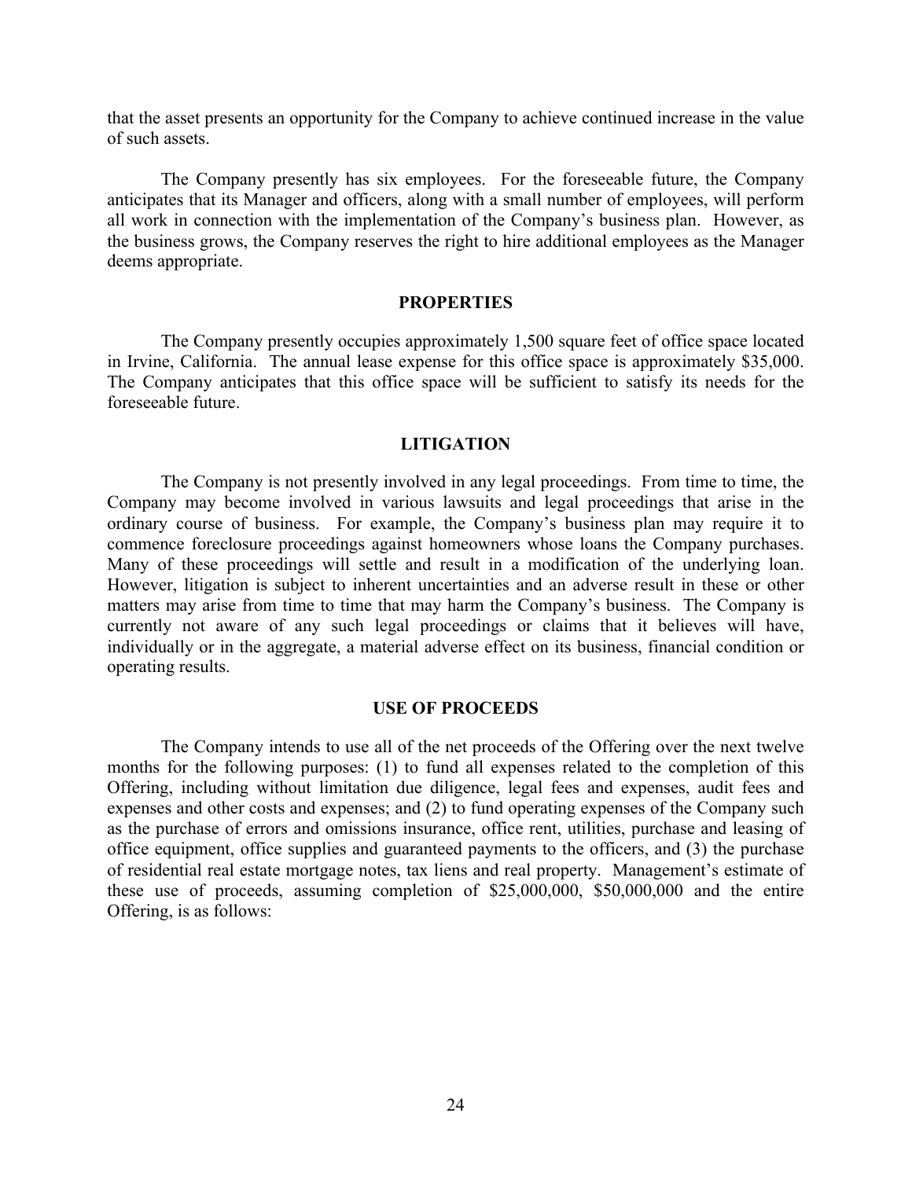that the asset presents an opportunity for the Company to achieve continued increase in the value of such assets.

The Company presently has six employees. For the foreseeable future, the Company anticipates that its Manager and officers, along with a small number of employees, will perform all work in connection with the implementation of the Company's business plan. However, as the business grows, the Company reserves the right to hire additional employees as the Manager deems appropriate.

## PROPERTIES

The Company presently occupies approximately 1,500 square feet of office space located in Irvine, California. The annual lease expense for this office space is approximately $35,000. The Company anticipates that this office space will be sufficient to satisfy its needs for the foreseeable future.

## LITIGATION

The Company is not presently involved in any legal proceedings. From time to time, the Company may become involved in various lawsuits and legal proceedings that arise in the ordinary course of business. For example, the Company's business plan may require it to commence foreclosure proceedings against homeowners whose loans the Company purchases. Many of these proceedings will settle and result in a modification of the underlying loan. However, litigation is subject to inherent uncertainties and an adverse result in these or other matters may arise from time to time that may harm the Company's business. The Company is currently not aware of any such legal proceedings or claims that it believes will have, individually or in the aggregate, a material adverse effect on its business, financial condition or operating results.

## USE OF PROCEEDS

The Company intends to use all of the net proceeds of the Offering over the next twelve months for the following purposes: (1) to fund all expenses related to the completion of this Offering, including without limitation due diligence, legal fees and expenses, audit fees and expenses and other costs and expenses; and (2) to fund operating expenses of the Company such as the purchase of errors and omissions insurance, office rent, utilities, purchase and leasing of office equipment, office supplies and guaranteed payments to the officers, and (3) the purchase of residential real estate mortgage notes, tax liens and real property. Management's estimate of these use of proceeds, assuming completion of $25,000,000, $50,000,000 and the entire Offering, is as follows: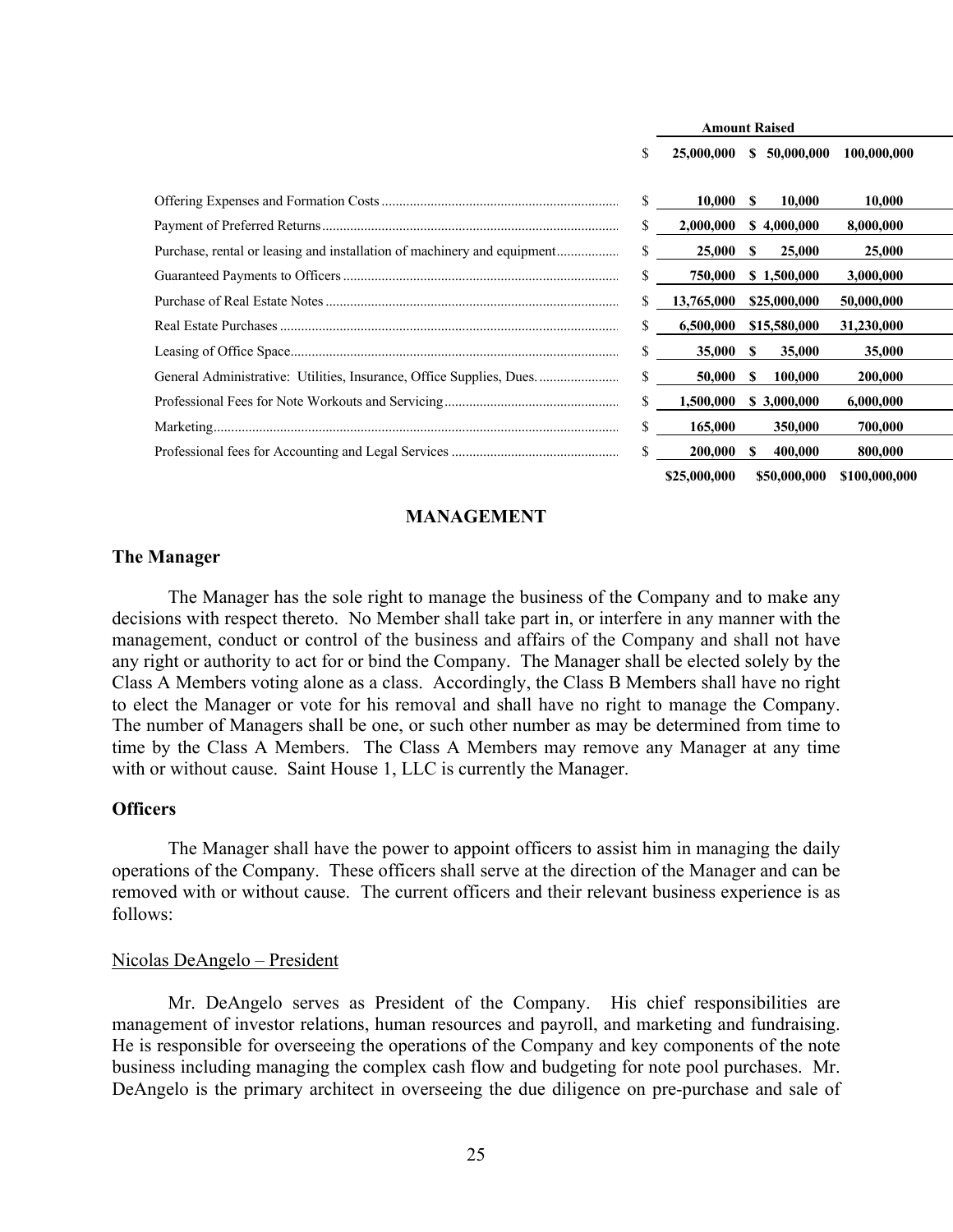| | Amount Raised | | |
|---|---|---|---|
| | $ 25,000,000 | $ 50,000,000 | 100,000,000 |
| Offering Expenses and Formation Costs | $ 10,000 | $ 10,000 | 10,000 |
| Payment of Preferred Returns | $ 2,000,000 | $ 4,000,000 | 8,000,000 |
| Purchase, rental or leasing and installation of machinery and equipment | $ 25,000 | $ 25,000 | 25,000 |
| Guaranteed Payments to Officers | $ 750,000 | $ 1,500,000 | 3,000,000 |
| Purchase of Real Estate Notes | $ 13,765,000 | $25,000,000 | 50,000,000 |
| Real Estate Purchases | $ 6,500,000 | $15,580,000 | 31,230,000 |
| Leasing of Office Space | $ 35,000 | $ 35,000 | 35,000 |
| General Administrative: Utilities, Insurance, Office Supplies, Dues. | $ 50,000 | $ 100,000 | 200,000 |
| Professional Fees for Note Workouts and Servicing | $ 1,500,000 | $ 3,000,000 | 6,000,000 |
| Marketing | $ 165,000 | 350,000 | 700,000 |
| Professional fees for Accounting and Legal Services | $ 200,000 | $ 400,000 | 800,000 |
| | $25,000,000 | $50,000,000 | $100,000,000 |

## MANAGEMENT

### The Manager

The Manager has the sole right to manage the business of the Company and to make any decisions with respect thereto. No Member shall take part in, or interfere in any manner with the management, conduct or control of the business and affairs of the Company and shall not have any right or authority to act for or bind the Company. The Manager shall be elected solely by the Class A Members voting alone as a class. Accordingly, the Class B Members shall have no right to elect the Manager or vote for his removal and shall have no right to manage the Company. The number of Managers shall be one, or such other number as may be determined from time to time by the Class A Members. The Class A Members may remove any Manager at any time with or without cause. Saint House 1, LLC is currently the Manager.

### Officers

The Manager shall have the power to appoint officers to assist him in managing the daily operations of the Company. These officers shall serve at the direction of the Manager and can be removed with or without cause. The current officers and their relevant business experience is as follows:

Nicolas DeAngelo – President

Mr. DeAngelo serves as President of the Company. His chief responsibilities are management of investor relations, human resources and payroll, and marketing and fundraising. He is responsible for overseeing the operations of the Company and key components of the note business including managing the complex cash flow and budgeting for note pool purchases. Mr. DeAngelo is the primary architect in overseeing the due diligence on pre-purchase and sale of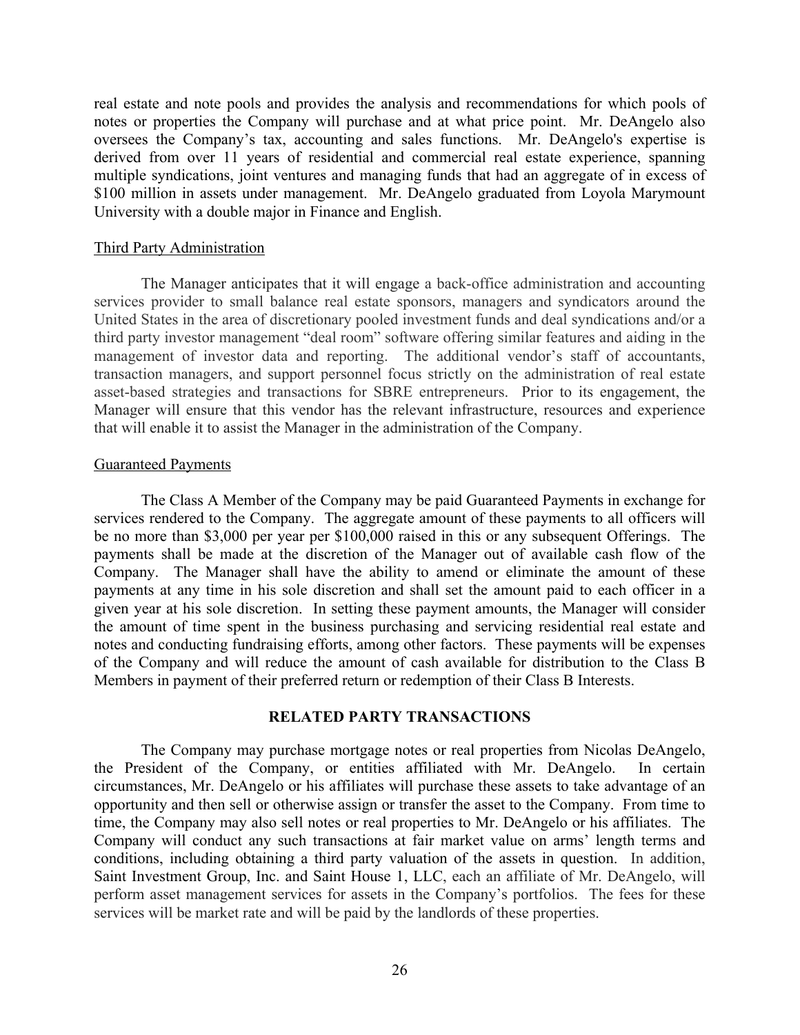real estate and note pools and provides the analysis and recommendations for which pools of notes or properties the Company will purchase and at what price point. Mr. DeAngelo also oversees the Company's tax, accounting and sales functions. Mr. DeAngelo's expertise is derived from over 11 years of residential and commercial real estate experience, spanning multiple syndications, joint ventures and managing funds that had an aggregate of in excess of $100 million in assets under management. Mr. DeAngelo graduated from Loyola Marymount University with a double major in Finance and English.

Third Party Administration

The Manager anticipates that it will engage a back-office administration and accounting services provider to small balance real estate sponsors, managers and syndicators around the United States in the area of discretionary pooled investment funds and deal syndications and/or a third party investor management "deal room" software offering similar features and aiding in the management of investor data and reporting. The additional vendor's staff of accountants, transaction managers, and support personnel focus strictly on the administration of real estate asset-based strategies and transactions for SBRE entrepreneurs. Prior to its engagement, the Manager will ensure that this vendor has the relevant infrastructure, resources and experience that will enable it to assist the Manager in the administration of the Company.

Guaranteed Payments

The Class A Member of the Company may be paid Guaranteed Payments in exchange for services rendered to the Company. The aggregate amount of these payments to all officers will be no more than $3,000 per year per $100,000 raised in this or any subsequent Offerings. The payments shall be made at the discretion of the Manager out of available cash flow of the Company. The Manager shall have the ability to amend or eliminate the amount of these payments at any time in his sole discretion and shall set the amount paid to each officer in a given year at his sole discretion. In setting these payment amounts, the Manager will consider the amount of time spent in the business purchasing and servicing residential real estate and notes and conducting fundraising efforts, among other factors. These payments will be expenses of the Company and will reduce the amount of cash available for distribution to the Class B Members in payment of their preferred return or redemption of their Class B Interests.

## RELATED PARTY TRANSACTIONS

The Company may purchase mortgage notes or real properties from Nicolas DeAngelo, the President of the Company, or entities affiliated with Mr. DeAngelo. In certain circumstances, Mr. DeAngelo or his affiliates will purchase these assets to take advantage of an opportunity and then sell or otherwise assign or transfer the asset to the Company. From time to time, the Company may also sell notes or real properties to Mr. DeAngelo or his affiliates. The Company will conduct any such transactions at fair market value on arms' length terms and conditions, including obtaining a third party valuation of the assets in question. In addition, Saint Investment Group, Inc. and Saint House 1, LLC, each an affiliate of Mr. DeAngelo, will perform asset management services for assets in the Company's portfolios. The fees for these services will be market rate and will be paid by the landlords of these properties.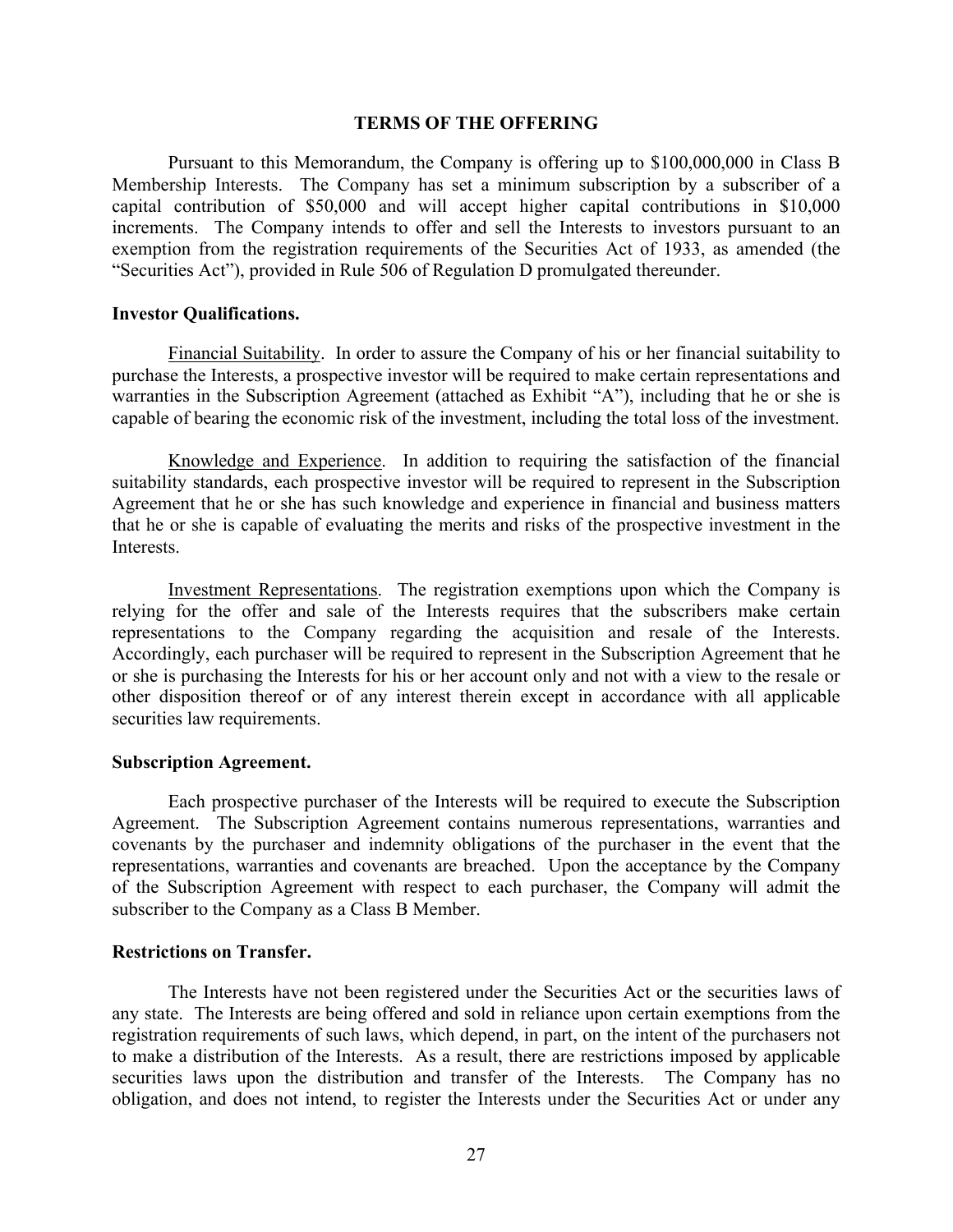## TERMS OF THE OFFERING

Pursuant to this Memorandum, the Company is offering up to $100,000,000 in Class B Membership Interests. The Company has set a minimum subscription by a subscriber of a capital contribution of $50,000 and will accept higher capital contributions in $10,000 increments. The Company intends to offer and sell the Interests to investors pursuant to an exemption from the registration requirements of the Securities Act of 1933, as amended (the "Securities Act"), provided in Rule 506 of Regulation D promulgated thereunder.

### Investor Qualifications.

Financial Suitability. In order to assure the Company of his or her financial suitability to purchase the Interests, a prospective investor will be required to make certain representations and warranties in the Subscription Agreement (attached as Exhibit "A"), including that he or she is capable of bearing the economic risk of the investment, including the total loss of the investment.

Knowledge and Experience. In addition to requiring the satisfaction of the financial suitability standards, each prospective investor will be required to represent in the Subscription Agreement that he or she has such knowledge and experience in financial and business matters that he or she is capable of evaluating the merits and risks of the prospective investment in the Interests.

Investment Representations. The registration exemptions upon which the Company is relying for the offer and sale of the Interests requires that the subscribers make certain representations to the Company regarding the acquisition and resale of the Interests. Accordingly, each purchaser will be required to represent in the Subscription Agreement that he or she is purchasing the Interests for his or her account only and not with a view to the resale or other disposition thereof or of any interest therein except in accordance with all applicable securities law requirements.

### Subscription Agreement.

Each prospective purchaser of the Interests will be required to execute the Subscription Agreement. The Subscription Agreement contains numerous representations, warranties and covenants by the purchaser and indemnity obligations of the purchaser in the event that the representations, warranties and covenants are breached. Upon the acceptance by the Company of the Subscription Agreement with respect to each purchaser, the Company will admit the subscriber to the Company as a Class B Member.

### Restrictions on Transfer.

The Interests have not been registered under the Securities Act or the securities laws of any state. The Interests are being offered and sold in reliance upon certain exemptions from the registration requirements of such laws, which depend, in part, on the intent of the purchasers not to make a distribution of the Interests. As a result, there are restrictions imposed by applicable securities laws upon the distribution and transfer of the Interests. The Company has no obligation, and does not intend, to register the Interests under the Securities Act or under any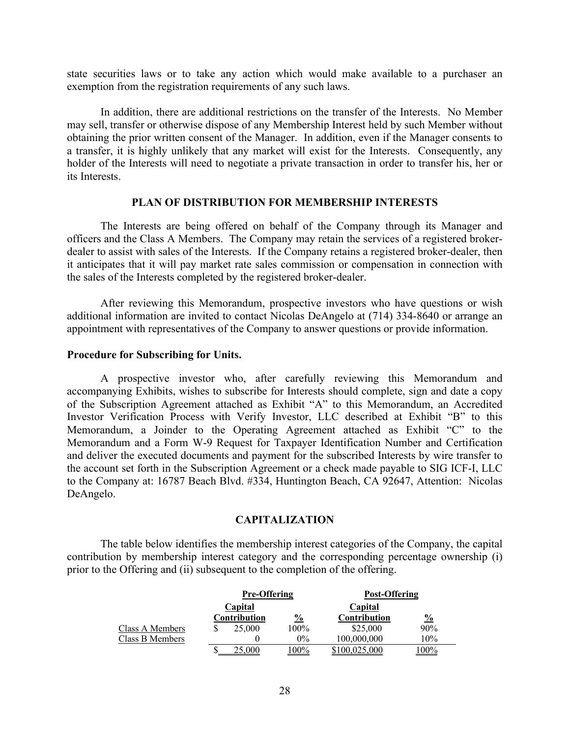state securities laws or to take any action which would make available to a purchaser an exemption from the registration requirements of any such laws.

In addition, there are additional restrictions on the transfer of the Interests. No Member may sell, transfer or otherwise dispose of any Membership Interest held by such Member without obtaining the prior written consent of the Manager. In addition, even if the Manager consents to a transfer, it is highly unlikely that any market will exist for the Interests. Consequently, any holder of the Interests will need to negotiate a private transaction in order to transfer his, her or its Interests.

## PLAN OF DISTRIBUTION FOR MEMBERSHIP INTERESTS

The Interests are being offered on behalf of the Company through its Manager and officers and the Class A Members. The Company may retain the services of a registered broker-dealer to assist with sales of the Interests. If the Company retains a registered broker-dealer, then it anticipates that it will pay market rate sales commission or compensation in connection with the sales of the Interests completed by the registered broker-dealer.

After reviewing this Memorandum, prospective investors who have questions or wish additional information are invited to contact Nicolas DeAngelo at (714) 334-8640 or arrange an appointment with representatives of the Company to answer questions or provide information.

**Procedure for Subscribing for Units.**

A prospective investor who, after carefully reviewing this Memorandum and accompanying Exhibits, wishes to subscribe for Interests should complete, sign and date a copy of the Subscription Agreement attached as Exhibit "A" to this Memorandum, an Accredited Investor Verification Process with Verify Investor, LLC described at Exhibit "B" to this Memorandum, a Joinder to the Operating Agreement attached as Exhibit "C" to the Memorandum and a Form W-9 Request for Taxpayer Identification Number and Certification and deliver the executed documents and payment for the subscribed Interests by wire transfer to the account set forth in the Subscription Agreement or a check made payable to SIG ICF-I, LLC to the Company at: 16787 Beach Blvd. #334, Huntington Beach, CA 92647, Attention: Nicolas DeAngelo.

## CAPITALIZATION

The table below identifies the membership interest categories of the Company, the capital contribution by membership interest category and the corresponding percentage ownership (i) prior to the Offering and (ii) subsequent to the completion of the offering.

| | Pre-Offering | | Post-Offering | |
|---|---|---|---|---|
| | Capital Contribution | % | Capital Contribution | % |
| Class A Members | $ 25,000 | 100% | $25,000 | 90% |
| Class B Members | 0 | 0% | 100,000,000 | 10% |
| | $ 25,000 | 100% | $100,025,000 | 100% |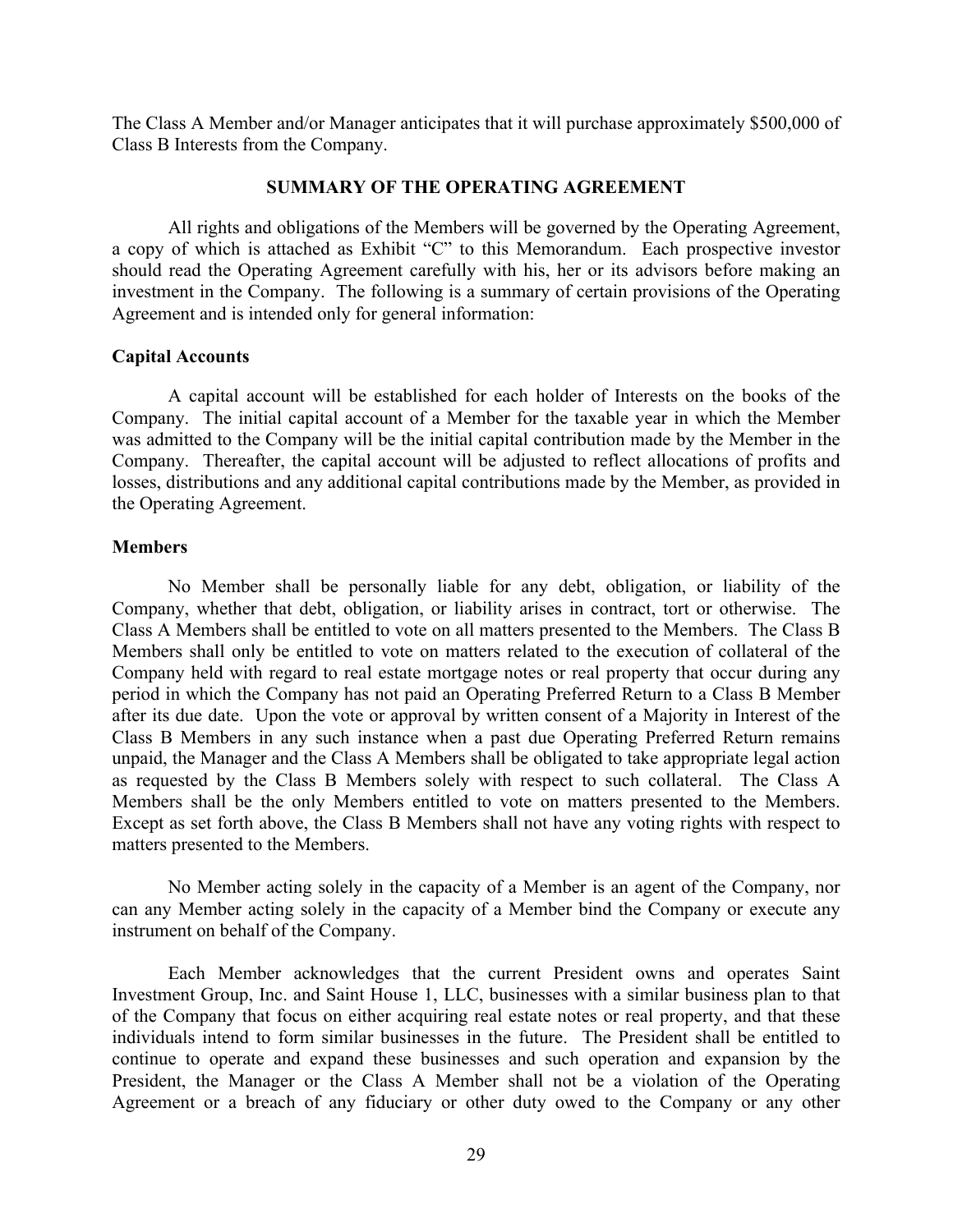The Class A Member and/or Manager anticipates that it will purchase approximately $500,000 of Class B Interests from the Company.

## SUMMARY OF THE OPERATING AGREEMENT

All rights and obligations of the Members will be governed by the Operating Agreement, a copy of which is attached as Exhibit "C" to this Memorandum. Each prospective investor should read the Operating Agreement carefully with his, her or its advisors before making an investment in the Company. The following is a summary of certain provisions of the Operating Agreement and is intended only for general information:

### Capital Accounts

A capital account will be established for each holder of Interests on the books of the Company. The initial capital account of a Member for the taxable year in which the Member was admitted to the Company will be the initial capital contribution made by the Member in the Company. Thereafter, the capital account will be adjusted to reflect allocations of profits and losses, distributions and any additional capital contributions made by the Member, as provided in the Operating Agreement.

### Members

No Member shall be personally liable for any debt, obligation, or liability of the Company, whether that debt, obligation, or liability arises in contract, tort or otherwise. The Class A Members shall be entitled to vote on all matters presented to the Members. The Class B Members shall only be entitled to vote on matters related to the execution of collateral of the Company held with regard to real estate mortgage notes or real property that occur during any period in which the Company has not paid an Operating Preferred Return to a Class B Member after its due date. Upon the vote or approval by written consent of a Majority in Interest of the Class B Members in any such instance when a past due Operating Preferred Return remains unpaid, the Manager and the Class A Members shall be obligated to take appropriate legal action as requested by the Class B Members solely with respect to such collateral. The Class A Members shall be the only Members entitled to vote on matters presented to the Members. Except as set forth above, the Class B Members shall not have any voting rights with respect to matters presented to the Members.

No Member acting solely in the capacity of a Member is an agent of the Company, nor can any Member acting solely in the capacity of a Member bind the Company or execute any instrument on behalf of the Company.

Each Member acknowledges that the current President owns and operates Saint Investment Group, Inc. and Saint House 1, LLC, businesses with a similar business plan to that of the Company that focus on either acquiring real estate notes or real property, and that these individuals intend to form similar businesses in the future. The President shall be entitled to continue to operate and expand these businesses and such operation and expansion by the President, the Manager or the Class A Member shall not be a violation of the Operating Agreement or a breach of any fiduciary or other duty owed to the Company or any other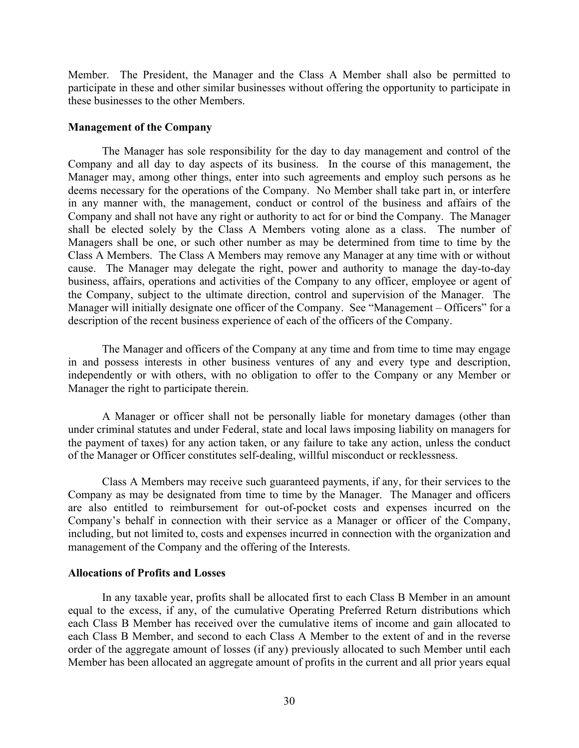Member. The President, the Manager and the Class A Member shall also be permitted to participate in these and other similar businesses without offering the opportunity to participate in these businesses to the other Members.

**Management of the Company**

The Manager has sole responsibility for the day to day management and control of the Company and all day to day aspects of its business. In the course of this management, the Manager may, among other things, enter into such agreements and employ such persons as he deems necessary for the operations of the Company. No Member shall take part in, or interfere in any manner with, the management, conduct or control of the business and affairs of the Company and shall not have any right or authority to act for or bind the Company. The Manager shall be elected solely by the Class A Members voting alone as a class. The number of Managers shall be one, or such other number as may be determined from time to time by the Class A Members. The Class A Members may remove any Manager at any time with or without cause. The Manager may delegate the right, power and authority to manage the day-to-day business, affairs, operations and activities of the Company to any officer, employee or agent of the Company, subject to the ultimate direction, control and supervision of the Manager. The Manager will initially designate one officer of the Company. See "Management – Officers" for a description of the recent business experience of each of the officers of the Company.

The Manager and officers of the Company at any time and from time to time may engage in and possess interests in other business ventures of any and every type and description, independently or with others, with no obligation to offer to the Company or any Member or Manager the right to participate therein.

A Manager or officer shall not be personally liable for monetary damages (other than under criminal statutes and under Federal, state and local laws imposing liability on managers for the payment of taxes) for any action taken, or any failure to take any action, unless the conduct of the Manager or Officer constitutes self-dealing, willful misconduct or recklessness.

Class A Members may receive such guaranteed payments, if any, for their services to the Company as may be designated from time to time by the Manager. The Manager and officers are also entitled to reimbursement for out-of-pocket costs and expenses incurred on the Company's behalf in connection with their service as a Manager or officer of the Company, including, but not limited to, costs and expenses incurred in connection with the organization and management of the Company and the offering of the Interests.

**Allocations of Profits and Losses**

In any taxable year, profits shall be allocated first to each Class B Member in an amount equal to the excess, if any, of the cumulative Operating Preferred Return distributions which each Class B Member has received over the cumulative items of income and gain allocated to each Class B Member, and second to each Class A Member to the extent of and in the reverse order of the aggregate amount of losses (if any) previously allocated to such Member until each Member has been allocated an aggregate amount of profits in the current and all prior years equal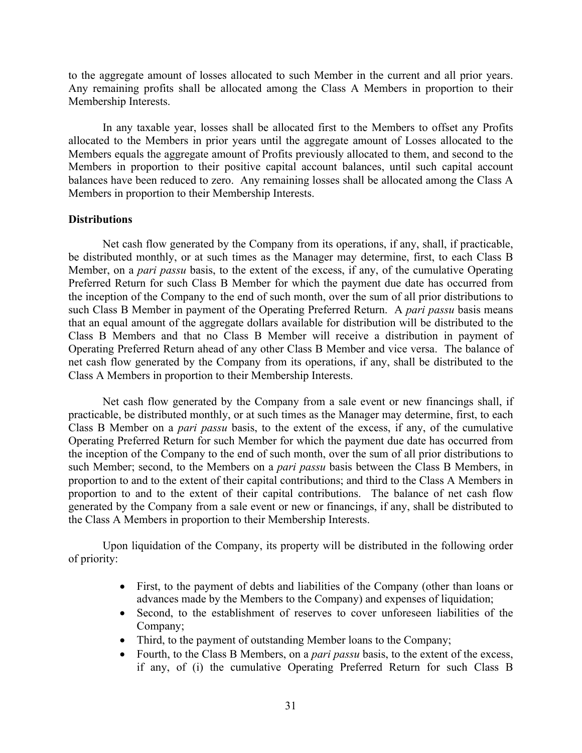to the aggregate amount of losses allocated to such Member in the current and all prior years. Any remaining profits shall be allocated among the Class A Members in proportion to their Membership Interests.

In any taxable year, losses shall be allocated first to the Members to offset any Profits allocated to the Members in prior years until the aggregate amount of Losses allocated to the Members equals the aggregate amount of Profits previously allocated to them, and second to the Members in proportion to their positive capital account balances, until such capital account balances have been reduced to zero. Any remaining losses shall be allocated among the Class A Members in proportion to their Membership Interests.

**Distributions**

Net cash flow generated by the Company from its operations, if any, shall, if practicable, be distributed monthly, or at such times as the Manager may determine, first, to each Class B Member, on a *pari passu* basis, to the extent of the excess, if any, of the cumulative Operating Preferred Return for such Class B Member for which the payment due date has occurred from the inception of the Company to the end of such month, over the sum of all prior distributions to such Class B Member in payment of the Operating Preferred Return. A *pari passu* basis means that an equal amount of the aggregate dollars available for distribution will be distributed to the Class B Members and that no Class B Member will receive a distribution in payment of Operating Preferred Return ahead of any other Class B Member and vice versa. The balance of net cash flow generated by the Company from its operations, if any, shall be distributed to the Class A Members in proportion to their Membership Interests.

Net cash flow generated by the Company from a sale event or new financings shall, if practicable, be distributed monthly, or at such times as the Manager may determine, first, to each Class B Member on a *pari passu* basis, to the extent of the excess, if any, of the cumulative Operating Preferred Return for such Member for which the payment due date has occurred from the inception of the Company to the end of such month, over the sum of all prior distributions to such Member; second, to the Members on a *pari passu* basis between the Class B Members, in proportion to and to the extent of their capital contributions; and third to the Class A Members in proportion to and to the extent of their capital contributions. The balance of net cash flow generated by the Company from a sale event or new or financings, if any, shall be distributed to the Class A Members in proportion to their Membership Interests.

Upon liquidation of the Company, its property will be distributed in the following order of priority:

- First, to the payment of debts and liabilities of the Company (other than loans or advances made by the Members to the Company) and expenses of liquidation;
- Second, to the establishment of reserves to cover unforeseen liabilities of the Company;
- Third, to the payment of outstanding Member loans to the Company;
- Fourth, to the Class B Members, on a *pari passu* basis, to the extent of the excess, if any, of (i) the cumulative Operating Preferred Return for such Class B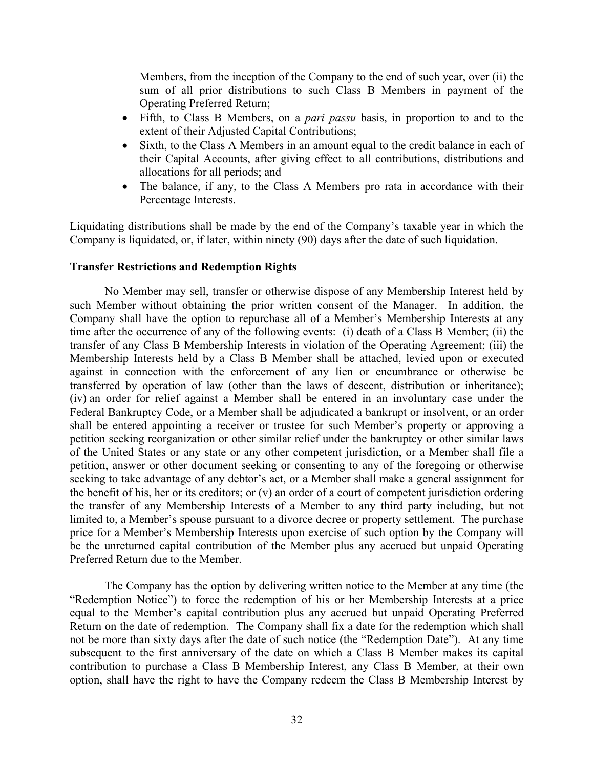Members, from the inception of the Company to the end of such year, over (ii) the sum of all prior distributions to such Class B Members in payment of the Operating Preferred Return;

- Fifth, to Class B Members, on a *pari passu* basis, in proportion to and to the extent of their Adjusted Capital Contributions;
- Sixth, to the Class A Members in an amount equal to the credit balance in each of their Capital Accounts, after giving effect to all contributions, distributions and allocations for all periods; and
- The balance, if any, to the Class A Members pro rata in accordance with their Percentage Interests.

Liquidating distributions shall be made by the end of the Company's taxable year in which the Company is liquidated, or, if later, within ninety (90) days after the date of such liquidation.

**Transfer Restrictions and Redemption Rights**

No Member may sell, transfer or otherwise dispose of any Membership Interest held by such Member without obtaining the prior written consent of the Manager. In addition, the Company shall have the option to repurchase all of a Member's Membership Interests at any time after the occurrence of any of the following events: (i) death of a Class B Member; (ii) the transfer of any Class B Membership Interests in violation of the Operating Agreement; (iii) the Membership Interests held by a Class B Member shall be attached, levied upon or executed against in connection with the enforcement of any lien or encumbrance or otherwise be transferred by operation of law (other than the laws of descent, distribution or inheritance); (iv) an order for relief against a Member shall be entered in an involuntary case under the Federal Bankruptcy Code, or a Member shall be adjudicated a bankrupt or insolvent, or an order shall be entered appointing a receiver or trustee for such Member's property or approving a petition seeking reorganization or other similar relief under the bankruptcy or other similar laws of the United States or any state or any other competent jurisdiction, or a Member shall file a petition, answer or other document seeking or consenting to any of the foregoing or otherwise seeking to take advantage of any debtor's act, or a Member shall make a general assignment for the benefit of his, her or its creditors; or (v) an order of a court of competent jurisdiction ordering the transfer of any Membership Interests of a Member to any third party including, but not limited to, a Member's spouse pursuant to a divorce decree or property settlement. The purchase price for a Member's Membership Interests upon exercise of such option by the Company will be the unreturned capital contribution of the Member plus any accrued but unpaid Operating Preferred Return due to the Member.

The Company has the option by delivering written notice to the Member at any time (the "Redemption Notice") to force the redemption of his or her Membership Interests at a price equal to the Member's capital contribution plus any accrued but unpaid Operating Preferred Return on the date of redemption. The Company shall fix a date for the redemption which shall not be more than sixty days after the date of such notice (the "Redemption Date"). At any time subsequent to the first anniversary of the date on which a Class B Member makes its capital contribution to purchase a Class B Membership Interest, any Class B Member, at their own option, shall have the right to have the Company redeem the Class B Membership Interest by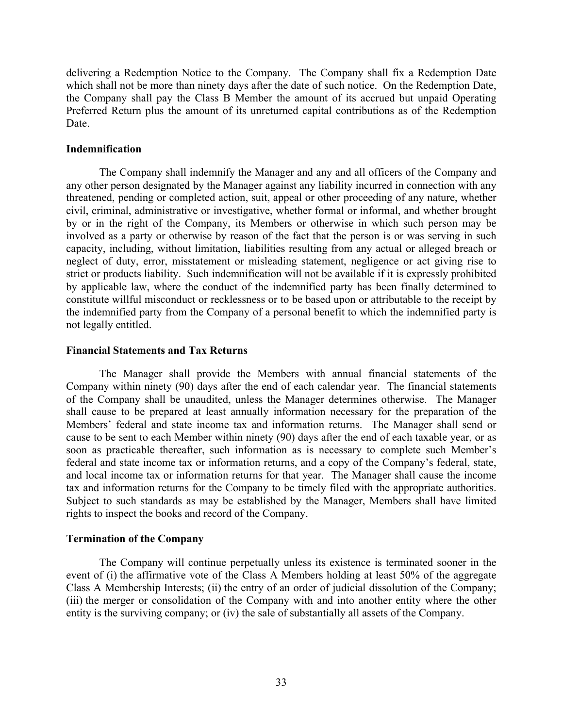delivering a Redemption Notice to the Company. The Company shall fix a Redemption Date which shall not be more than ninety days after the date of such notice. On the Redemption Date, the Company shall pay the Class B Member the amount of its accrued but unpaid Operating Preferred Return plus the amount of its unreturned capital contributions as of the Redemption Date.

**Indemnification**

The Company shall indemnify the Manager and any and all officers of the Company and any other person designated by the Manager against any liability incurred in connection with any threatened, pending or completed action, suit, appeal or other proceeding of any nature, whether civil, criminal, administrative or investigative, whether formal or informal, and whether brought by or in the right of the Company, its Members or otherwise in which such person may be involved as a party or otherwise by reason of the fact that the person is or was serving in such capacity, including, without limitation, liabilities resulting from any actual or alleged breach or neglect of duty, error, misstatement or misleading statement, negligence or act giving rise to strict or products liability. Such indemnification will not be available if it is expressly prohibited by applicable law, where the conduct of the indemnified party has been finally determined to constitute willful misconduct or recklessness or to be based upon or attributable to the receipt by the indemnified party from the Company of a personal benefit to which the indemnified party is not legally entitled.

**Financial Statements and Tax Returns**

The Manager shall provide the Members with annual financial statements of the Company within ninety (90) days after the end of each calendar year. The financial statements of the Company shall be unaudited, unless the Manager determines otherwise. The Manager shall cause to be prepared at least annually information necessary for the preparation of the Members' federal and state income tax and information returns. The Manager shall send or cause to be sent to each Member within ninety (90) days after the end of each taxable year, or as soon as practicable thereafter, such information as is necessary to complete such Member's federal and state income tax or information returns, and a copy of the Company's federal, state, and local income tax or information returns for that year. The Manager shall cause the income tax and information returns for the Company to be timely filed with the appropriate authorities. Subject to such standards as may be established by the Manager, Members shall have limited rights to inspect the books and record of the Company.

**Termination of the Company**

The Company will continue perpetually unless its existence is terminated sooner in the event of (i) the affirmative vote of the Class A Members holding at least 50% of the aggregate Class A Membership Interests; (ii) the entry of an order of judicial dissolution of the Company; (iii) the merger or consolidation of the Company with and into another entity where the other entity is the surviving company; or (iv) the sale of substantially all assets of the Company.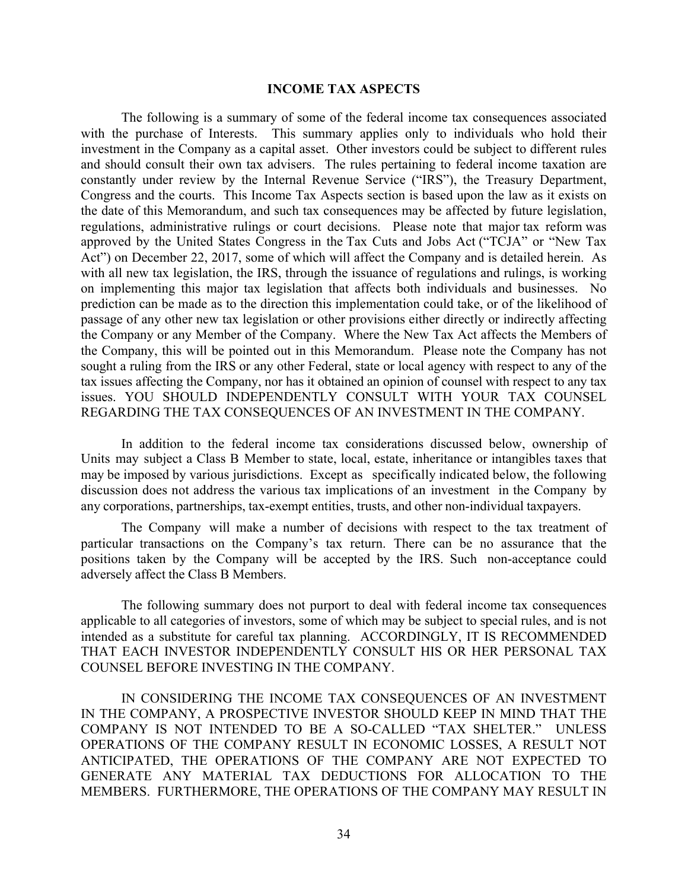## INCOME TAX ASPECTS

The following is a summary of some of the federal income tax consequences associated with the purchase of Interests. This summary applies only to individuals who hold their investment in the Company as a capital asset. Other investors could be subject to different rules and should consult their own tax advisers. The rules pertaining to federal income taxation are constantly under review by the Internal Revenue Service ("IRS"), the Treasury Department, Congress and the courts. This Income Tax Aspects section is based upon the law as it exists on the date of this Memorandum, and such tax consequences may be affected by future legislation, regulations, administrative rulings or court decisions. Please note that major tax reform was approved by the United States Congress in the Tax Cuts and Jobs Act ("TCJA" or "New Tax Act") on December 22, 2017, some of which will affect the Company and is detailed herein. As with all new tax legislation, the IRS, through the issuance of regulations and rulings, is working on implementing this major tax legislation that affects both individuals and businesses. No prediction can be made as to the direction this implementation could take, or of the likelihood of passage of any other new tax legislation or other provisions either directly or indirectly affecting the Company or any Member of the Company. Where the New Tax Act affects the Members of the Company, this will be pointed out in this Memorandum. Please note the Company has not sought a ruling from the IRS or any other Federal, state or local agency with respect to any of the tax issues affecting the Company, nor has it obtained an opinion of counsel with respect to any tax issues. YOU SHOULD INDEPENDENTLY CONSULT WITH YOUR TAX COUNSEL REGARDING THE TAX CONSEQUENCES OF AN INVESTMENT IN THE COMPANY.

In addition to the federal income tax considerations discussed below, ownership of Units may subject a Class B Member to state, local, estate, inheritance or intangibles taxes that may be imposed by various jurisdictions. Except as specifically indicated below, the following discussion does not address the various tax implications of an investment in the Company by any corporations, partnerships, tax-exempt entities, trusts, and other non-individual taxpayers.

The Company will make a number of decisions with respect to the tax treatment of particular transactions on the Company's tax return. There can be no assurance that the positions taken by the Company will be accepted by the IRS. Such non-acceptance could adversely affect the Class B Members.

The following summary does not purport to deal with federal income tax consequences applicable to all categories of investors, some of which may be subject to special rules, and is not intended as a substitute for careful tax planning. ACCORDINGLY, IT IS RECOMMENDED THAT EACH INVESTOR INDEPENDENTLY CONSULT HIS OR HER PERSONAL TAX COUNSEL BEFORE INVESTING IN THE COMPANY.

IN CONSIDERING THE INCOME TAX CONSEQUENCES OF AN INVESTMENT IN THE COMPANY, A PROSPECTIVE INVESTOR SHOULD KEEP IN MIND THAT THE COMPANY IS NOT INTENDED TO BE A SO-CALLED "TAX SHELTER." UNLESS OPERATIONS OF THE COMPANY RESULT IN ECONOMIC LOSSES, A RESULT NOT ANTICIPATED, THE OPERATIONS OF THE COMPANY ARE NOT EXPECTED TO GENERATE ANY MATERIAL TAX DEDUCTIONS FOR ALLOCATION TO THE MEMBERS. FURTHERMORE, THE OPERATIONS OF THE COMPANY MAY RESULT IN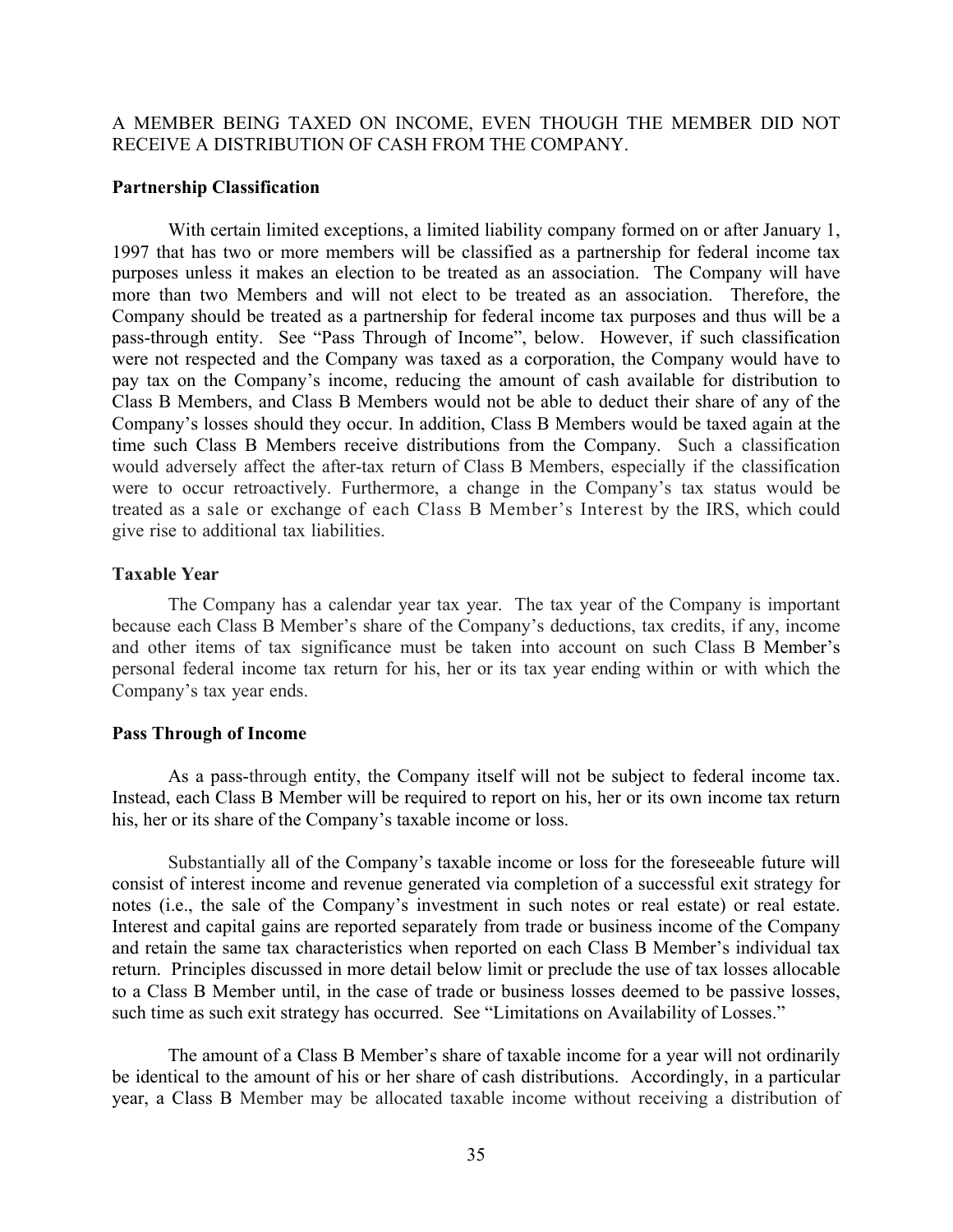A MEMBER BEING TAXED ON INCOME, EVEN THOUGH THE MEMBER DID NOT RECEIVE A DISTRIBUTION OF CASH FROM THE COMPANY.

**Partnership Classification**

With certain limited exceptions, a limited liability company formed on or after January 1, 1997 that has two or more members will be classified as a partnership for federal income tax purposes unless it makes an election to be treated as an association. The Company will have more than two Members and will not elect to be treated as an association. Therefore, the Company should be treated as a partnership for federal income tax purposes and thus will be a pass-through entity. See "Pass Through of Income", below. However, if such classification were not respected and the Company was taxed as a corporation, the Company would have to pay tax on the Company's income, reducing the amount of cash available for distribution to Class B Members, and Class B Members would not be able to deduct their share of any of the Company's losses should they occur. In addition, Class B Members would be taxed again at the time such Class B Members receive distributions from the Company. Such a classification would adversely affect the after-tax return of Class B Members, especially if the classification were to occur retroactively. Furthermore, a change in the Company's tax status would be treated as a sale or exchange of each Class B Member's Interest by the IRS, which could give rise to additional tax liabilities.

**Taxable Year**

The Company has a calendar year tax year. The tax year of the Company is important because each Class B Member's share of the Company's deductions, tax credits, if any, income and other items of tax significance must be taken into account on such Class B Member's personal federal income tax return for his, her or its tax year ending within or with which the Company's tax year ends.

**Pass Through of Income**

As a pass-through entity, the Company itself will not be subject to federal income tax. Instead, each Class B Member will be required to report on his, her or its own income tax return his, her or its share of the Company's taxable income or loss.

Substantially all of the Company's taxable income or loss for the foreseeable future will consist of interest income and revenue generated via completion of a successful exit strategy for notes (i.e., the sale of the Company's investment in such notes or real estate) or real estate. Interest and capital gains are reported separately from trade or business income of the Company and retain the same tax characteristics when reported on each Class B Member's individual tax return. Principles discussed in more detail below limit or preclude the use of tax losses allocable to a Class B Member until, in the case of trade or business losses deemed to be passive losses, such time as such exit strategy has occurred. See "Limitations on Availability of Losses."

The amount of a Class B Member's share of taxable income for a year will not ordinarily be identical to the amount of his or her share of cash distributions. Accordingly, in a particular year, a Class B Member may be allocated taxable income without receiving a distribution of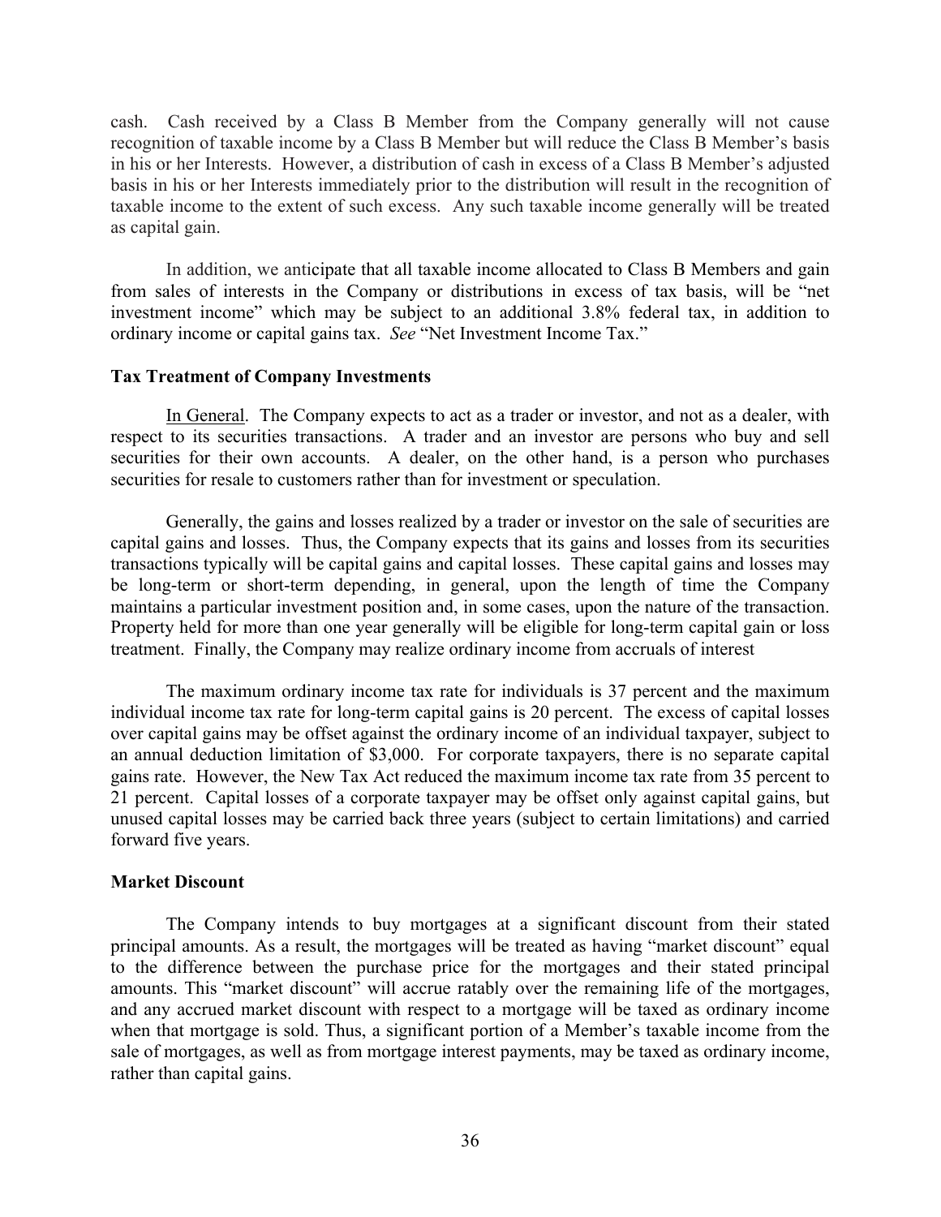cash. Cash received by a Class B Member from the Company generally will not cause recognition of taxable income by a Class B Member but will reduce the Class B Member's basis in his or her Interests. However, a distribution of cash in excess of a Class B Member's adjusted basis in his or her Interests immediately prior to the distribution will result in the recognition of taxable income to the extent of such excess. Any such taxable income generally will be treated as capital gain.

In addition, we anticipate that all taxable income allocated to Class B Members and gain from sales of interests in the Company or distributions in excess of tax basis, will be "net investment income" which may be subject to an additional 3.8% federal tax, in addition to ordinary income or capital gains tax. *See* "Net Investment Income Tax."

**Tax Treatment of Company Investments**

In General. The Company expects to act as a trader or investor, and not as a dealer, with respect to its securities transactions. A trader and an investor are persons who buy and sell securities for their own accounts. A dealer, on the other hand, is a person who purchases securities for resale to customers rather than for investment or speculation.

Generally, the gains and losses realized by a trader or investor on the sale of securities are capital gains and losses. Thus, the Company expects that its gains and losses from its securities transactions typically will be capital gains and capital losses. These capital gains and losses may be long-term or short-term depending, in general, upon the length of time the Company maintains a particular investment position and, in some cases, upon the nature of the transaction. Property held for more than one year generally will be eligible for long-term capital gain or loss treatment. Finally, the Company may realize ordinary income from accruals of interest

The maximum ordinary income tax rate for individuals is 37 percent and the maximum individual income tax rate for long-term capital gains is 20 percent. The excess of capital losses over capital gains may be offset against the ordinary income of an individual taxpayer, subject to an annual deduction limitation of $3,000. For corporate taxpayers, there is no separate capital gains rate. However, the New Tax Act reduced the maximum income tax rate from 35 percent to 21 percent. Capital losses of a corporate taxpayer may be offset only against capital gains, but unused capital losses may be carried back three years (subject to certain limitations) and carried forward five years.

**Market Discount**

The Company intends to buy mortgages at a significant discount from their stated principal amounts. As a result, the mortgages will be treated as having "market discount" equal to the difference between the purchase price for the mortgages and their stated principal amounts. This "market discount" will accrue ratably over the remaining life of the mortgages, and any accrued market discount with respect to a mortgage will be taxed as ordinary income when that mortgage is sold. Thus, a significant portion of a Member's taxable income from the sale of mortgages, as well as from mortgage interest payments, may be taxed as ordinary income, rather than capital gains.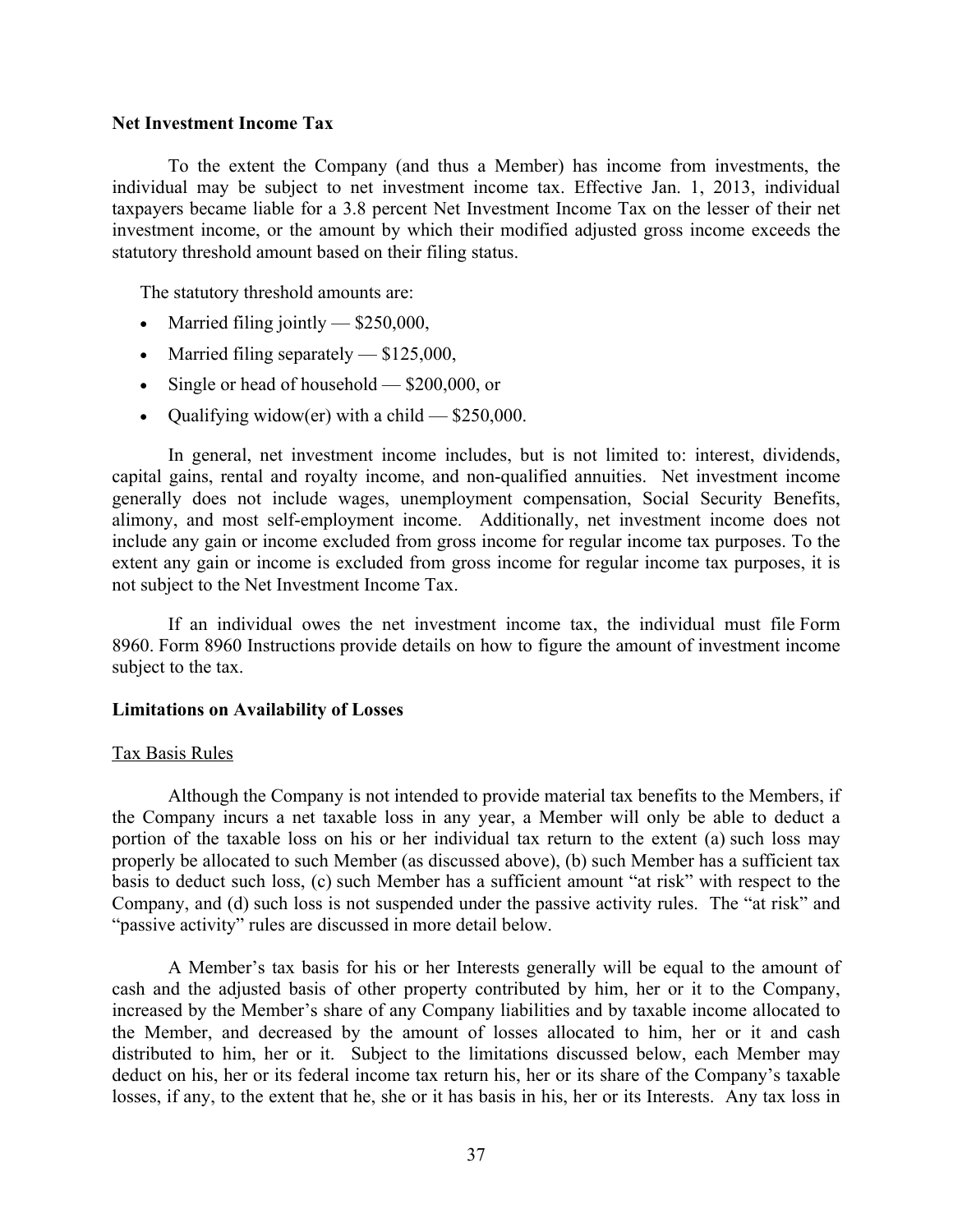**Net Investment Income Tax**

To the extent the Company (and thus a Member) has income from investments, the individual may be subject to net investment income tax. Effective Jan. 1, 2013, individual taxpayers became liable for a 3.8 percent Net Investment Income Tax on the lesser of their net investment income, or the amount by which their modified adjusted gross income exceeds the statutory threshold amount based on their filing status.

The statutory threshold amounts are:

- Married filing jointly — $250,000,
- Married filing separately — $125,000,
- Single or head of household — $200,000, or
- Qualifying widow(er) with a child — $250,000.

In general, net investment income includes, but is not limited to: interest, dividends, capital gains, rental and royalty income, and non-qualified annuities. Net investment income generally does not include wages, unemployment compensation, Social Security Benefits, alimony, and most self-employment income. Additionally, net investment income does not include any gain or income excluded from gross income for regular income tax purposes. To the extent any gain or income is excluded from gross income for regular income tax purposes, it is not subject to the Net Investment Income Tax.

If an individual owes the net investment income tax, the individual must file Form 8960. Form 8960 Instructions provide details on how to figure the amount of investment income subject to the tax.

**Limitations on Availability of Losses**

Tax Basis Rules

Although the Company is not intended to provide material tax benefits to the Members, if the Company incurs a net taxable loss in any year, a Member will only be able to deduct a portion of the taxable loss on his or her individual tax return to the extent (a) such loss may properly be allocated to such Member (as discussed above), (b) such Member has a sufficient tax basis to deduct such loss, (c) such Member has a sufficient amount "at risk" with respect to the Company, and (d) such loss is not suspended under the passive activity rules. The "at risk" and "passive activity" rules are discussed in more detail below.

A Member's tax basis for his or her Interests generally will be equal to the amount of cash and the adjusted basis of other property contributed by him, her or it to the Company, increased by the Member's share of any Company liabilities and by taxable income allocated to the Member, and decreased by the amount of losses allocated to him, her or it and cash distributed to him, her or it. Subject to the limitations discussed below, each Member may deduct on his, her or its federal income tax return his, her or its share of the Company's taxable losses, if any, to the extent that he, she or it has basis in his, her or its Interests. Any tax loss in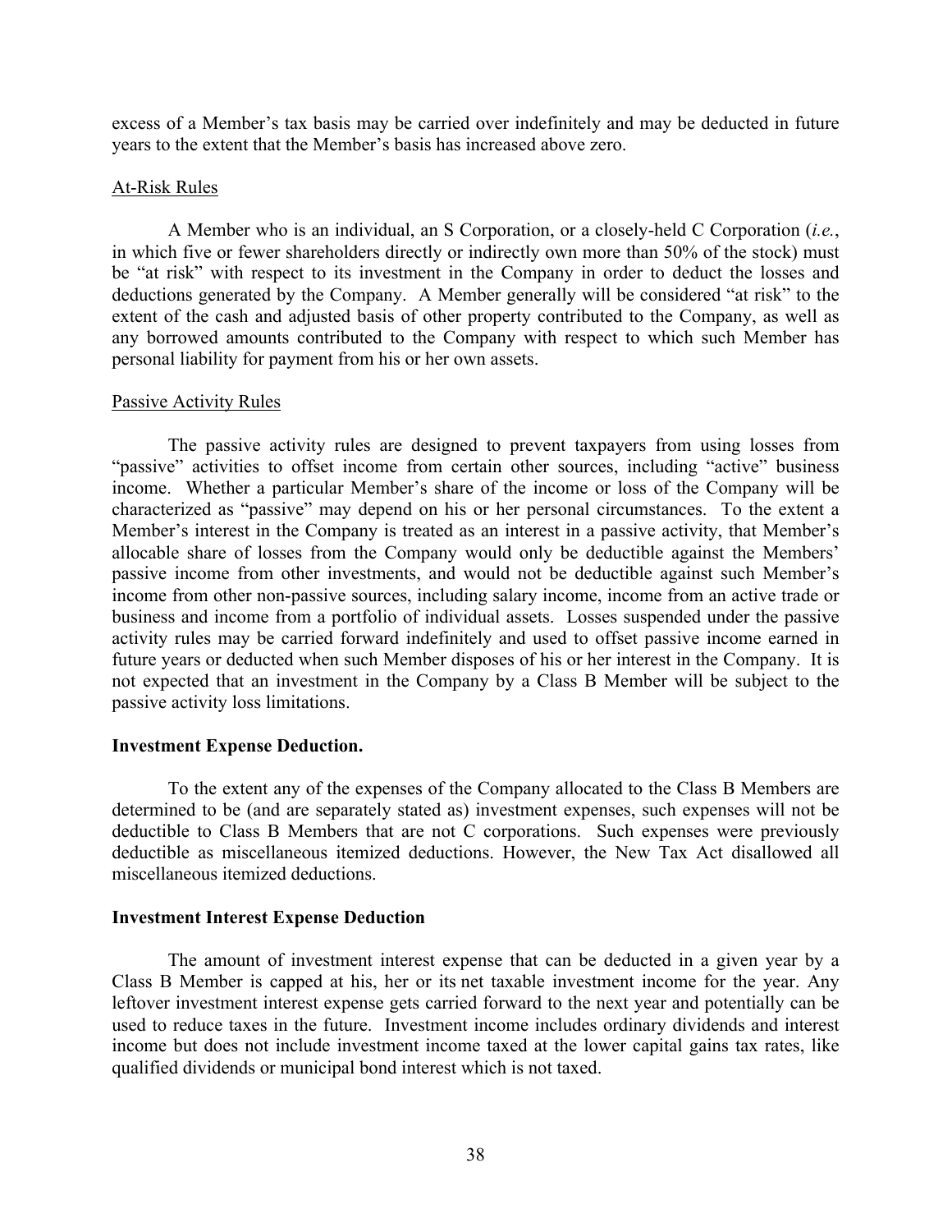excess of a Member's tax basis may be carried over indefinitely and may be deducted in future years to the extent that the Member's basis has increased above zero.

### At-Risk Rules

A Member who is an individual, an S Corporation, or a closely-held C Corporation (*i.e.*, in which five or fewer shareholders directly or indirectly own more than 50% of the stock) must be "at risk" with respect to its investment in the Company in order to deduct the losses and deductions generated by the Company. A Member generally will be considered "at risk" to the extent of the cash and adjusted basis of other property contributed to the Company, as well as any borrowed amounts contributed to the Company with respect to which such Member has personal liability for payment from his or her own assets.

### Passive Activity Rules

The passive activity rules are designed to prevent taxpayers from using losses from "passive" activities to offset income from certain other sources, including "active" business income. Whether a particular Member's share of the income or loss of the Company will be characterized as "passive" may depend on his or her personal circumstances. To the extent a Member's interest in the Company is treated as an interest in a passive activity, that Member's allocable share of losses from the Company would only be deductible against the Members' passive income from other investments, and would not be deductible against such Member's income from other non-passive sources, including salary income, income from an active trade or business and income from a portfolio of individual assets. Losses suspended under the passive activity rules may be carried forward indefinitely and used to offset passive income earned in future years or deducted when such Member disposes of his or her interest in the Company. It is not expected that an investment in the Company by a Class B Member will be subject to the passive activity loss limitations.

### Investment Expense Deduction.

To the extent any of the expenses of the Company allocated to the Class B Members are determined to be (and are separately stated as) investment expenses, such expenses will not be deductible to Class B Members that are not C corporations. Such expenses were previously deductible as miscellaneous itemized deductions. However, the New Tax Act disallowed all miscellaneous itemized deductions.

### Investment Interest Expense Deduction

The amount of investment interest expense that can be deducted in a given year by a Class B Member is capped at his, her or its net taxable investment income for the year. Any leftover investment interest expense gets carried forward to the next year and potentially can be used to reduce taxes in the future. Investment income includes ordinary dividends and interest income but does not include investment income taxed at the lower capital gains tax rates, like qualified dividends or municipal bond interest which is not taxed.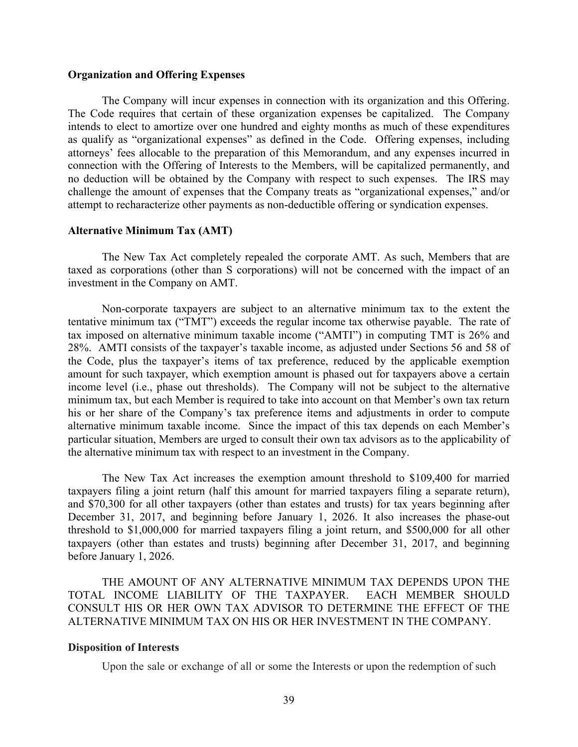**Organization and Offering Expenses**

The Company will incur expenses in connection with its organization and this Offering. The Code requires that certain of these organization expenses be capitalized. The Company intends to elect to amortize over one hundred and eighty months as much of these expenditures as qualify as "organizational expenses" as defined in the Code. Offering expenses, including attorneys' fees allocable to the preparation of this Memorandum, and any expenses incurred in connection with the Offering of Interests to the Members, will be capitalized permanently, and no deduction will be obtained by the Company with respect to such expenses. The IRS may challenge the amount of expenses that the Company treats as "organizational expenses," and/or attempt to recharacterize other payments as non-deductible offering or syndication expenses.

**Alternative Minimum Tax (AMT)**

The New Tax Act completely repealed the corporate AMT. As such, Members that are taxed as corporations (other than S corporations) will not be concerned with the impact of an investment in the Company on AMT.

Non-corporate taxpayers are subject to an alternative minimum tax to the extent the tentative minimum tax ("TMT") exceeds the regular income tax otherwise payable. The rate of tax imposed on alternative minimum taxable income ("AMTI") in computing TMT is 26% and 28%. AMTI consists of the taxpayer's taxable income, as adjusted under Sections 56 and 58 of the Code, plus the taxpayer's items of tax preference, reduced by the applicable exemption amount for such taxpayer, which exemption amount is phased out for taxpayers above a certain income level (i.e., phase out thresholds). The Company will not be subject to the alternative minimum tax, but each Member is required to take into account on that Member's own tax return his or her share of the Company's tax preference items and adjustments in order to compute alternative minimum taxable income. Since the impact of this tax depends on each Member's particular situation, Members are urged to consult their own tax advisors as to the applicability of the alternative minimum tax with respect to an investment in the Company.

The New Tax Act increases the exemption amount threshold to $109,400 for married taxpayers filing a joint return (half this amount for married taxpayers filing a separate return), and $70,300 for all other taxpayers (other than estates and trusts) for tax years beginning after December 31, 2017, and beginning before January 1, 2026. It also increases the phase-out threshold to $1,000,000 for married taxpayers filing a joint return, and $500,000 for all other taxpayers (other than estates and trusts) beginning after December 31, 2017, and beginning before January 1, 2026.

THE AMOUNT OF ANY ALTERNATIVE MINIMUM TAX DEPENDS UPON THE TOTAL INCOME LIABILITY OF THE TAXPAYER. EACH MEMBER SHOULD CONSULT HIS OR HER OWN TAX ADVISOR TO DETERMINE THE EFFECT OF THE ALTERNATIVE MINIMUM TAX ON HIS OR HER INVESTMENT IN THE COMPANY.

**Disposition of Interests**

Upon the sale or exchange of all or some the Interests or upon the redemption of such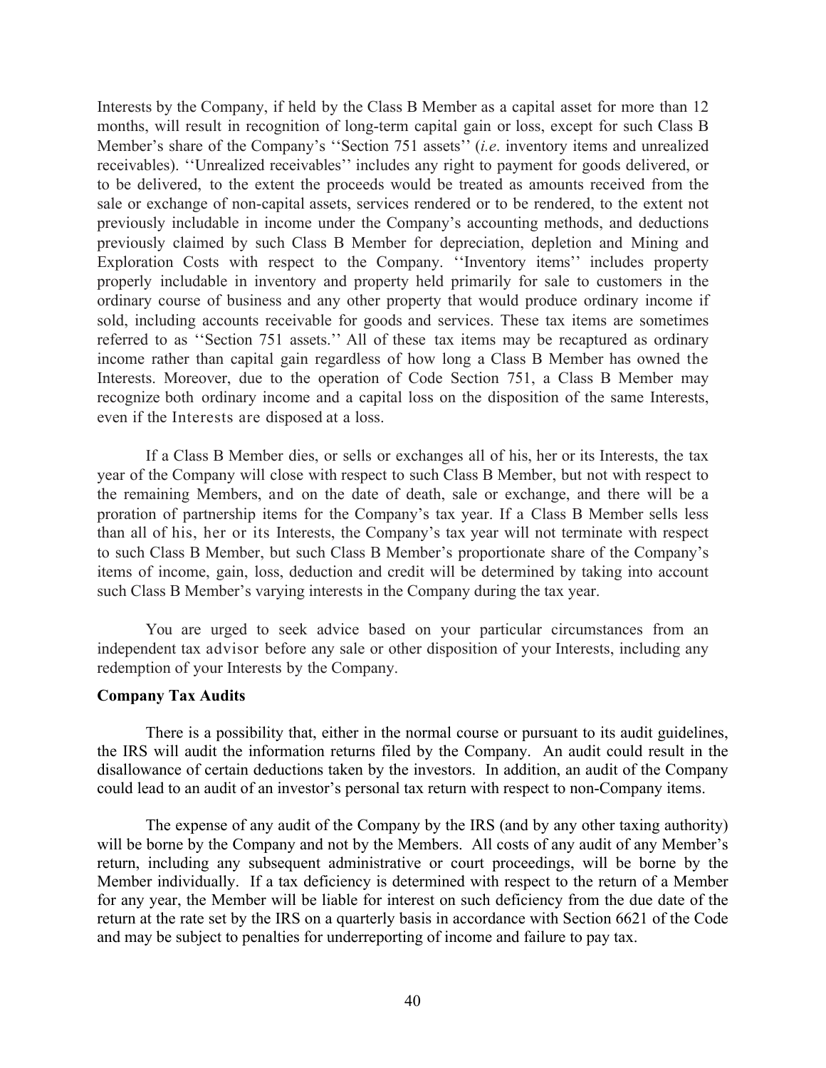Interests by the Company, if held by the Class B Member as a capital asset for more than 12 months, will result in recognition of long-term capital gain or loss, except for such Class B Member's share of the Company's ''Section 751 assets'' (*i.e*. inventory items and unrealized receivables). ''Unrealized receivables'' includes any right to payment for goods delivered, or to be delivered, to the extent the proceeds would be treated as amounts received from the sale or exchange of non-capital assets, services rendered or to be rendered, to the extent not previously includable in income under the Company's accounting methods, and deductions previously claimed by such Class B Member for depreciation, depletion and Mining and Exploration Costs with respect to the Company. ''Inventory items'' includes property properly includable in inventory and property held primarily for sale to customers in the ordinary course of business and any other property that would produce ordinary income if sold, including accounts receivable for goods and services. These tax items are sometimes referred to as ''Section 751 assets.'' All of these tax items may be recaptured as ordinary income rather than capital gain regardless of how long a Class B Member has owned the Interests. Moreover, due to the operation of Code Section 751, a Class B Member may recognize both ordinary income and a capital loss on the disposition of the same Interests, even if the Interests are disposed at a loss.

If a Class B Member dies, or sells or exchanges all of his, her or its Interests, the tax year of the Company will close with respect to such Class B Member, but not with respect to the remaining Members, and on the date of death, sale or exchange, and there will be a proration of partnership items for the Company's tax year. If a Class B Member sells less than all of his, her or its Interests, the Company's tax year will not terminate with respect to such Class B Member, but such Class B Member's proportionate share of the Company's items of income, gain, loss, deduction and credit will be determined by taking into account such Class B Member's varying interests in the Company during the tax year.

You are urged to seek advice based on your particular circumstances from an independent tax advisor before any sale or other disposition of your Interests, including any redemption of your Interests by the Company.

**Company Tax Audits**

There is a possibility that, either in the normal course or pursuant to its audit guidelines, the IRS will audit the information returns filed by the Company. An audit could result in the disallowance of certain deductions taken by the investors. In addition, an audit of the Company could lead to an audit of an investor's personal tax return with respect to non-Company items.

The expense of any audit of the Company by the IRS (and by any other taxing authority) will be borne by the Company and not by the Members. All costs of any audit of any Member's return, including any subsequent administrative or court proceedings, will be borne by the Member individually. If a tax deficiency is determined with respect to the return of a Member for any year, the Member will be liable for interest on such deficiency from the due date of the return at the rate set by the IRS on a quarterly basis in accordance with Section 6621 of the Code and may be subject to penalties for underreporting of income and failure to pay tax.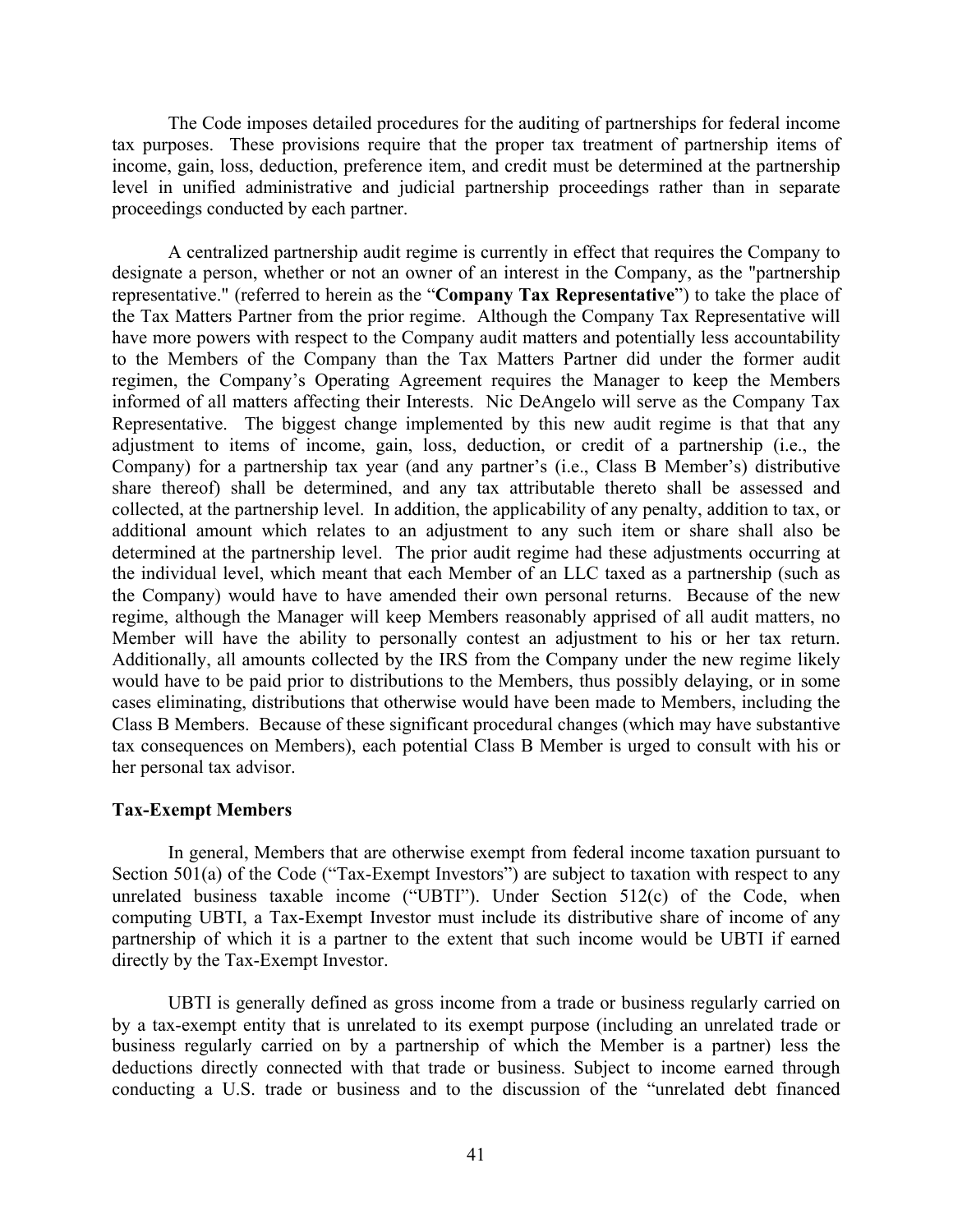The Code imposes detailed procedures for the auditing of partnerships for federal income tax purposes. These provisions require that the proper tax treatment of partnership items of income, gain, loss, deduction, preference item, and credit must be determined at the partnership level in unified administrative and judicial partnership proceedings rather than in separate proceedings conducted by each partner.

A centralized partnership audit regime is currently in effect that requires the Company to designate a person, whether or not an owner of an interest in the Company, as the "partnership representative." (referred to herein as the "**Company Tax Representative**") to take the place of the Tax Matters Partner from the prior regime. Although the Company Tax Representative will have more powers with respect to the Company audit matters and potentially less accountability to the Members of the Company than the Tax Matters Partner did under the former audit regimen, the Company's Operating Agreement requires the Manager to keep the Members informed of all matters affecting their Interests. Nic DeAngelo will serve as the Company Tax Representative. The biggest change implemented by this new audit regime is that that any adjustment to items of income, gain, loss, deduction, or credit of a partnership (i.e., the Company) for a partnership tax year (and any partner's (i.e., Class B Member's) distributive share thereof) shall be determined, and any tax attributable thereto shall be assessed and collected, at the partnership level. In addition, the applicability of any penalty, addition to tax, or additional amount which relates to an adjustment to any such item or share shall also be determined at the partnership level. The prior audit regime had these adjustments occurring at the individual level, which meant that each Member of an LLC taxed as a partnership (such as the Company) would have to have amended their own personal returns. Because of the new regime, although the Manager will keep Members reasonably apprised of all audit matters, no Member will have the ability to personally contest an adjustment to his or her tax return. Additionally, all amounts collected by the IRS from the Company under the new regime likely would have to be paid prior to distributions to the Members, thus possibly delaying, or in some cases eliminating, distributions that otherwise would have been made to Members, including the Class B Members. Because of these significant procedural changes (which may have substantive tax consequences on Members), each potential Class B Member is urged to consult with his or her personal tax advisor.

**Tax-Exempt Members**

In general, Members that are otherwise exempt from federal income taxation pursuant to Section 501(a) of the Code ("Tax-Exempt Investors") are subject to taxation with respect to any unrelated business taxable income ("UBTI"). Under Section 512(c) of the Code, when computing UBTI, a Tax-Exempt Investor must include its distributive share of income of any partnership of which it is a partner to the extent that such income would be UBTI if earned directly by the Tax-Exempt Investor.

UBTI is generally defined as gross income from a trade or business regularly carried on by a tax-exempt entity that is unrelated to its exempt purpose (including an unrelated trade or business regularly carried on by a partnership of which the Member is a partner) less the deductions directly connected with that trade or business. Subject to income earned through conducting a U.S. trade or business and to the discussion of the "unrelated debt financed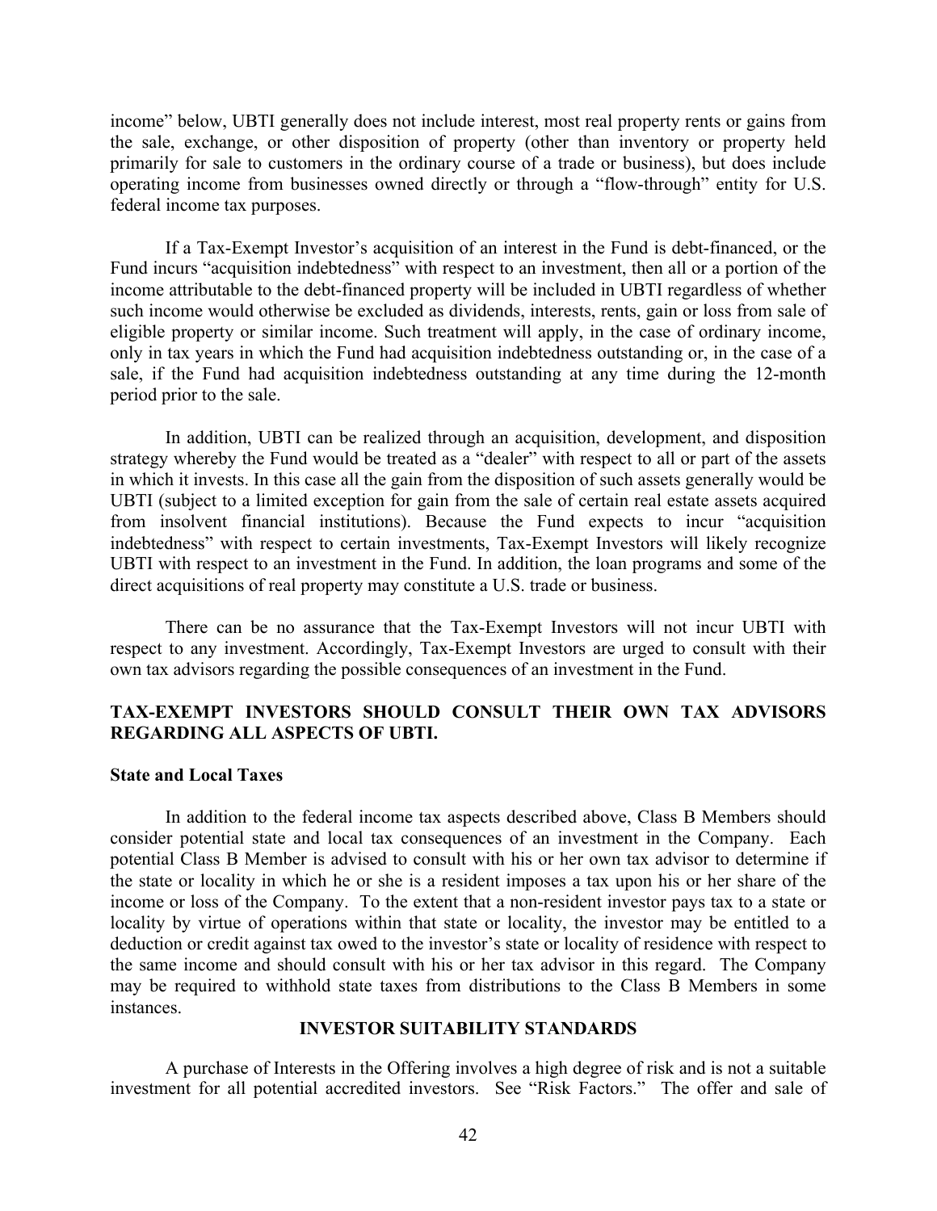income" below, UBTI generally does not include interest, most real property rents or gains from the sale, exchange, or other disposition of property (other than inventory or property held primarily for sale to customers in the ordinary course of a trade or business), but does include operating income from businesses owned directly or through a "flow-through" entity for U.S. federal income tax purposes.

If a Tax-Exempt Investor's acquisition of an interest in the Fund is debt-financed, or the Fund incurs "acquisition indebtedness" with respect to an investment, then all or a portion of the income attributable to the debt-financed property will be included in UBTI regardless of whether such income would otherwise be excluded as dividends, interests, rents, gain or loss from sale of eligible property or similar income. Such treatment will apply, in the case of ordinary income, only in tax years in which the Fund had acquisition indebtedness outstanding or, in the case of a sale, if the Fund had acquisition indebtedness outstanding at any time during the 12-month period prior to the sale.

In addition, UBTI can be realized through an acquisition, development, and disposition strategy whereby the Fund would be treated as a "dealer" with respect to all or part of the assets in which it invests. In this case all the gain from the disposition of such assets generally would be UBTI (subject to a limited exception for gain from the sale of certain real estate assets acquired from insolvent financial institutions). Because the Fund expects to incur "acquisition indebtedness" with respect to certain investments, Tax-Exempt Investors will likely recognize UBTI with respect to an investment in the Fund. In addition, the loan programs and some of the direct acquisitions of real property may constitute a U.S. trade or business.

There can be no assurance that the Tax-Exempt Investors will not incur UBTI with respect to any investment. Accordingly, Tax-Exempt Investors are urged to consult with their own tax advisors regarding the possible consequences of an investment in the Fund.

**TAX-EXEMPT INVESTORS SHOULD CONSULT THEIR OWN TAX ADVISORS REGARDING ALL ASPECTS OF UBTI.**

### State and Local Taxes

In addition to the federal income tax aspects described above, Class B Members should consider potential state and local tax consequences of an investment in the Company. Each potential Class B Member is advised to consult with his or her own tax advisor to determine if the state or locality in which he or she is a resident imposes a tax upon his or her share of the income or loss of the Company. To the extent that a non-resident investor pays tax to a state or locality by virtue of operations within that state or locality, the investor may be entitled to a deduction or credit against tax owed to the investor's state or locality of residence with respect to the same income and should consult with his or her tax advisor in this regard. The Company may be required to withhold state taxes from distributions to the Class B Members in some instances.

## INVESTOR SUITABILITY STANDARDS

A purchase of Interests in the Offering involves a high degree of risk and is not a suitable investment for all potential accredited investors. See "Risk Factors." The offer and sale of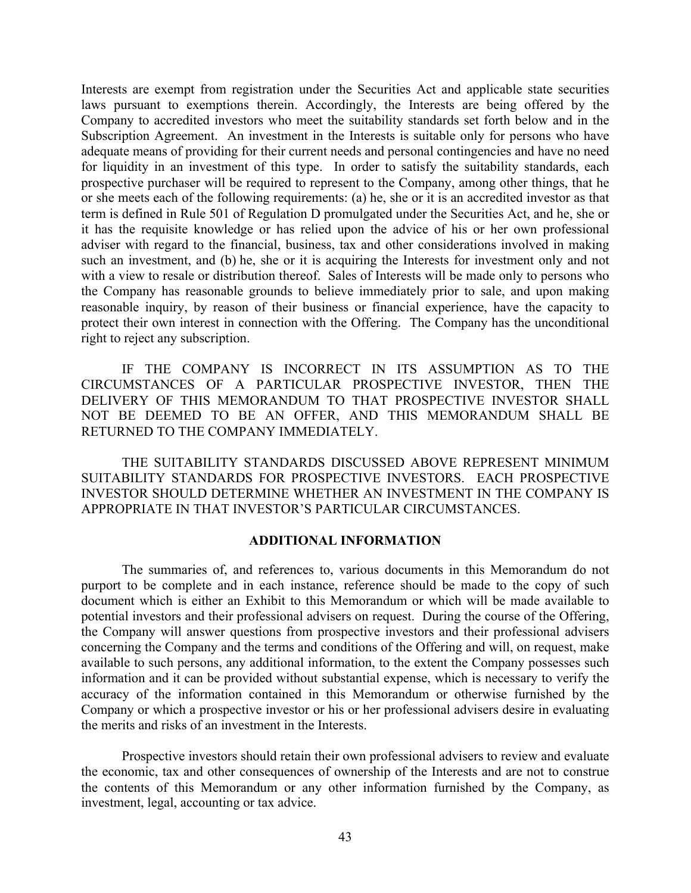Interests are exempt from registration under the Securities Act and applicable state securities laws pursuant to exemptions therein. Accordingly, the Interests are being offered by the Company to accredited investors who meet the suitability standards set forth below and in the Subscription Agreement. An investment in the Interests is suitable only for persons who have adequate means of providing for their current needs and personal contingencies and have no need for liquidity in an investment of this type. In order to satisfy the suitability standards, each prospective purchaser will be required to represent to the Company, among other things, that he or she meets each of the following requirements: (a) he, she or it is an accredited investor as that term is defined in Rule 501 of Regulation D promulgated under the Securities Act, and he, she or it has the requisite knowledge or has relied upon the advice of his or her own professional adviser with regard to the financial, business, tax and other considerations involved in making such an investment, and (b) he, she or it is acquiring the Interests for investment only and not with a view to resale or distribution thereof. Sales of Interests will be made only to persons who the Company has reasonable grounds to believe immediately prior to sale, and upon making reasonable inquiry, by reason of their business or financial experience, have the capacity to protect their own interest in connection with the Offering. The Company has the unconditional right to reject any subscription.

IF THE COMPANY IS INCORRECT IN ITS ASSUMPTION AS TO THE CIRCUMSTANCES OF A PARTICULAR PROSPECTIVE INVESTOR, THEN THE DELIVERY OF THIS MEMORANDUM TO THAT PROSPECTIVE INVESTOR SHALL NOT BE DEEMED TO BE AN OFFER, AND THIS MEMORANDUM SHALL BE RETURNED TO THE COMPANY IMMEDIATELY.

THE SUITABILITY STANDARDS DISCUSSED ABOVE REPRESENT MINIMUM SUITABILITY STANDARDS FOR PROSPECTIVE INVESTORS. EACH PROSPECTIVE INVESTOR SHOULD DETERMINE WHETHER AN INVESTMENT IN THE COMPANY IS APPROPRIATE IN THAT INVESTOR'S PARTICULAR CIRCUMSTANCES.

## ADDITIONAL INFORMATION

The summaries of, and references to, various documents in this Memorandum do not purport to be complete and in each instance, reference should be made to the copy of such document which is either an Exhibit to this Memorandum or which will be made available to potential investors and their professional advisers on request. During the course of the Offering, the Company will answer questions from prospective investors and their professional advisers concerning the Company and the terms and conditions of the Offering and will, on request, make available to such persons, any additional information, to the extent the Company possesses such information and it can be provided without substantial expense, which is necessary to verify the accuracy of the information contained in this Memorandum or otherwise furnished by the Company or which a prospective investor or his or her professional advisers desire in evaluating the merits and risks of an investment in the Interests.

Prospective investors should retain their own professional advisers to review and evaluate the economic, tax and other consequences of ownership of the Interests and are not to construe the contents of this Memorandum or any other information furnished by the Company, as investment, legal, accounting or tax advice.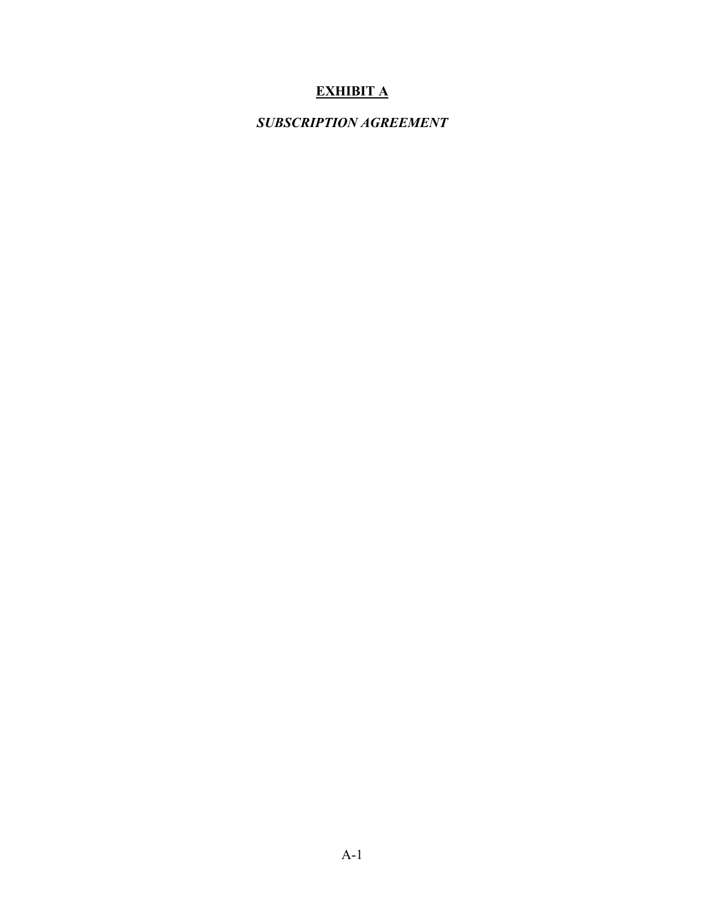# **EXHIBIT A**

***SUBSCRIPTION AGREEMENT***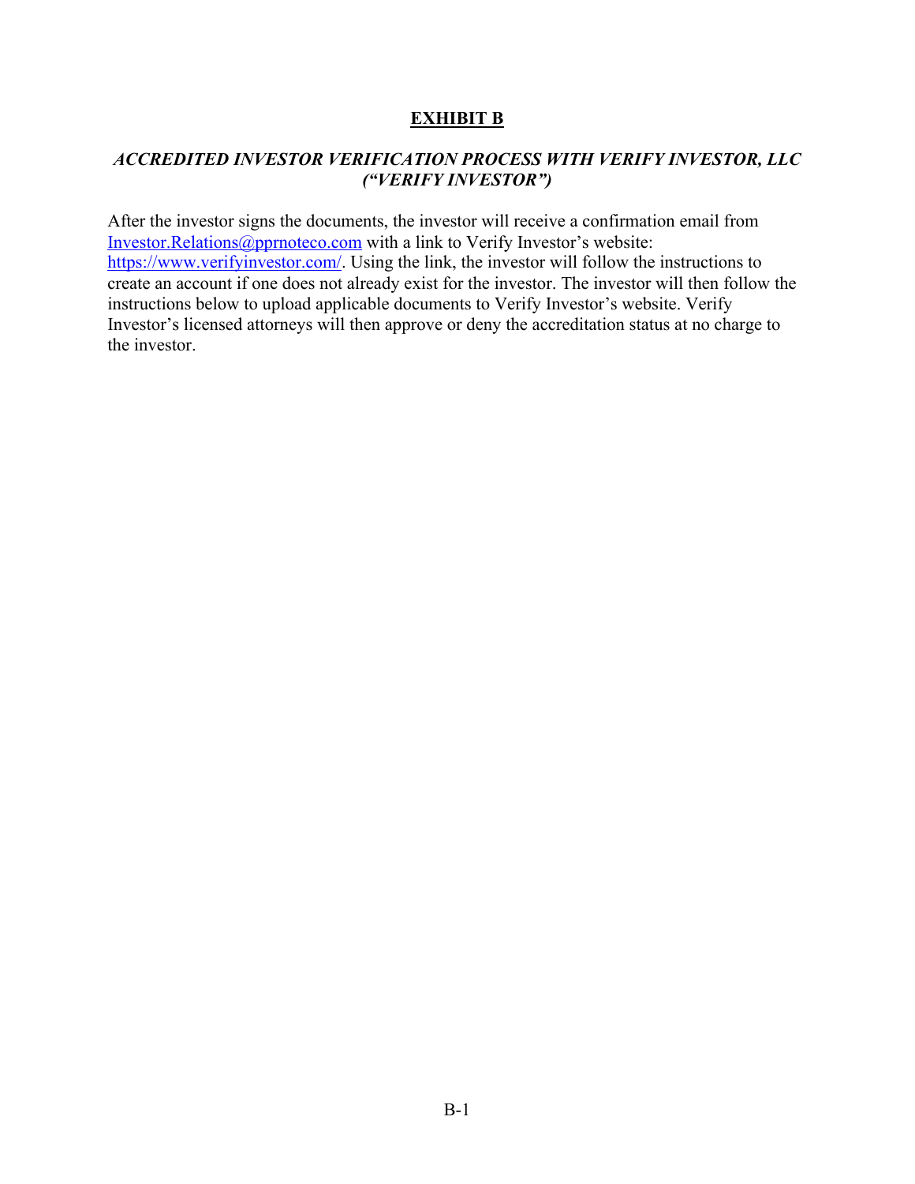# **EXHIBIT B**

## *ACCREDITED INVESTOR VERIFICATION PROCESS WITH VERIFY INVESTOR, LLC ("VERIFY INVESTOR")*

After the investor signs the documents, the investor will receive a confirmation email from Investor.Relations@pprnoteco.com with a link to Verify Investor's website: https://www.verifyinvestor.com/. Using the link, the investor will follow the instructions to create an account if one does not already exist for the investor. The investor will then follow the instructions below to upload applicable documents to Verify Investor's website. Verify Investor's licensed attorneys will then approve or deny the accreditation status at no charge to the investor.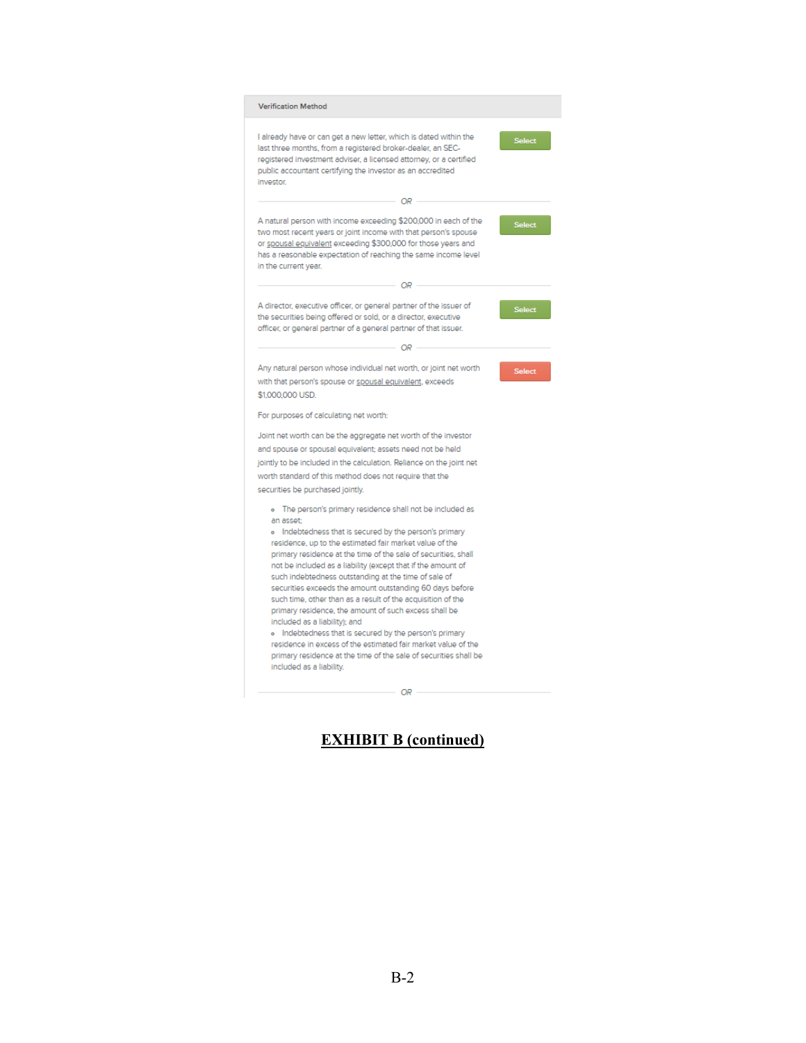**Verification Method**

I already have or can get a new letter, which is dated within the last three months, from a registered broker-dealer, an SEC-registered investment adviser, a licensed attorney, or a certified public accountant certifying the investor as an accredited investor.

Select

OR

A natural person with income exceeding $200,000 in each of the two most recent years or joint income with that person's spouse or spousal equivalent exceeding $300,000 for those years and has a reasonable expectation of reaching the same income level in the current year.

Select

OR

A director, executive officer, or general partner of the issuer of the securities being offered or sold, or a director, executive officer, or general partner of a general partner of that issuer.

Select

OR

Any natural person whose individual net worth, or joint net worth with that person's spouse or spousal equivalent, exceeds $1,000,000 USD.

Select

For purposes of calculating net worth:

Joint net worth can be the aggregate net worth of the investor and spouse or spousal equivalent; assets need not be held jointly to be included in the calculation. Reliance on the joint net worth standard of this method does not require that the securities be purchased jointly.

- The person's primary residence shall not be included as an asset;
- Indebtedness that is secured by the person's primary residence, up to the estimated fair market value of the primary residence at the time of the sale of securities, shall not be included as a liability (except that if the amount of such indebtedness outstanding at the time of sale of securities exceeds the amount outstanding 60 days before such time, other than as a result of the acquisition of the primary residence, the amount of such excess shall be included as a liability); and
- Indebtedness that is secured by the person's primary residence in excess of the estimated fair market value of the primary residence at the time of the sale of securities shall be included as a liability.

OR

**EXHIBIT B (continued)**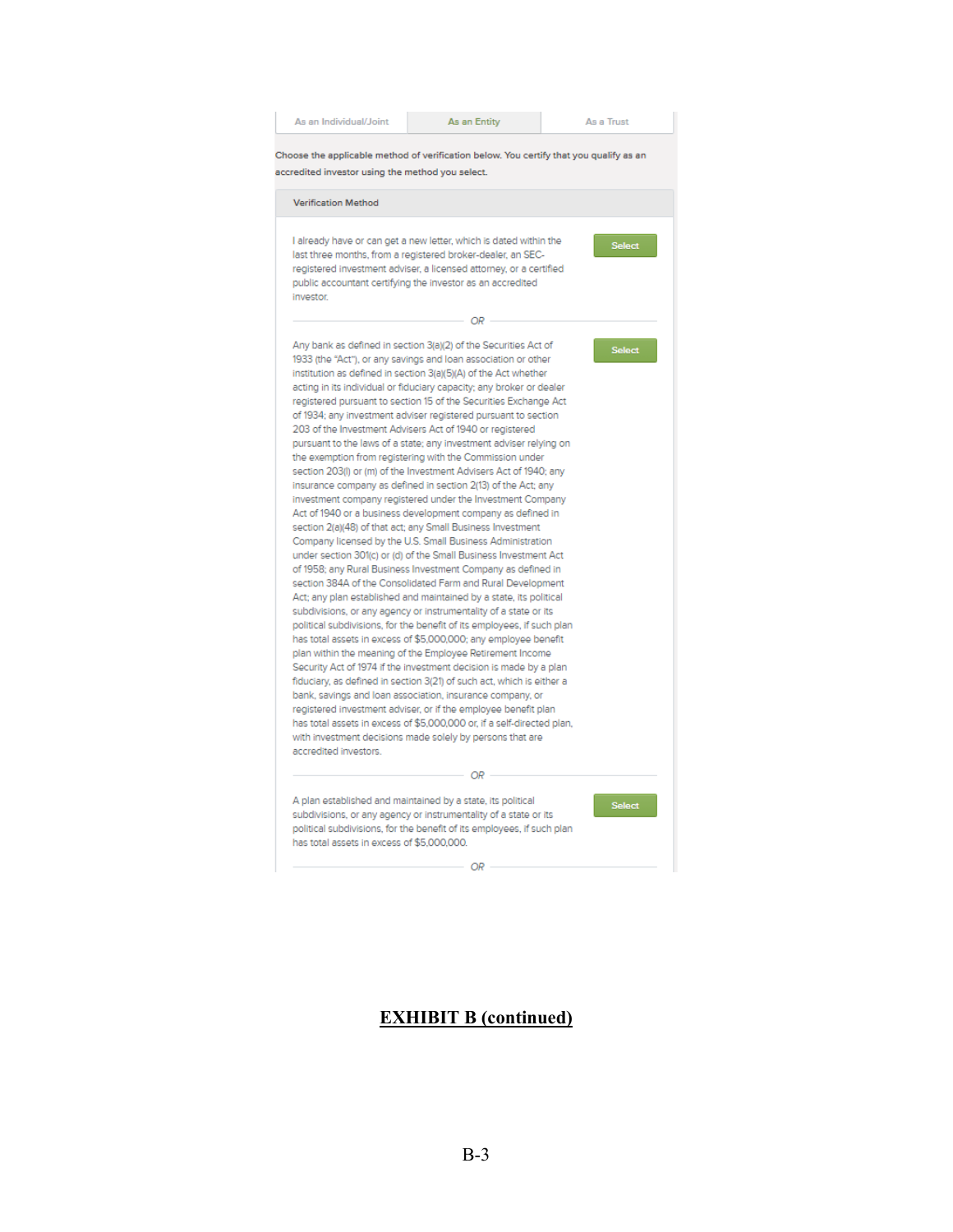As an Individual/Joint | **As an Entity** | As a Trust

Choose the applicable method of verification below. You certify that you qualify as an accredited investor using the method you select.

**Verification Method**

I already have or can get a new letter, which is dated within the last three months, from a registered broker-dealer, an SEC-registered investment adviser, a licensed attorney, or a certified public accountant certifying the investor as an accredited investor.

Select

OR

Any bank as defined in section 3(a)(2) of the Securities Act of 1933 (the "Act"), or any savings and loan association or other institution as defined in section 3(a)(5)(A) of the Act whether acting in its individual or fiduciary capacity; any broker or dealer registered pursuant to section 15 of the Securities Exchange Act of 1934; any investment adviser registered pursuant to section 203 of the Investment Advisers Act of 1940 or registered pursuant to the laws of a state; any investment adviser relying on the exemption from registering with the Commission under section 203(l) or (m) of the Investment Advisers Act of 1940; any insurance company as defined in section 2(13) of the Act; any investment company registered under the Investment Company Act of 1940 or a business development company as defined in section 2(a)(48) of that act; any Small Business Investment Company licensed by the U.S. Small Business Administration under section 301(c) or (d) of the Small Business Investment Act of 1958; any Rural Business Investment Company as defined in section 384A of the Consolidated Farm and Rural Development Act; any plan established and maintained by a state, its political subdivisions, or any agency or instrumentality of a state or its political subdivisions, for the benefit of its employees, if such plan has total assets in excess of $5,000,000; any employee benefit plan within the meaning of the Employee Retirement Income Security Act of 1974 if the investment decision is made by a plan fiduciary, as defined in section 3(21) of such act, which is either a bank, savings and loan association, insurance company, or registered investment adviser, or if the employee benefit plan has total assets in excess of $5,000,000 or, if a self-directed plan, with investment decisions made solely by persons that are accredited investors.

Select

OR

A plan established and maintained by a state, its political subdivisions, or any agency or instrumentality of a state or its political subdivisions, for the benefit of its employees, if such plan has total assets in excess of $5,000,000.

Select

OR

**EXHIBIT B (continued)**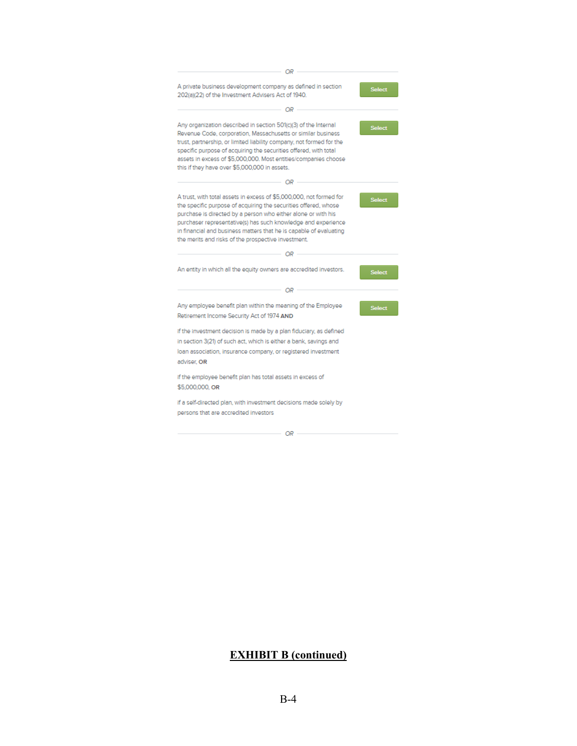OR

A private business development company as defined in section 202(a)(22) of the Investment Advisers Act of 1940. Select

OR

Any organization described in section 501(c)(3) of the Internal Revenue Code, corporation, Massachusetts or similar business trust, partnership, or limited liability company, not formed for the specific purpose of acquiring the securities offered, with total assets in excess of $5,000,000. Most entities/companies choose this if they have over $5,000,000 in assets. Select

OR

A trust, with total assets in excess of $5,000,000, not formed for the specific purpose of acquiring the securities offered, whose purchase is directed by a person who either alone or with his purchaser representative(s) has such knowledge and experience in financial and business matters that he is capable of evaluating the merits and risks of the prospective investment. Select

OR

An entity in which all the equity owners are accredited investors. Select

OR

Any employee benefit plan within the meaning of the Employee Retirement Income Security Act of 1974 **AND** Select

if the investment decision is made by a plan fiduciary, as defined in section 3(21) of such act, which is either a bank, savings and loan association, insurance company, or registered investment adviser, **OR**

if the employee benefit plan has total assets in excess of $5,000,000, **OR**

if a self-directed plan, with investment decisions made solely by persons that are accredited investors

OR

**EXHIBIT B (continued)**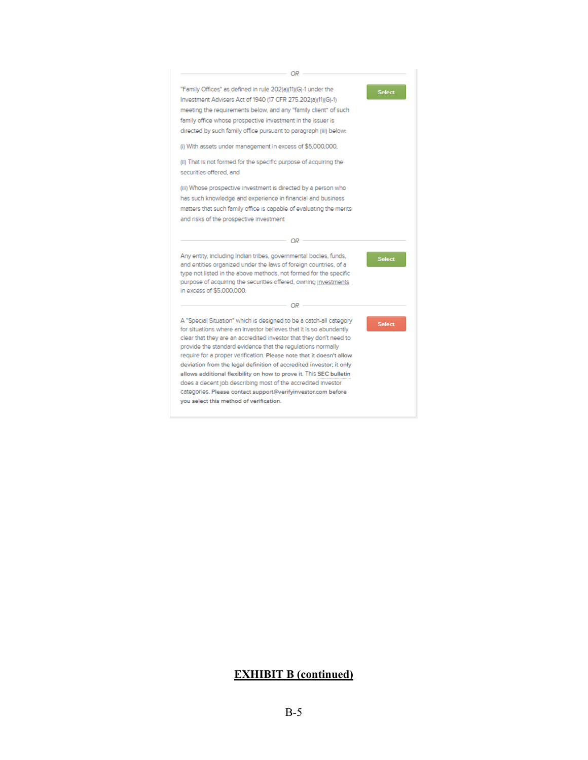OR

"Family Offices" as defined in rule 202(a)(11)(G)-1 under the Investment Advisers Act of 1940 (17 CFR 275.202(a)(11)(G)-1) meeting the requirements below, and any "family client" of such family office whose prospective investment in the issuer is directed by such family office pursuant to paragraph (iii) below:

Select

(i) With assets under management in excess of $5,000,000,

(ii) That is not formed for the specific purpose of acquiring the securities offered, and

(iii) Whose prospective investment is directed by a person who has such knowledge and experience in financial and business matters that such family office is capable of evaluating the merits and risks of the prospective investment

OR

Any entity, including Indian tribes, governmental bodies, funds, and entities organized under the laws of foreign countries, of a type not listed in the above methods, not formed for the specific purpose of acquiring the securities offered, owning investments in excess of $5,000,000.

Select

OR

A "Special Situation" which is designed to be a catch-all category for situations where an investor believes that it is so abundantly clear that they are an accredited investor that they don't need to provide the standard evidence that the regulations normally require for a proper verification. **Please note that it doesn't allow deviation from the legal definition of accredited investor; it only allows additional flexibility on how to prove it.** This **SEC bulletin** does a decent job describing most of the accredited investor categories. **Please contact support@verifyinvestor.com before you select this method of verification.**

Select

**EXHIBIT B (continued)**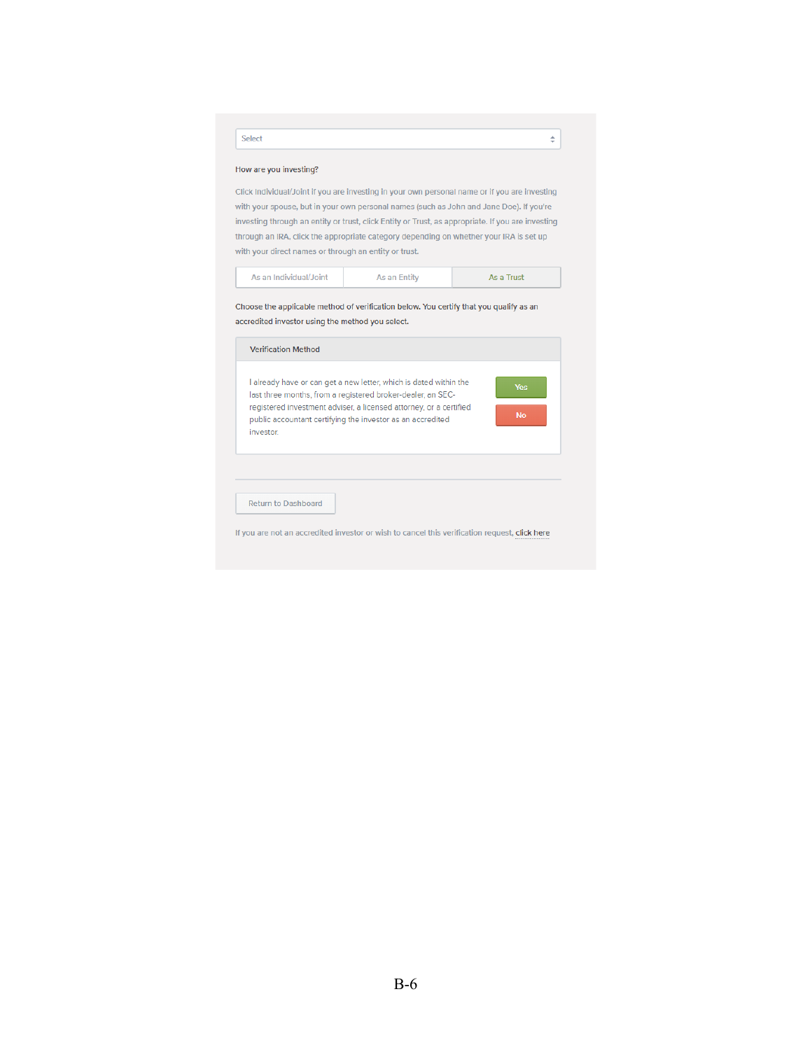Select

How are you investing?

Click Individual/Joint if you are investing in your own personal name or if you are investing with your spouse, but in your own personal names (such as John and Jane Doe). If you're investing through an entity or trust, click Entity or Trust, as appropriate. If you are investing through an IRA, click the appropriate category depending on whether your IRA is set up with your direct names or through an entity or trust.

| As an Individual/Joint | As an Entity | As a Trust |
|---|---|---|

Choose the applicable method of verification below. You certify that you qualify as an accredited investor using the method you select.

**Verification Method**

I already have or can get a new letter, which is dated within the last three months, from a registered broker-dealer, an SEC-registered investment adviser, a licensed attorney, or a certified public accountant certifying the investor as an accredited investor.

Yes

No

Return to Dashboard

If you are not an accredited investor or wish to cancel this verification request, click here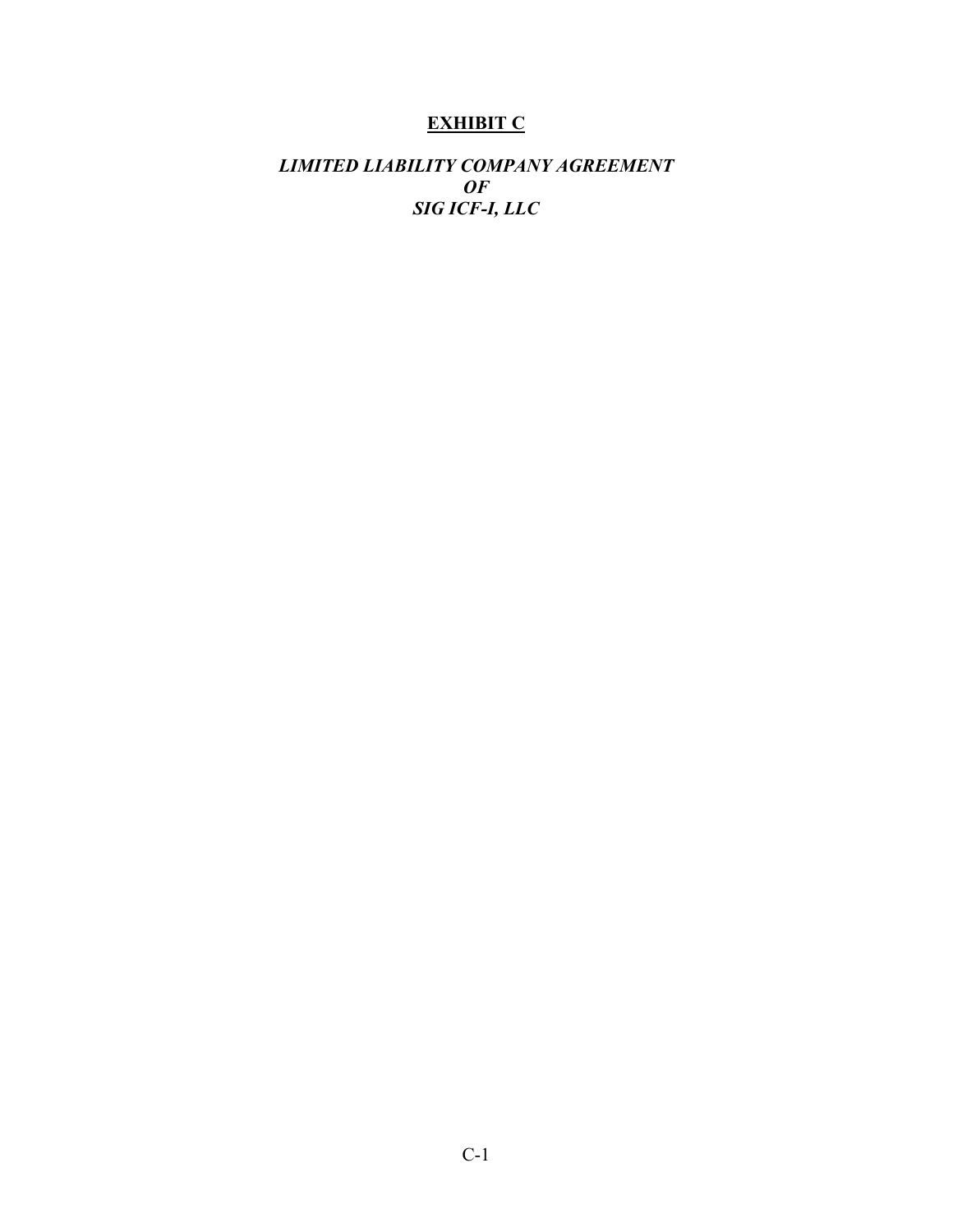# **EXHIBIT C**

***LIMITED LIABILITY COMPANY AGREEMENT***
***OF***
***SIG ICF-I, LLC***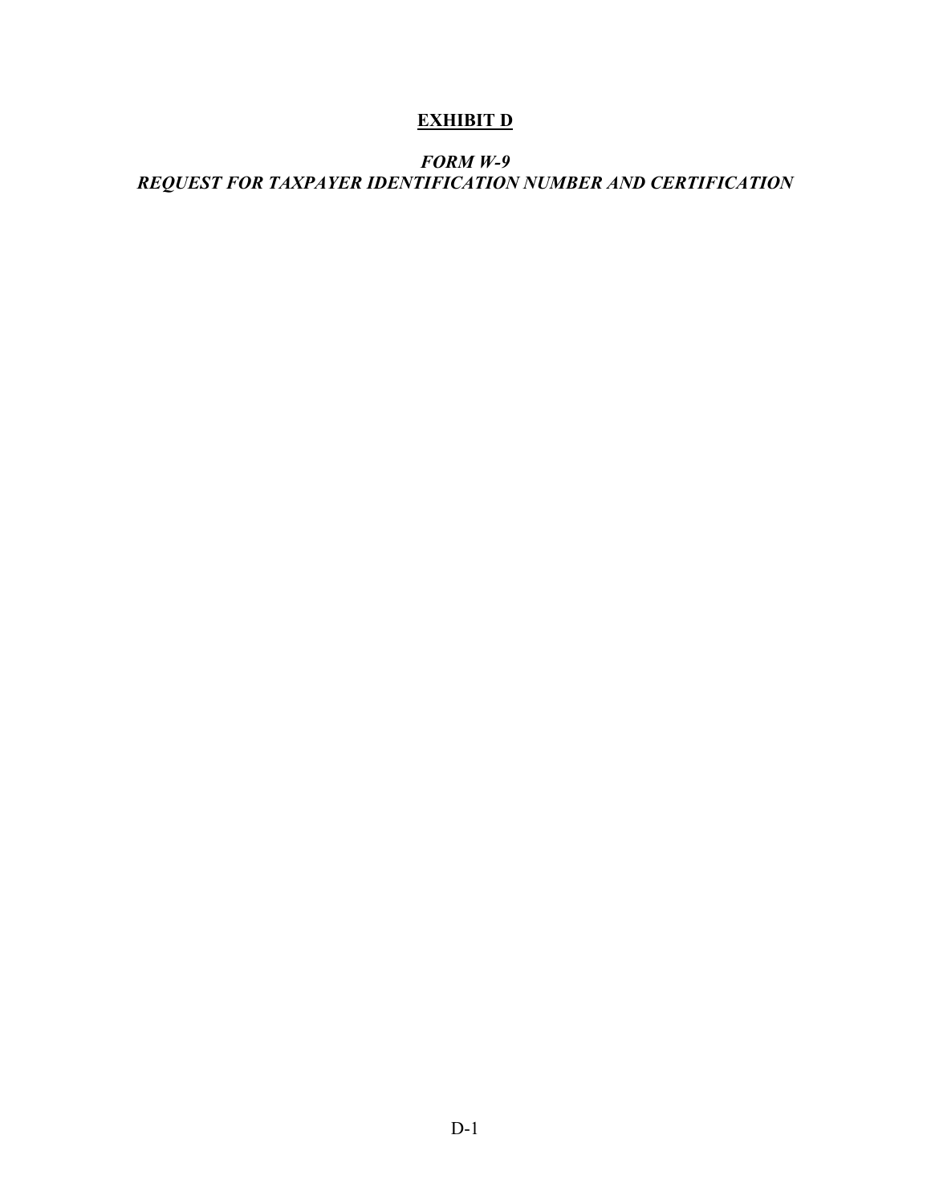# **EXHIBIT D**

***FORM W-9***
***REQUEST FOR TAXPAYER IDENTIFICATION NUMBER AND CERTIFICATION***